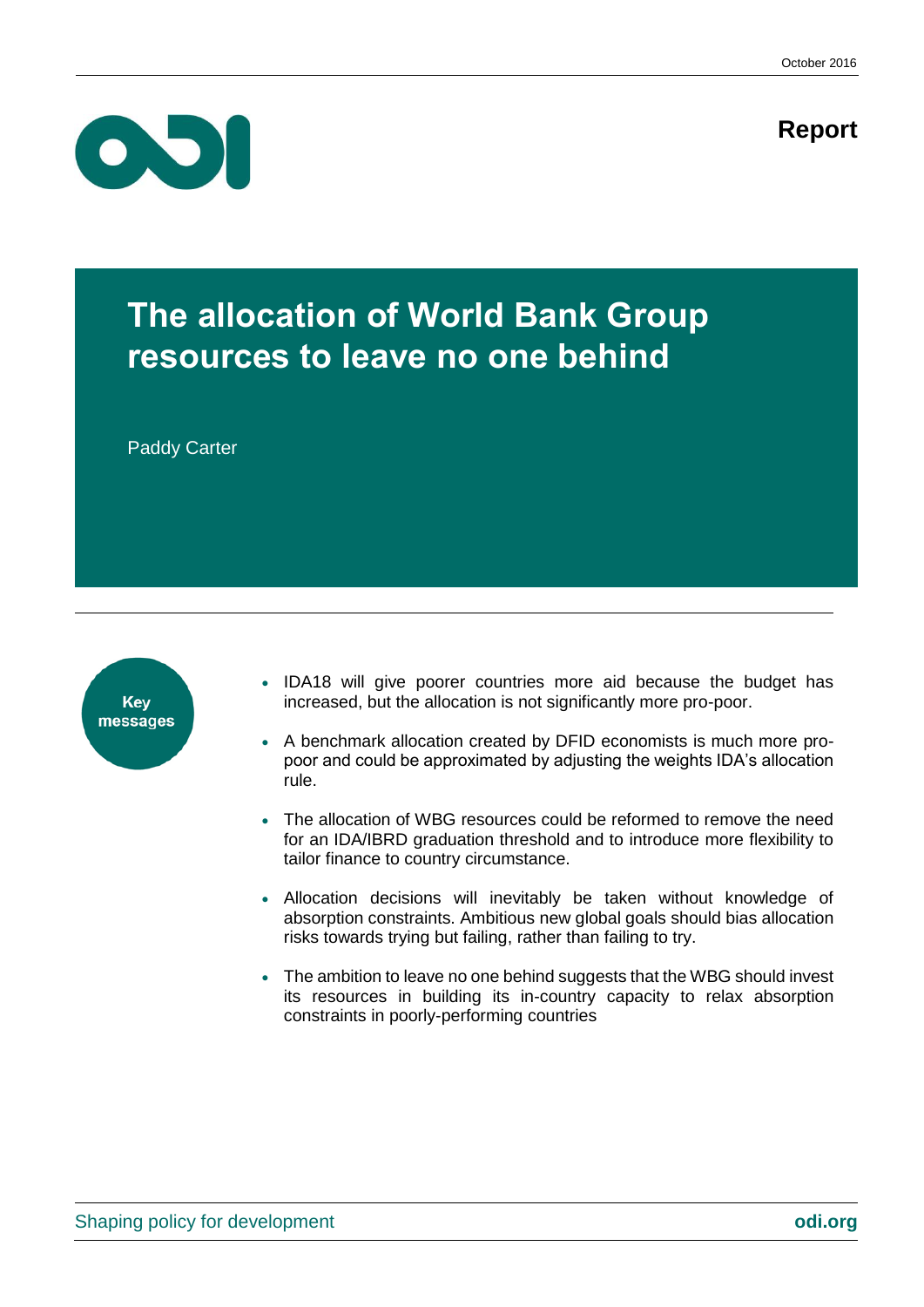October 2016

**Report**

# The allocation of World Bank Group resources to leave no one behind

Paddy Carter

**Key messages**

- IDA18 will give poorer countries more aid because the budget has increased, but the allocation is not significantly more pro-poor.
- A benchmark allocation created by DFID economists is much more pro-poor and could be approximated by adjusting the weights IDA's allocation rule.
- The allocation of WBG resources could be reformed to remove the need for an IDA/IBRD graduation threshold and to introduce more flexibility to tailor finance to country circumstance.
- Allocation decisions will inevitably be taken without knowledge of absorption constraints. Ambitious new global goals should bias allocation risks towards trying but failing, rather than failing to try.
- The ambition to leave no one behind suggests that the WBG should invest its resources in building its in-country capacity to relax absorption constraints in poorly-performing countries

Shaping policy for development

**odi.org**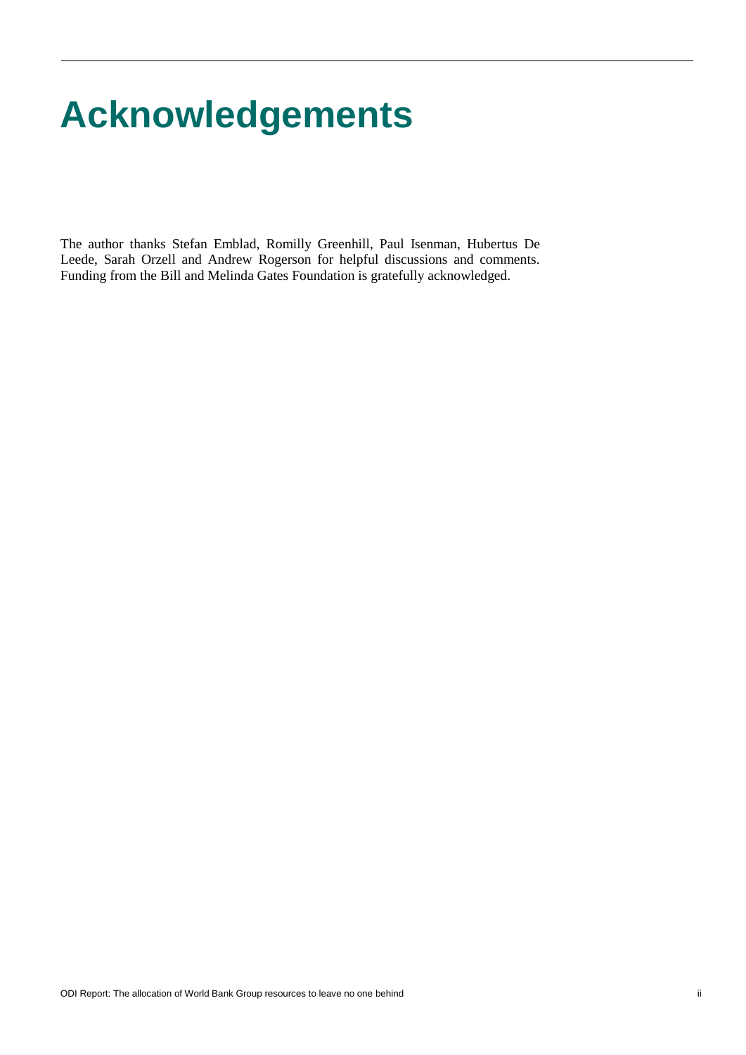# Acknowledgements

The author thanks Stefan Emblad, Romilly Greenhill, Paul Isenman, Hubertus De Leede, Sarah Orzell and Andrew Rogerson for helpful discussions and comments. Funding from the Bill and Melinda Gates Foundation is gratefully acknowledged.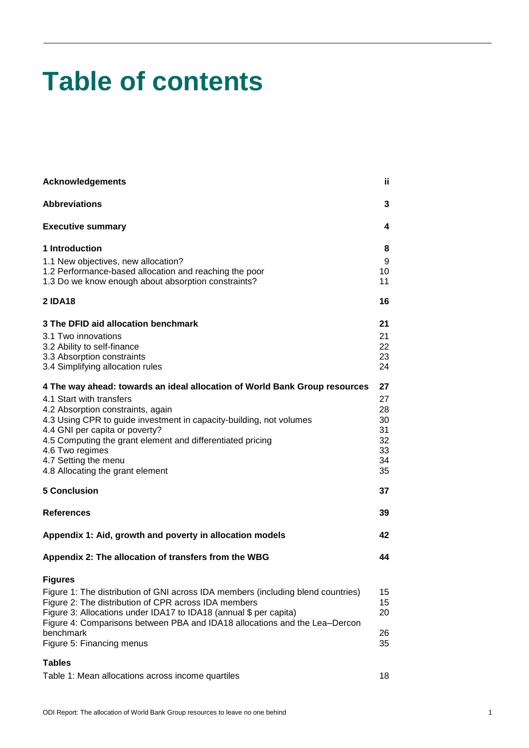# Table of contents

| | |
|---|---|
| **Acknowledgements** | **ii** |
| **Abbreviations** | **3** |
| **Executive summary** | **4** |
| **1 Introduction** | **8** |
| 1.1 New objectives, new allocation? | 9 |
| 1.2 Performance-based allocation and reaching the poor | 10 |
| 1.3 Do we know enough about absorption constraints? | 11 |
| **2 IDA18** | **16** |
| **3 The DFID aid allocation benchmark** | **21** |
| 3.1 Two innovations | 21 |
| 3.2 Ability to self-finance | 22 |
| 3.3 Absorption constraints | 23 |
| 3.4 Simplifying allocation rules | 24 |
| **4 The way ahead: towards an ideal allocation of World Bank Group resources** | **27** |
| 4.1 Start with transfers | 27 |
| 4.2 Absorption constraints, again | 28 |
| 4.3 Using CPR to guide investment in capacity-building, not volumes | 30 |
| 4.4 GNI per capita or poverty? | 31 |
| 4.5 Computing the grant element and differentiated pricing | 32 |
| 4.6 Two regimes | 33 |
| 4.7 Setting the menu | 34 |
| 4.8 Allocating the grant element | 35 |
| **5 Conclusion** | **37** |
| **References** | **39** |
| **Appendix 1: Aid, growth and poverty in allocation models** | **42** |
| **Appendix 2: The allocation of transfers from the WBG** | **44** |
| **Figures** | |
| Figure 1: The distribution of GNI across IDA members (including blend countries) | 15 |
| Figure 2: The distribution of CPR across IDA members | 15 |
| Figure 3: Allocations under IDA17 to IDA18 (annual $ per capita) | 20 |
| Figure 4: Comparisons between PBA and IDA18 allocations and the Lea–Dercon benchmark | 26 |
| Figure 5: Financing menus | 35 |
| **Tables** | |
| Table 1: Mean allocations across income quartiles | 18 |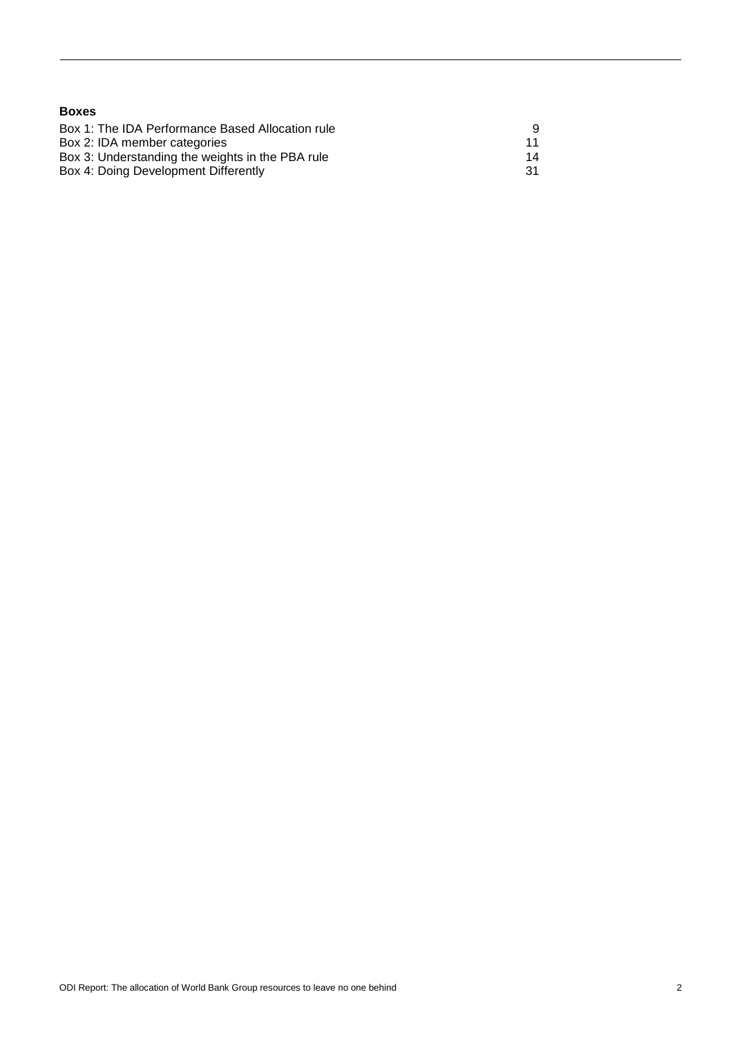**Boxes**

| | |
|---|---|
| Box 1: The IDA Performance Based Allocation rule | 9 |
| Box 2: IDA member categories | 11 |
| Box 3: Understanding the weights in the PBA rule | 14 |
| Box 4: Doing Development Differently | 31 |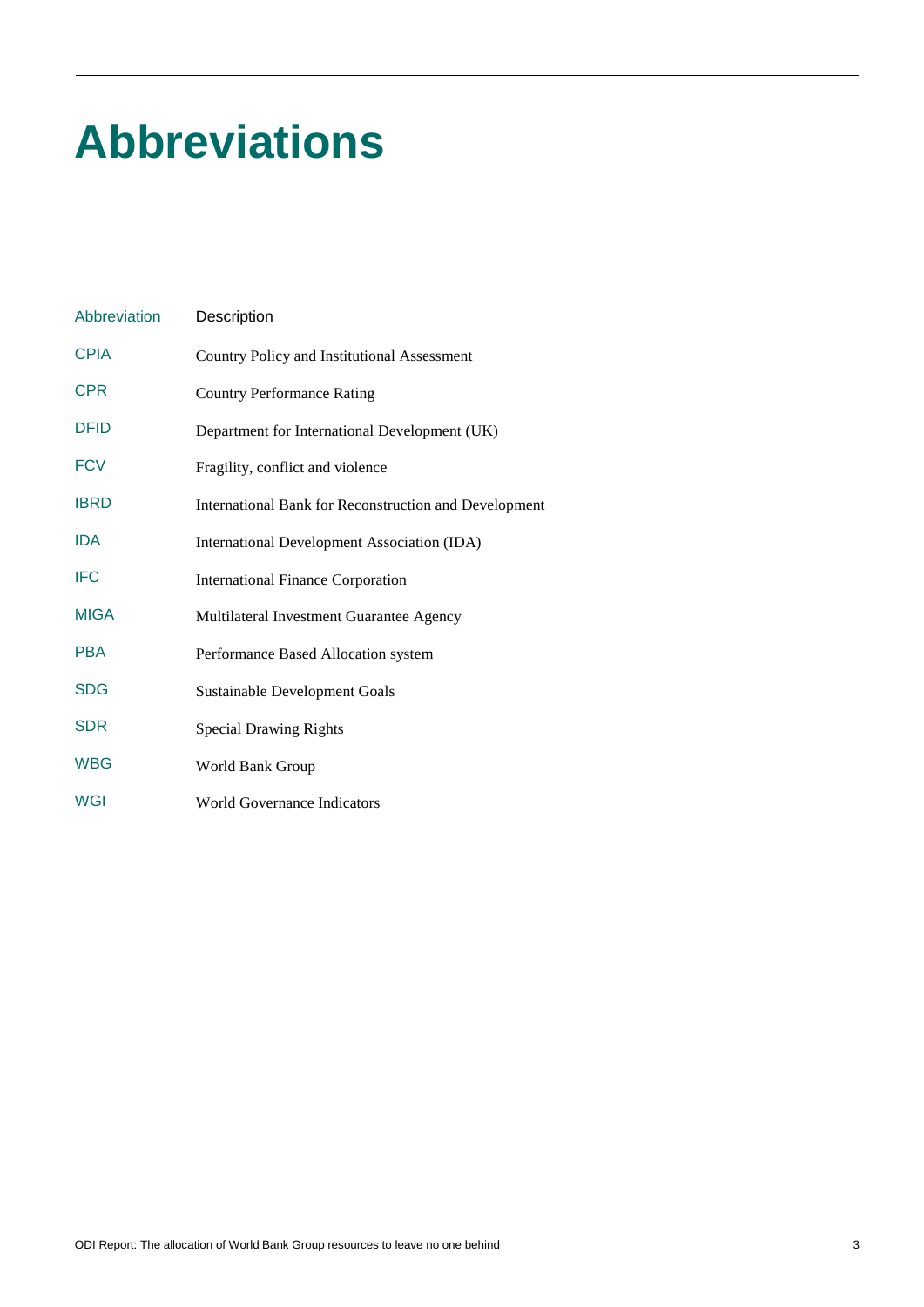# Abbreviations

| Abbreviation | Description |
| --- | --- |
| CPIA | Country Policy and Institutional Assessment |
| CPR | Country Performance Rating |
| DFID | Department for International Development (UK) |
| FCV | Fragility, conflict and violence |
| IBRD | International Bank for Reconstruction and Development |
| IDA | International Development Association (IDA) |
| IFC | International Finance Corporation |
| MIGA | Multilateral Investment Guarantee Agency |
| PBA | Performance Based Allocation system |
| SDG | Sustainable Development Goals |
| SDR | Special Drawing Rights |
| WBG | World Bank Group |
| WGI | World Governance Indicators |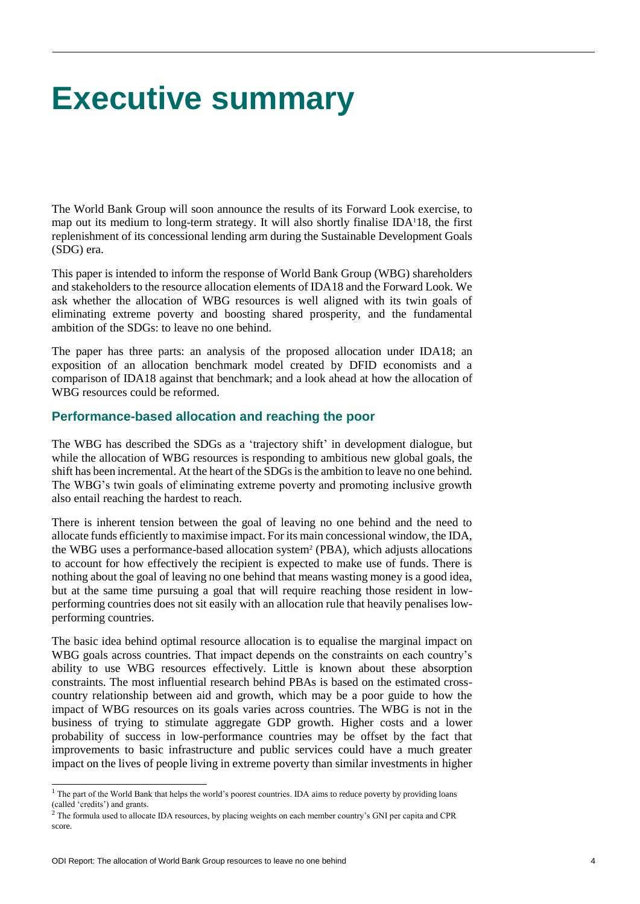# Executive summary

The World Bank Group will soon announce the results of its Forward Look exercise, to map out its medium to long-term strategy. It will also shortly finalise IDA[1]18, the first replenishment of its concessional lending arm during the Sustainable Development Goals (SDG) era.

This paper is intended to inform the response of World Bank Group (WBG) shareholders and stakeholders to the resource allocation elements of IDA18 and the Forward Look. We ask whether the allocation of WBG resources is well aligned with its twin goals of eliminating extreme poverty and boosting shared prosperity, and the fundamental ambition of the SDGs: to leave no one behind.

The paper has three parts: an analysis of the proposed allocation under IDA18; an exposition of an allocation benchmark model created by DFID economists and a comparison of IDA18 against that benchmark; and a look ahead at how the allocation of WBG resources could be reformed.

## Performance-based allocation and reaching the poor

The WBG has described the SDGs as a 'trajectory shift' in development dialogue, but while the allocation of WBG resources is responding to ambitious new global goals, the shift has been incremental. At the heart of the SDGs is the ambition to leave no one behind. The WBG's twin goals of eliminating extreme poverty and promoting inclusive growth also entail reaching the hardest to reach.

There is inherent tension between the goal of leaving no one behind and the need to allocate funds efficiently to maximise impact. For its main concessional window, the IDA, the WBG uses a performance-based allocation system[2] (PBA), which adjusts allocations to account for how effectively the recipient is expected to make use of funds. There is nothing about the goal of leaving no one behind that means wasting money is a good idea, but at the same time pursuing a goal that will require reaching those resident in low-performing countries does not sit easily with an allocation rule that heavily penalises low-performing countries.

The basic idea behind optimal resource allocation is to equalise the marginal impact on WBG goals across countries. That impact depends on the constraints on each country's ability to use WBG resources effectively. Little is known about these absorption constraints. The most influential research behind PBAs is based on the estimated cross-country relationship between aid and growth, which may be a poor guide to how the impact of WBG resources on its goals varies across countries. The WBG is not in the business of trying to stimulate aggregate GDP growth. Higher costs and a lower probability of success in low-performance countries may be offset by the fact that improvements to basic infrastructure and public services could have a much greater impact on the lives of people living in extreme poverty than similar investments in higher

---

[1] The part of the World Bank that helps the world's poorest countries. IDA aims to reduce poverty by providing loans (called 'credits') and grants.

[2] The formula used to allocate IDA resources, by placing weights on each member country's GNI per capita and CPR score.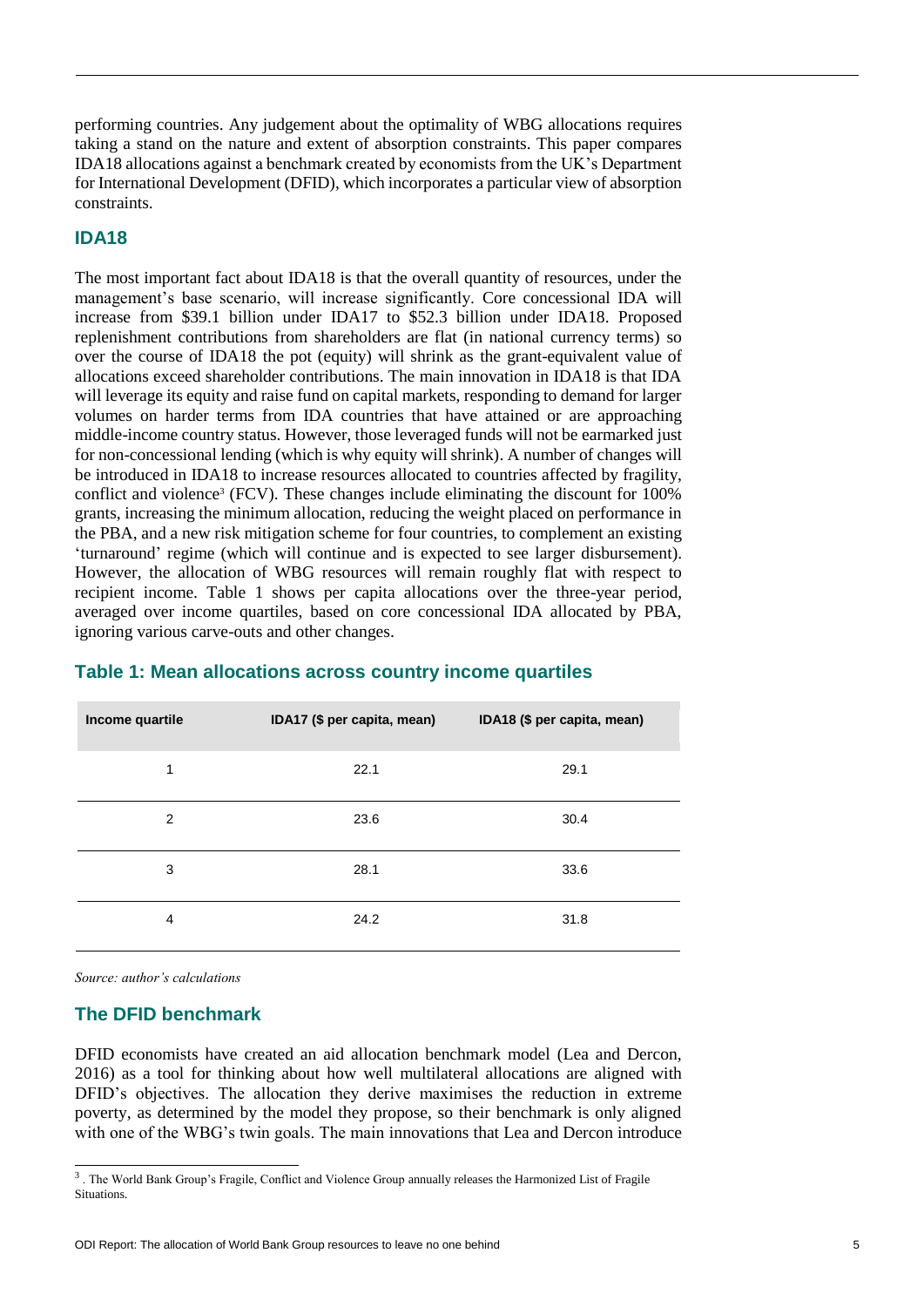performing countries. Any judgement about the optimality of WBG allocations requires taking a stand on the nature and extent of absorption constraints. This paper compares IDA18 allocations against a benchmark created by economists from the UK's Department for International Development (DFID), which incorporates a particular view of absorption constraints.

## IDA18

The most important fact about IDA18 is that the overall quantity of resources, under the management's base scenario, will increase significantly. Core concessional IDA will increase from $39.1 billion under IDA17 to $52.3 billion under IDA18. Proposed replenishment contributions from shareholders are flat (in national currency terms) so over the course of IDA18 the pot (equity) will shrink as the grant-equivalent value of allocations exceed shareholder contributions. The main innovation in IDA18 is that IDA will leverage its equity and raise fund on capital markets, responding to demand for larger volumes on harder terms from IDA countries that have attained or are approaching middle-income country status. However, those leveraged funds will not be earmarked just for non-concessional lending (which is why equity will shrink). A number of changes will be introduced in IDA18 to increase resources allocated to countries affected by fragility, conflict and violence[3] (FCV). These changes include eliminating the discount for 100% grants, increasing the minimum allocation, reducing the weight placed on performance in the PBA, and a new risk mitigation scheme for four countries, to complement an existing 'turnaround' regime (which will continue and is expected to see larger disbursement). However, the allocation of WBG resources will remain roughly flat with respect to recipient income. Table 1 shows per capita allocations over the three-year period, averaged over income quartiles, based on core concessional IDA allocated by PBA, ignoring various carve-outs and other changes.

### Table 1: Mean allocations across country income quartiles

| Income quartile | IDA17 ($ per capita, mean) | IDA18 ($ per capita, mean) |
|---|---|---|
| 1 | 22.1 | 29.1 |
| 2 | 23.6 | 30.4 |
| 3 | 28.1 | 33.6 |
| 4 | 24.2 | 31.8 |

*Source: author's calculations*

## The DFID benchmark

DFID economists have created an aid allocation benchmark model (Lea and Dercon, 2016) as a tool for thinking about how well multilateral allocations are aligned with DFID's objectives. The allocation they derive maximises the reduction in extreme poverty, as determined by the model they propose, so their benchmark is only aligned with one of the WBG's twin goals. The main innovations that Lea and Dercon introduce

[3] . The World Bank Group's Fragile, Conflict and Violence Group annually releases the Harmonized List of Fragile Situations.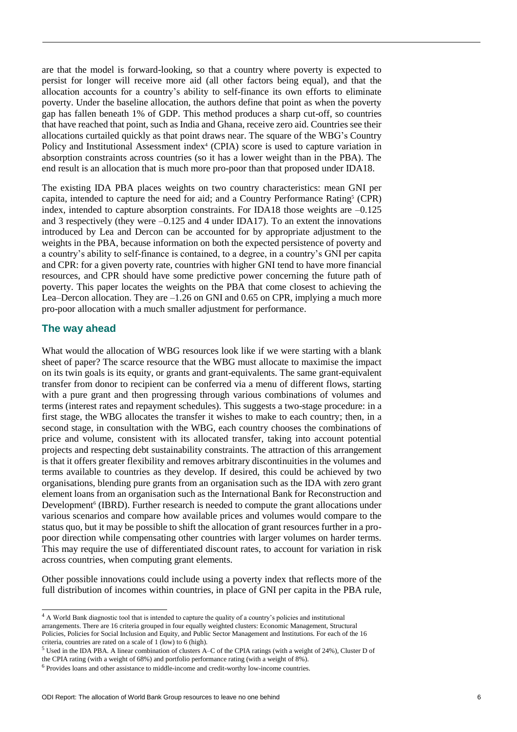are that the model is forward-looking, so that a country where poverty is expected to persist for longer will receive more aid (all other factors being equal), and that the allocation accounts for a country's ability to self-finance its own efforts to eliminate poverty. Under the baseline allocation, the authors define that point as when the poverty gap has fallen beneath 1% of GDP. This method produces a sharp cut-off, so countries that have reached that point, such as India and Ghana, receive zero aid. Countries see their allocations curtailed quickly as that point draws near. The square of the WBG's Country Policy and Institutional Assessment index[4] (CPIA) score is used to capture variation in absorption constraints across countries (so it has a lower weight than in the PBA). The end result is an allocation that is much more pro-poor than that proposed under IDA18.

The existing IDA PBA places weights on two country characteristics: mean GNI per capita, intended to capture the need for aid; and a Country Performance Rating[5] (CPR) index, intended to capture absorption constraints. For IDA18 those weights are –0.125 and 3 respectively (they were –0.125 and 4 under IDA17). To an extent the innovations introduced by Lea and Dercon can be accounted for by appropriate adjustment to the weights in the PBA, because information on both the expected persistence of poverty and a country's ability to self-finance is contained, to a degree, in a country's GNI per capita and CPR: for a given poverty rate, countries with higher GNI tend to have more financial resources, and CPR should have some predictive power concerning the future path of poverty. This paper locates the weights on the PBA that come closest to achieving the Lea–Dercon allocation. They are –1.26 on GNI and 0.65 on CPR, implying a much more pro-poor allocation with a much smaller adjustment for performance.

## The way ahead

What would the allocation of WBG resources look like if we were starting with a blank sheet of paper? The scarce resource that the WBG must allocate to maximise the impact on its twin goals is its equity, or grants and grant-equivalents. The same grant-equivalent transfer from donor to recipient can be conferred via a menu of different flows, starting with a pure grant and then progressing through various combinations of volumes and terms (interest rates and repayment schedules). This suggests a two-stage procedure: in a first stage, the WBG allocates the transfer it wishes to make to each country; then, in a second stage, in consultation with the WBG, each country chooses the combinations of price and volume, consistent with its allocated transfer, taking into account potential projects and respecting debt sustainability constraints. The attraction of this arrangement is that it offers greater flexibility and removes arbitrary discontinuities in the volumes and terms available to countries as they develop. If desired, this could be achieved by two organisations, blending pure grants from an organisation such as the IDA with zero grant element loans from an organisation such as the International Bank for Reconstruction and Development[6] (IBRD). Further research is needed to compute the grant allocations under various scenarios and compare how available prices and volumes would compare to the status quo, but it may be possible to shift the allocation of grant resources further in a pro-poor direction while compensating other countries with larger volumes on harder terms. This may require the use of differentiated discount rates, to account for variation in risk across countries, when computing grant elements.

Other possible innovations could include using a poverty index that reflects more of the full distribution of incomes within countries, in place of GNI per capita in the PBA rule,

---

[4] A World Bank diagnostic tool that is intended to capture the quality of a country's policies and institutional arrangements. There are 16 criteria grouped in four equally weighted clusters: Economic Management, Structural Policies, Policies for Social Inclusion and Equity, and Public Sector Management and Institutions. For each of the 16 criteria, countries are rated on a scale of 1 (low) to 6 (high).

[5] Used in the IDA PBA. A linear combination of clusters A–C of the CPIA ratings (with a weight of 24%), Cluster D of the CPIA rating (with a weight of 68%) and portfolio performance rating (with a weight of 8%).

[6] Provides loans and other assistance to middle-income and credit-worthy low-income countries.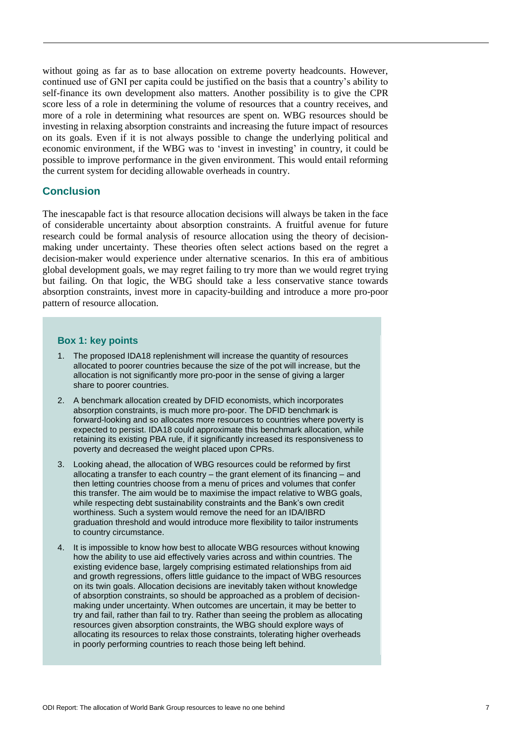without going as far as to base allocation on extreme poverty headcounts. However, continued use of GNI per capita could be justified on the basis that a country's ability to self-finance its own development also matters. Another possibility is to give the CPR score less of a role in determining the volume of resources that a country receives, and more of a role in determining what resources are spent on. WBG resources should be investing in relaxing absorption constraints and increasing the future impact of resources on its goals. Even if it is not always possible to change the underlying political and economic environment, if the WBG was to 'invest in investing' in country, it could be possible to improve performance in the given environment. This would entail reforming the current system for deciding allowable overheads in country.

## Conclusion

The inescapable fact is that resource allocation decisions will always be taken in the face of considerable uncertainty about absorption constraints. A fruitful avenue for future research could be formal analysis of resource allocation using the theory of decision-making under uncertainty. These theories often select actions based on the regret a decision-maker would experience under alternative scenarios. In this era of ambitious global development goals, we may regret failing to try more than we would regret trying but failing. On that logic, the WBG should take a less conservative stance towards absorption constraints, invest more in capacity-building and introduce a more pro-poor pattern of resource allocation.

### Box 1: key points

1. The proposed IDA18 replenishment will increase the quantity of resources allocated to poorer countries because the size of the pot will increase, but the allocation is not significantly more pro-poor in the sense of giving a larger share to poorer countries.
2. A benchmark allocation created by DFID economists, which incorporates absorption constraints, is much more pro-poor. The DFID benchmark is forward-looking and so allocates more resources to countries where poverty is expected to persist. IDA18 could approximate this benchmark allocation, while retaining its existing PBA rule, if it significantly increased its responsiveness to poverty and decreased the weight placed upon CPRs.
3. Looking ahead, the allocation of WBG resources could be reformed by first allocating a transfer to each country – the grant element of its financing – and then letting countries choose from a menu of prices and volumes that confer this transfer. The aim would be to maximise the impact relative to WBG goals, while respecting debt sustainability constraints and the Bank's own credit worthiness. Such a system would remove the need for an IDA/IBRD graduation threshold and would introduce more flexibility to tailor instruments to country circumstance.
4. It is impossible to know how best to allocate WBG resources without knowing how the ability to use aid effectively varies across and within countries. The existing evidence base, largely comprising estimated relationships from aid and growth regressions, offers little guidance to the impact of WBG resources on its twin goals. Allocation decisions are inevitably taken without knowledge of absorption constraints, so should be approached as a problem of decision-making under uncertainty. When outcomes are uncertain, it may be better to try and fail, rather than fail to try. Rather than seeing the problem as allocating resources given absorption constraints, the WBG should explore ways of allocating its resources to relax those constraints, tolerating higher overheads in poorly performing countries to reach those being left behind.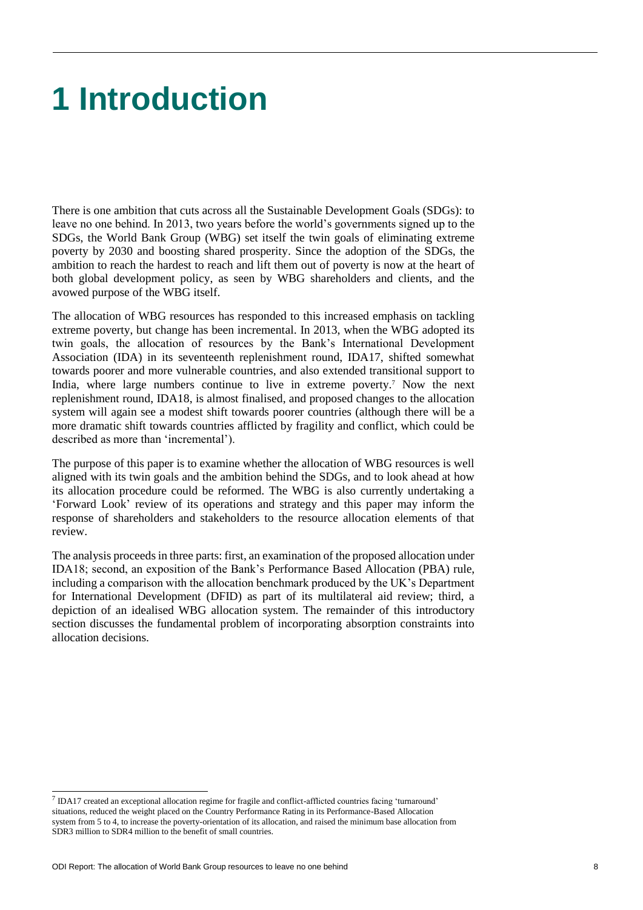# 1 Introduction

There is one ambition that cuts across all the Sustainable Development Goals (SDGs): to leave no one behind. In 2013, two years before the world's governments signed up to the SDGs, the World Bank Group (WBG) set itself the twin goals of eliminating extreme poverty by 2030 and boosting shared prosperity. Since the adoption of the SDGs, the ambition to reach the hardest to reach and lift them out of poverty is now at the heart of both global development policy, as seen by WBG shareholders and clients, and the avowed purpose of the WBG itself.

The allocation of WBG resources has responded to this increased emphasis on tackling extreme poverty, but change has been incremental. In 2013, when the WBG adopted its twin goals, the allocation of resources by the Bank's International Development Association (IDA) in its seventeenth replenishment round, IDA17, shifted somewhat towards poorer and more vulnerable countries, and also extended transitional support to India, where large numbers continue to live in extreme poverty.[7] Now the next replenishment round, IDA18, is almost finalised, and proposed changes to the allocation system will again see a modest shift towards poorer countries (although there will be a more dramatic shift towards countries afflicted by fragility and conflict, which could be described as more than 'incremental').

The purpose of this paper is to examine whether the allocation of WBG resources is well aligned with its twin goals and the ambition behind the SDGs, and to look ahead at how its allocation procedure could be reformed. The WBG is also currently undertaking a 'Forward Look' review of its operations and strategy and this paper may inform the response of shareholders and stakeholders to the resource allocation elements of that review.

The analysis proceeds in three parts: first, an examination of the proposed allocation under IDA18; second, an exposition of the Bank's Performance Based Allocation (PBA) rule, including a comparison with the allocation benchmark produced by the UK's Department for International Development (DFID) as part of its multilateral aid review; third, a depiction of an idealised WBG allocation system. The remainder of this introductory section discusses the fundamental problem of incorporating absorption constraints into allocation decisions.

[7] IDA17 created an exceptional allocation regime for fragile and conflict-afflicted countries facing 'turnaround' situations, reduced the weight placed on the Country Performance Rating in its Performance-Based Allocation system from 5 to 4, to increase the poverty-orientation of its allocation, and raised the minimum base allocation from SDR3 million to SDR4 million to the benefit of small countries.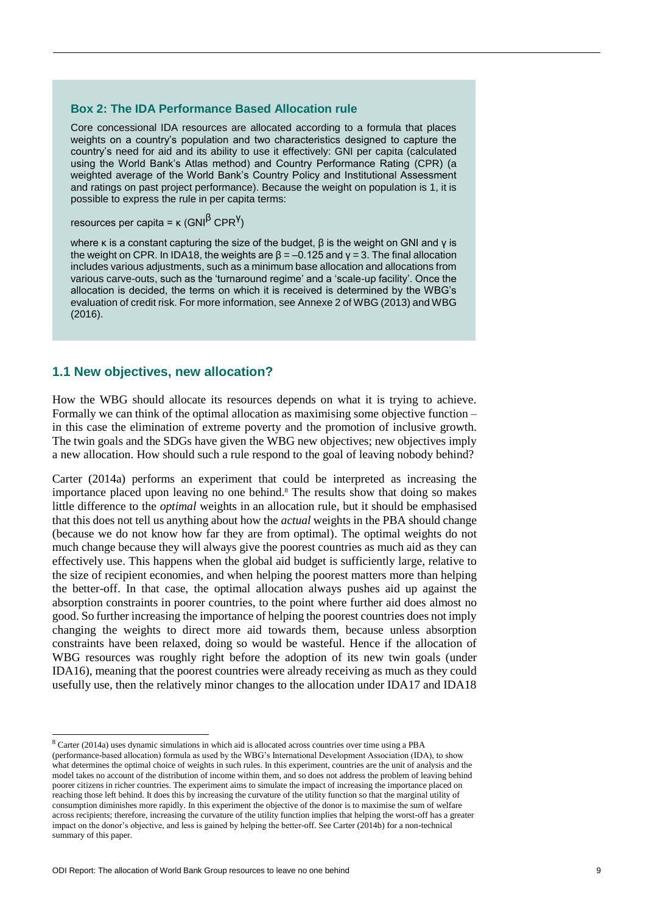### Box 2: The IDA Performance Based Allocation rule

Core concessional IDA resources are allocated according to a formula that places weights on a country's population and two characteristics designed to capture the country's need for aid and its ability to use it effectively: GNI per capita (calculated using the World Bank's Atlas method) and Country Performance Rating (CPR) (a weighted average of the World Bank's Country Policy and Institutional Assessment and ratings on past project performance). Because the weight on population is 1, it is possible to express the rule in per capita terms:

$$\text{resources per capita} = \kappa\,(GNI^{\beta}\,CPR^{\gamma})$$

where $\kappa$ is a constant capturing the size of the budget, $\beta$ is the weight on GNI and $\gamma$ is the weight on CPR. In IDA18, the weights are $\beta = -0.125$ and $\gamma = 3$. The final allocation includes various adjustments, such as a minimum base allocation and allocations from various carve-outs, such as the 'turnaround regime' and a 'scale-up facility'. Once the allocation is decided, the terms on which it is received is determined by the WBG's evaluation of credit risk. For more information, see Annexe 2 of WBG (2013) and WBG (2016).

## 1.1 New objectives, new allocation?

How the WBG should allocate its resources depends on what it is trying to achieve. Formally we can think of the optimal allocation as maximising some objective function – in this case the elimination of extreme poverty and the promotion of inclusive growth. The twin goals and the SDGs have given the WBG new objectives; new objectives imply a new allocation. How should such a rule respond to the goal of leaving nobody behind?

Carter (2014a) performs an experiment that could be interpreted as increasing the importance placed upon leaving no one behind.[8] The results show that doing so makes little difference to the *optimal* weights in an allocation rule, but it should be emphasised that this does not tell us anything about how the *actual* weights in the PBA should change (because we do not know how far they are from optimal). The optimal weights do not much change because they will always give the poorest countries as much aid as they can effectively use. This happens when the global aid budget is sufficiently large, relative to the size of recipient economies, and when helping the poorest matters more than helping the better-off. In that case, the optimal allocation always pushes aid up against the absorption constraints in poorer countries, to the point where further aid does almost no good. So further increasing the importance of helping the poorest countries does not imply changing the weights to direct more aid towards them, because unless absorption constraints have been relaxed, doing so would be wasteful. Hence if the allocation of WBG resources was roughly right before the adoption of its new twin goals (under IDA16), meaning that the poorest countries were already receiving as much as they could usefully use, then the relatively minor changes to the allocation under IDA17 and IDA18

---

[8] Carter (2014a) uses dynamic simulations in which aid is allocated across countries over time using a PBA (performance-based allocation) formula as used by the WBG's International Development Association (IDA), to show what determines the optimal choice of weights in such rules. In this experiment, countries are the unit of analysis and the model takes no account of the distribution of income within them, and so does not address the problem of leaving behind poorer citizens in richer countries. The experiment aims to simulate the impact of increasing the importance placed on reaching those left behind. It does this by increasing the curvature of the utility function so that the marginal utility of consumption diminishes more rapidly. In this experiment the objective of the donor is to maximise the sum of welfare across recipients; therefore, increasing the curvature of the utility function implies that helping the worst-off has a greater impact on the donor's objective, and less is gained by helping the better-off. See Carter (2014b) for a non-technical summary of this paper.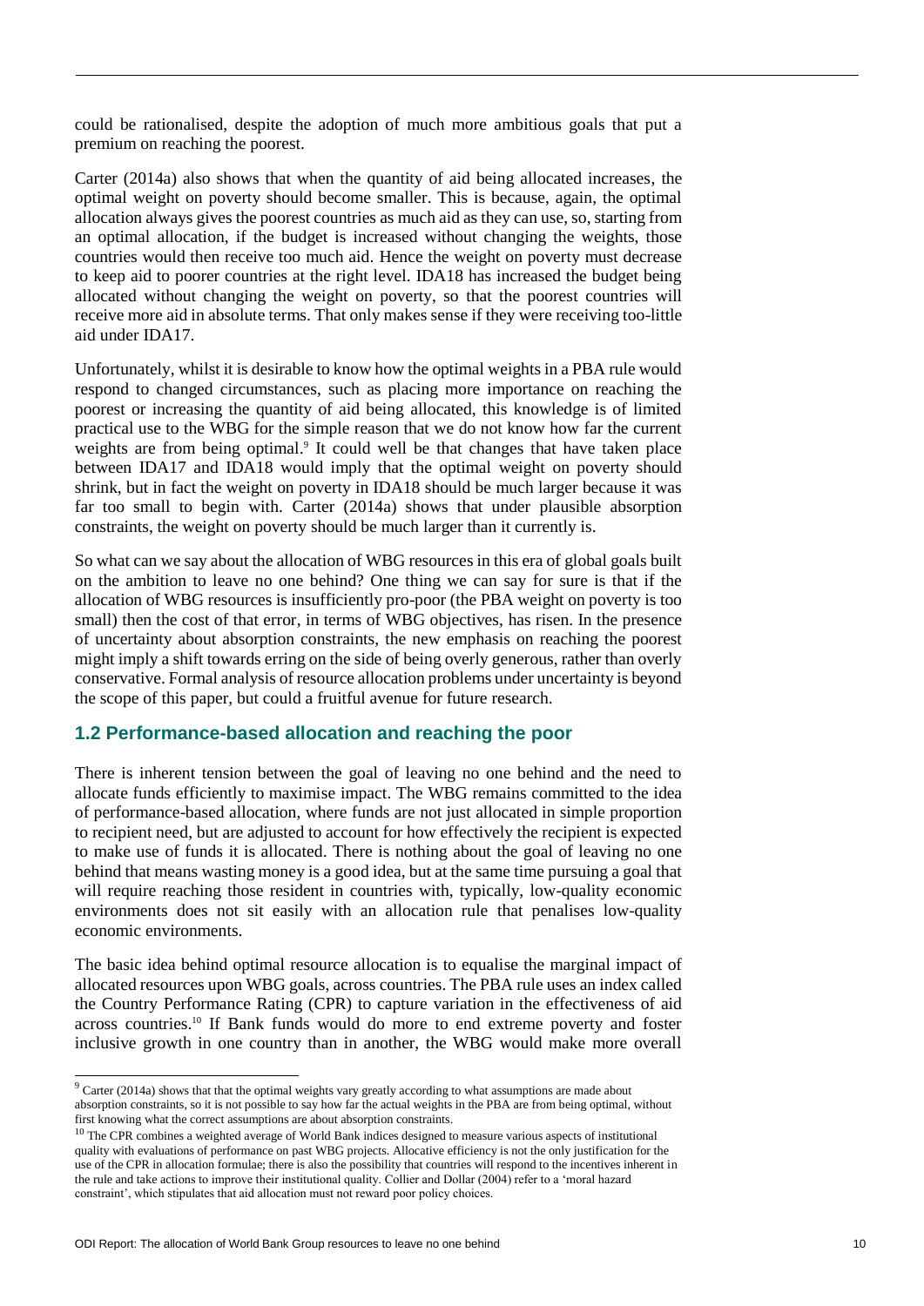could be rationalised, despite the adoption of much more ambitious goals that put a premium on reaching the poorest.

Carter (2014a) also shows that when the quantity of aid being allocated increases, the optimal weight on poverty should become smaller. This is because, again, the optimal allocation always gives the poorest countries as much aid as they can use, so, starting from an optimal allocation, if the budget is increased without changing the weights, those countries would then receive too much aid. Hence the weight on poverty must decrease to keep aid to poorer countries at the right level. IDA18 has increased the budget being allocated without changing the weight on poverty, so that the poorest countries will receive more aid in absolute terms. That only makes sense if they were receiving too-little aid under IDA17.

Unfortunately, whilst it is desirable to know how the optimal weights in a PBA rule would respond to changed circumstances, such as placing more importance on reaching the poorest or increasing the quantity of aid being allocated, this knowledge is of limited practical use to the WBG for the simple reason that we do not know how far the current weights are from being optimal.[9] It could well be that changes that have taken place between IDA17 and IDA18 would imply that the optimal weight on poverty should shrink, but in fact the weight on poverty in IDA18 should be much larger because it was far too small to begin with. Carter (2014a) shows that under plausible absorption constraints, the weight on poverty should be much larger than it currently is.

So what can we say about the allocation of WBG resources in this era of global goals built on the ambition to leave no one behind? One thing we can say for sure is that if the allocation of WBG resources is insufficiently pro-poor (the PBA weight on poverty is too small) then the cost of that error, in terms of WBG objectives, has risen. In the presence of uncertainty about absorption constraints, the new emphasis on reaching the poorest might imply a shift towards erring on the side of being overly generous, rather than overly conservative. Formal analysis of resource allocation problems under uncertainty is beyond the scope of this paper, but could a fruitful avenue for future research.

## 1.2 Performance-based allocation and reaching the poor

There is inherent tension between the goal of leaving no one behind and the need to allocate funds efficiently to maximise impact. The WBG remains committed to the idea of performance-based allocation, where funds are not just allocated in simple proportion to recipient need, but are adjusted to account for how effectively the recipient is expected to make use of funds it is allocated. There is nothing about the goal of leaving no one behind that means wasting money is a good idea, but at the same time pursuing a goal that will require reaching those resident in countries with, typically, low-quality economic environments does not sit easily with an allocation rule that penalises low-quality economic environments.

The basic idea behind optimal resource allocation is to equalise the marginal impact of allocated resources upon WBG goals, across countries. The PBA rule uses an index called the Country Performance Rating (CPR) to capture variation in the effectiveness of aid across countries.[10] If Bank funds would do more to end extreme poverty and foster inclusive growth in one country than in another, the WBG would make more overall

[9] Carter (2014a) shows that that the optimal weights vary greatly according to what assumptions are made about absorption constraints, so it is not possible to say how far the actual weights in the PBA are from being optimal, without first knowing what the correct assumptions are about absorption constraints.

[10] The CPR combines a weighted average of World Bank indices designed to measure various aspects of institutional quality with evaluations of performance on past WBG projects. Allocative efficiency is not the only justification for the use of the CPR in allocation formulae; there is also the possibility that countries will respond to the incentives inherent in the rule and take actions to improve their institutional quality. Collier and Dollar (2004) refer to a 'moral hazard constraint', which stipulates that aid allocation must not reward poor policy choices.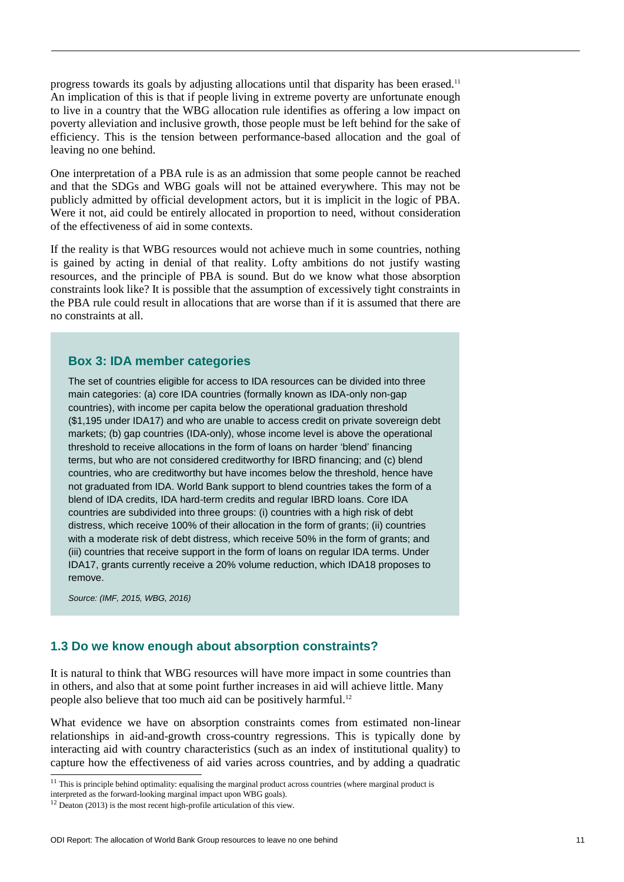progress towards its goals by adjusting allocations until that disparity has been erased.[11] An implication of this is that if people living in extreme poverty are unfortunate enough to live in a country that the WBG allocation rule identifies as offering a low impact on poverty alleviation and inclusive growth, those people must be left behind for the sake of efficiency. This is the tension between performance-based allocation and the goal of leaving no one behind.

One interpretation of a PBA rule is as an admission that some people cannot be reached and that the SDGs and WBG goals will not be attained everywhere. This may not be publicly admitted by official development actors, but it is implicit in the logic of PBA. Were it not, aid could be entirely allocated in proportion to need, without consideration of the effectiveness of aid in some contexts.

If the reality is that WBG resources would not achieve much in some countries, nothing is gained by acting in denial of that reality. Lofty ambitions do not justify wasting resources, and the principle of PBA is sound. But do we know what those absorption constraints look like? It is possible that the assumption of excessively tight constraints in the PBA rule could result in allocations that are worse than if it is assumed that there are no constraints at all.

> ### Box 3: IDA member categories
>
> The set of countries eligible for access to IDA resources can be divided into three main categories: (a) core IDA countries (formally known as IDA-only non-gap countries), with income per capita below the operational graduation threshold ($1,195 under IDA17) and who are unable to access credit on private sovereign debt markets; (b) gap countries (IDA-only), whose income level is above the operational threshold to receive allocations in the form of loans on harder 'blend' financing terms, but who are not considered creditworthy for IBRD financing; and (c) blend countries, who are creditworthy but have incomes below the threshold, hence have not graduated from IDA. World Bank support to blend countries takes the form of a blend of IDA credits, IDA hard-term credits and regular IBRD loans. Core IDA countries are subdivided into three groups: (i) countries with a high risk of debt distress, which receive 100% of their allocation in the form of grants; (ii) countries with a moderate risk of debt distress, which receive 50% in the form of grants; and (iii) countries that receive support in the form of loans on regular IDA terms. Under IDA17, grants currently receive a 20% volume reduction, which IDA18 proposes to remove.
>
> *Source: (IMF, 2015, WBG, 2016)*

## 1.3 Do we know enough about absorption constraints?

It is natural to think that WBG resources will have more impact in some countries than in others, and also that at some point further increases in aid will achieve little. Many people also believe that too much aid can be positively harmful.[12]

What evidence we have on absorption constraints comes from estimated non-linear relationships in aid-and-growth cross-country regressions. This is typically done by interacting aid with country characteristics (such as an index of institutional quality) to capture how the effectiveness of aid varies across countries, and by adding a quadratic

[11] This is principle behind optimality: equalising the marginal product across countries (where marginal product is interpreted as the forward-looking marginal impact upon WBG goals).

[12] Deaton (2013) is the most recent high-profile articulation of this view.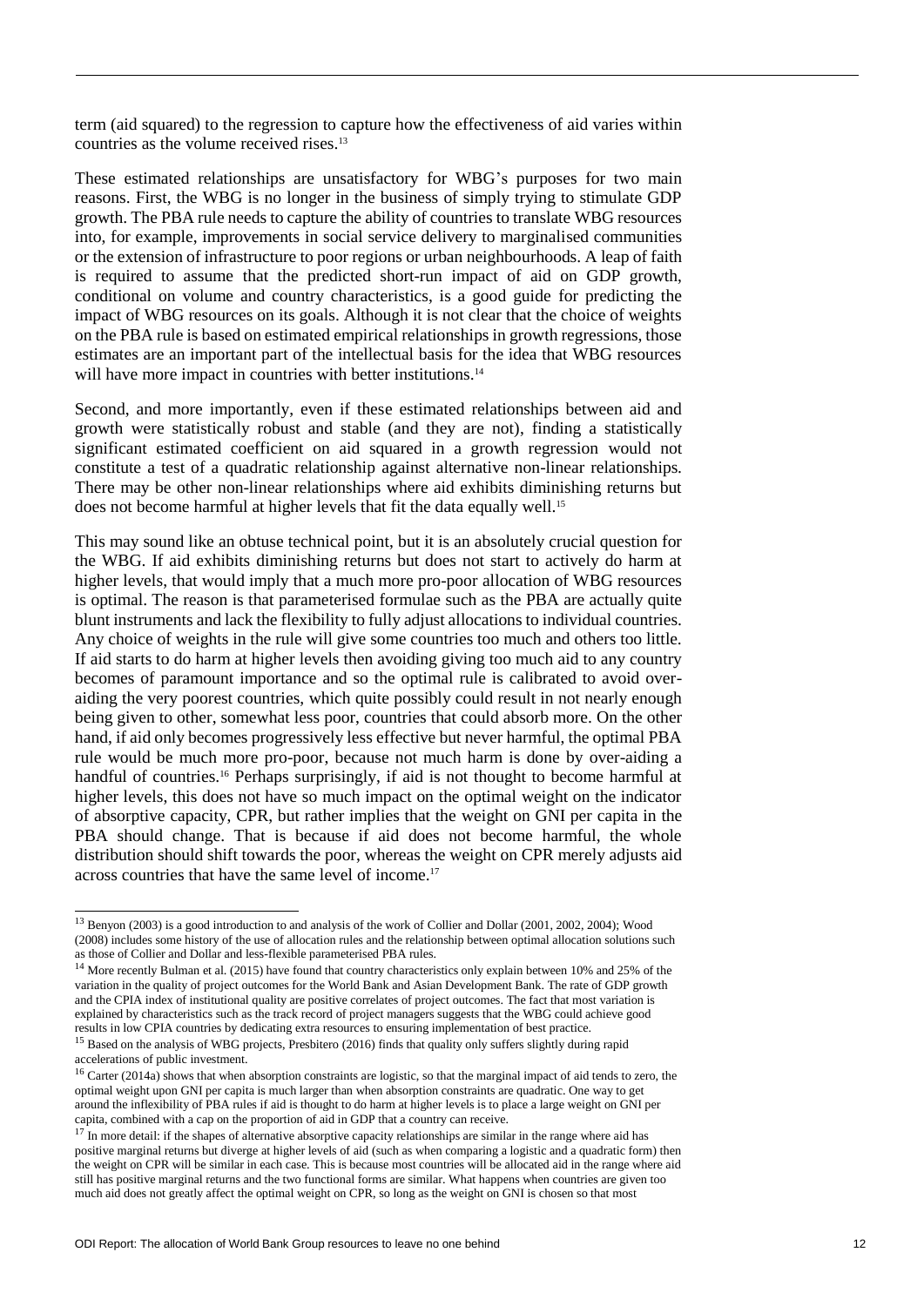term (aid squared) to the regression to capture how the effectiveness of aid varies within countries as the volume received rises.[13]

These estimated relationships are unsatisfactory for WBG's purposes for two main reasons. First, the WBG is no longer in the business of simply trying to stimulate GDP growth. The PBA rule needs to capture the ability of countries to translate WBG resources into, for example, improvements in social service delivery to marginalised communities or the extension of infrastructure to poor regions or urban neighbourhoods. A leap of faith is required to assume that the predicted short-run impact of aid on GDP growth, conditional on volume and country characteristics, is a good guide for predicting the impact of WBG resources on its goals. Although it is not clear that the choice of weights on the PBA rule is based on estimated empirical relationships in growth regressions, those estimates are an important part of the intellectual basis for the idea that WBG resources will have more impact in countries with better institutions.[14]

Second, and more importantly, even if these estimated relationships between aid and growth were statistically robust and stable (and they are not), finding a statistically significant estimated coefficient on aid squared in a growth regression would not constitute a test of a quadratic relationship against alternative non-linear relationships. There may be other non-linear relationships where aid exhibits diminishing returns but does not become harmful at higher levels that fit the data equally well.[15]

This may sound like an obtuse technical point, but it is an absolutely crucial question for the WBG. If aid exhibits diminishing returns but does not start to actively do harm at higher levels, that would imply that a much more pro-poor allocation of WBG resources is optimal. The reason is that parameterised formulae such as the PBA are actually quite blunt instruments and lack the flexibility to fully adjust allocations to individual countries. Any choice of weights in the rule will give some countries too much and others too little. If aid starts to do harm at higher levels then avoiding giving too much aid to any country becomes of paramount importance and so the optimal rule is calibrated to avoid over-aiding the very poorest countries, which quite possibly could result in not nearly enough being given to other, somewhat less poor, countries that could absorb more. On the other hand, if aid only becomes progressively less effective but never harmful, the optimal PBA rule would be much more pro-poor, because not much harm is done by over-aiding a handful of countries.[16] Perhaps surprisingly, if aid is not thought to become harmful at higher levels, this does not have so much impact on the optimal weight on the indicator of absorptive capacity, CPR, but rather implies that the weight on GNI per capita in the PBA should change. That is because if aid does not become harmful, the whole distribution should shift towards the poor, whereas the weight on CPR merely adjusts aid across countries that have the same level of income.[17]

---

[13] Benyon (2003) is a good introduction to and analysis of the work of Collier and Dollar (2001, 2002, 2004); Wood (2008) includes some history of the use of allocation rules and the relationship between optimal allocation solutions such as those of Collier and Dollar and less-flexible parameterised PBA rules.

[14] More recently Bulman et al. (2015) have found that country characteristics only explain between 10% and 25% of the variation in the quality of project outcomes for the World Bank and Asian Development Bank. The rate of GDP growth and the CPIA index of institutional quality are positive correlates of project outcomes. The fact that most variation is explained by characteristics such as the track record of project managers suggests that the WBG could achieve good results in low CPIA countries by dedicating extra resources to ensuring implementation of best practice.

[15] Based on the analysis of WBG projects, Presbitero (2016) finds that quality only suffers slightly during rapid accelerations of public investment.

[16] Carter (2014a) shows that when absorption constraints are logistic, so that the marginal impact of aid tends to zero, the optimal weight upon GNI per capita is much larger than when absorption constraints are quadratic. One way to get around the inflexibility of PBA rules if aid is thought to do harm at higher levels is to place a large weight on GNI per capita, combined with a cap on the proportion of aid in GDP that a country can receive.

[17] In more detail: if the shapes of alternative absorptive capacity relationships are similar in the range where aid has positive marginal returns but diverge at higher levels of aid (such as when comparing a logistic and a quadratic form) then the weight on CPR will be similar in each case. This is because most countries will be allocated aid in the range where aid still has positive marginal returns and the two functional forms are similar. What happens when countries are given too much aid does not greatly affect the optimal weight on CPR, so long as the weight on GNI is chosen so that most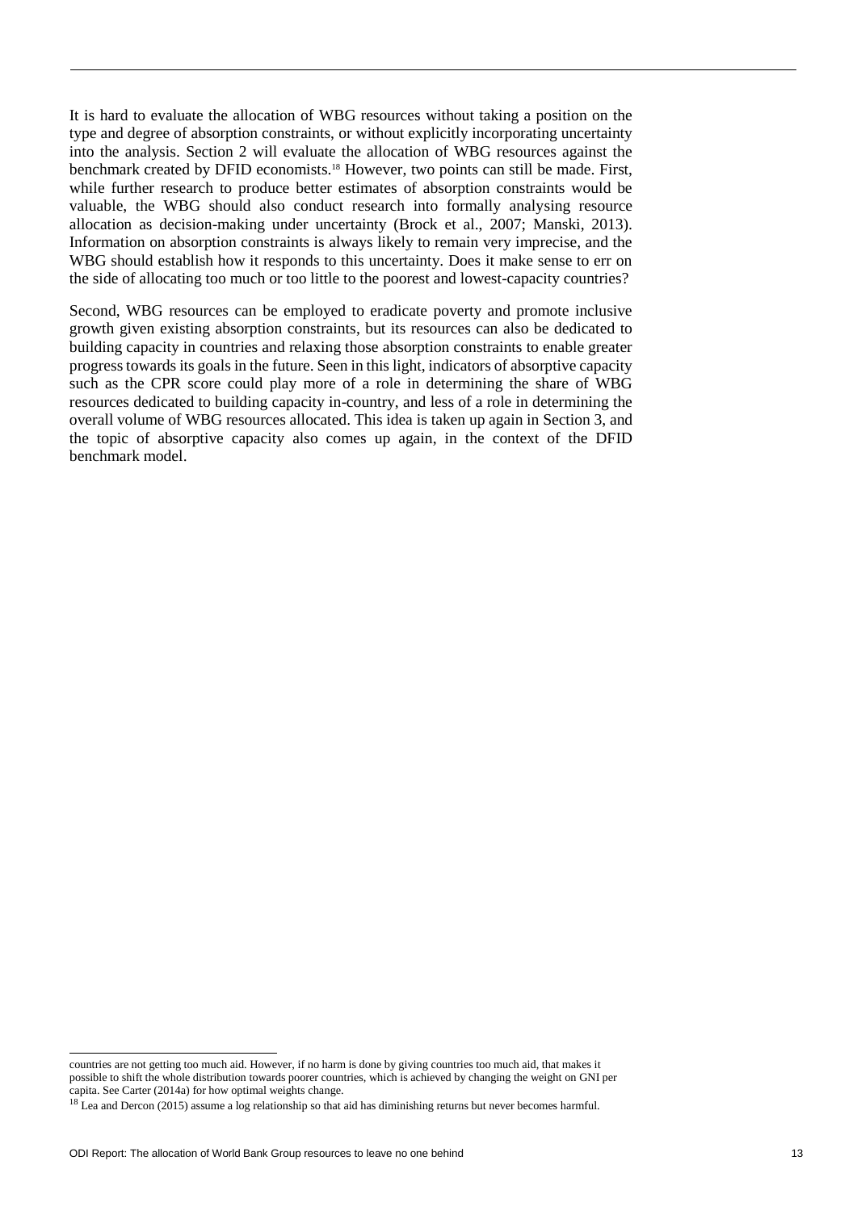It is hard to evaluate the allocation of WBG resources without taking a position on the type and degree of absorption constraints, or without explicitly incorporating uncertainty into the analysis. Section 2 will evaluate the allocation of WBG resources against the benchmark created by DFID economists.[18] However, two points can still be made. First, while further research to produce better estimates of absorption constraints would be valuable, the WBG should also conduct research into formally analysing resource allocation as decision-making under uncertainty (Brock et al., 2007; Manski, 2013). Information on absorption constraints is always likely to remain very imprecise, and the WBG should establish how it responds to this uncertainty. Does it make sense to err on the side of allocating too much or too little to the poorest and lowest-capacity countries?

Second, WBG resources can be employed to eradicate poverty and promote inclusive growth given existing absorption constraints, but its resources can also be dedicated to building capacity in countries and relaxing those absorption constraints to enable greater progress towards its goals in the future. Seen in this light, indicators of absorptive capacity such as the CPR score could play more of a role in determining the share of WBG resources dedicated to building capacity in-country, and less of a role in determining the overall volume of WBG resources allocated. This idea is taken up again in Section 3, and the topic of absorptive capacity also comes up again, in the context of the DFID benchmark model.

---

countries are not getting too much aid. However, if no harm is done by giving countries too much aid, that makes it possible to shift the whole distribution towards poorer countries, which is achieved by changing the weight on GNI per capita. See Carter (2014a) for how optimal weights change.

[18] Lea and Dercon (2015) assume a log relationship so that aid has diminishing returns but never becomes harmful.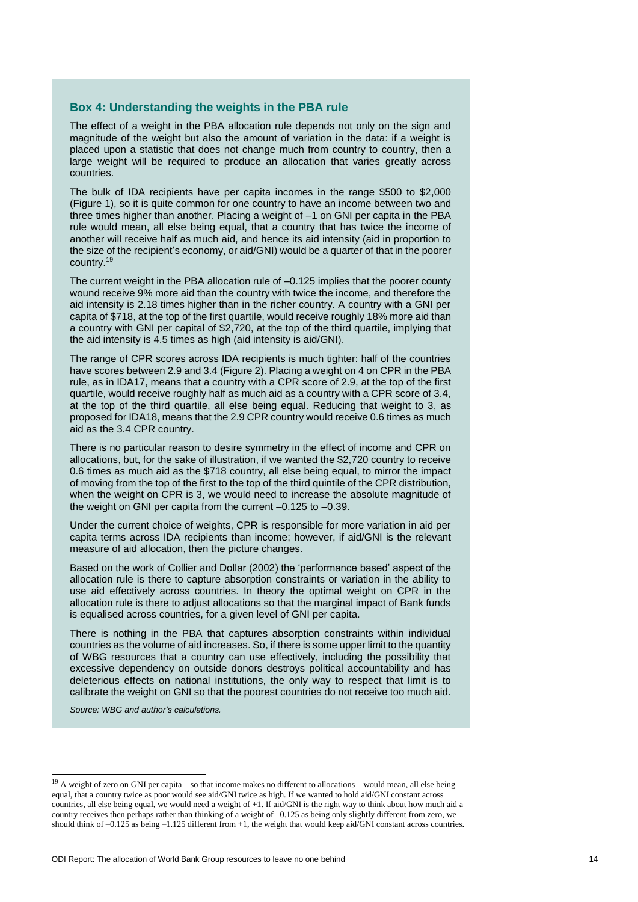### Box 4: Understanding the weights in the PBA rule

The effect of a weight in the PBA allocation rule depends not only on the sign and magnitude of the weight but also the amount of variation in the data: if a weight is placed upon a statistic that does not change much from country to country, then a large weight will be required to produce an allocation that varies greatly across countries.

The bulk of IDA recipients have per capita incomes in the range $500 to $2,000 (Figure 1), so it is quite common for one country to have an income between two and three times higher than another. Placing a weight of –1 on GNI per capita in the PBA rule would mean, all else being equal, that a country that has twice the income of another will receive half as much aid, and hence its aid intensity (aid in proportion to the size of the recipient's economy, or aid/GNI) would be a quarter of that in the poorer country.[19]

The current weight in the PBA allocation rule of –0.125 implies that the poorer county wound receive 9% more aid than the country with twice the income, and therefore the aid intensity is 2.18 times higher than in the richer country. A country with a GNI per capita of $718, at the top of the first quartile, would receive roughly 18% more aid than a country with GNI per capital of $2,720, at the top of the third quartile, implying that the aid intensity is 4.5 times as high (aid intensity is aid/GNI).

The range of CPR scores across IDA recipients is much tighter: half of the countries have scores between 2.9 and 3.4 (Figure 2). Placing a weight on 4 on CPR in the PBA rule, as in IDA17, means that a country with a CPR score of 2.9, at the top of the first quartile, would receive roughly half as much aid as a country with a CPR score of 3.4, at the top of the third quartile, all else being equal. Reducing that weight to 3, as proposed for IDA18, means that the 2.9 CPR country would receive 0.6 times as much aid as the 3.4 CPR country.

There is no particular reason to desire symmetry in the effect of income and CPR on allocations, but, for the sake of illustration, if we wanted the $2,720 country to receive 0.6 times as much aid as the $718 country, all else being equal, to mirror the impact of moving from the top of the first to the top of the third quintile of the CPR distribution, when the weight on CPR is 3, we would need to increase the absolute magnitude of the weight on GNI per capita from the current –0.125 to –0.39.

Under the current choice of weights, CPR is responsible for more variation in aid per capita terms across IDA recipients than income; however, if aid/GNI is the relevant measure of aid allocation, then the picture changes.

Based on the work of Collier and Dollar (2002) the 'performance based' aspect of the allocation rule is there to capture absorption constraints or variation in the ability to use aid effectively across countries. In theory the optimal weight on CPR in the allocation rule is there to adjust allocations so that the marginal impact of Bank funds is equalised across countries, for a given level of GNI per capita.

There is nothing in the PBA that captures absorption constraints within individual countries as the volume of aid increases. So, if there is some upper limit to the quantity of WBG resources that a country can use effectively, including the possibility that excessive dependency on outside donors destroys political accountability and has deleterious effects on national institutions, the only way to respect that limit is to calibrate the weight on GNI so that the poorest countries do not receive too much aid.

*Source: WBG and author's calculations.*

---

[19] A weight of zero on GNI per capita – so that income makes no different to allocations – would mean, all else being equal, that a country twice as poor would see aid/GNI twice as high. If we wanted to hold aid/GNI constant across countries, all else being equal, we would need a weight of +1. If aid/GNI is the right way to think about how much aid a country receives then perhaps rather than thinking of a weight of –0.125 as being only slightly different from zero, we should think of –0.125 as being –1.125 different from +1, the weight that would keep aid/GNI constant across countries.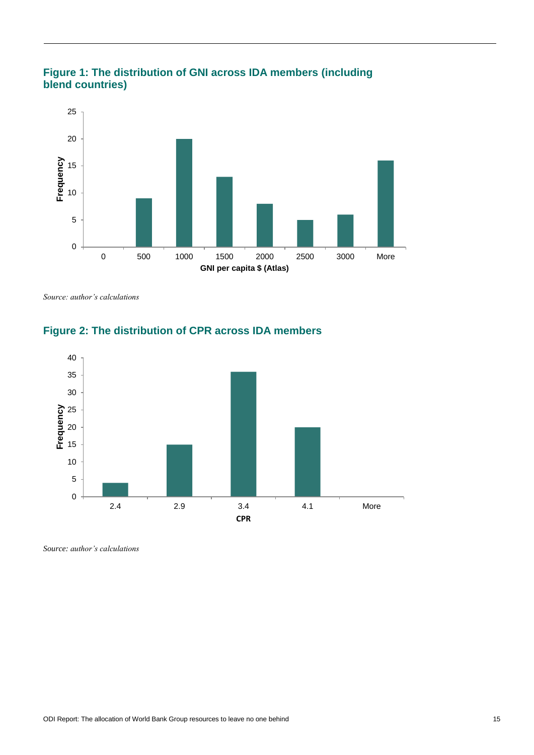## Figure 1: The distribution of GNI across IDA members (including blend countries)

*Source: author's calculations*

## Figure 2: The distribution of CPR across IDA members

*Source: author's calculations*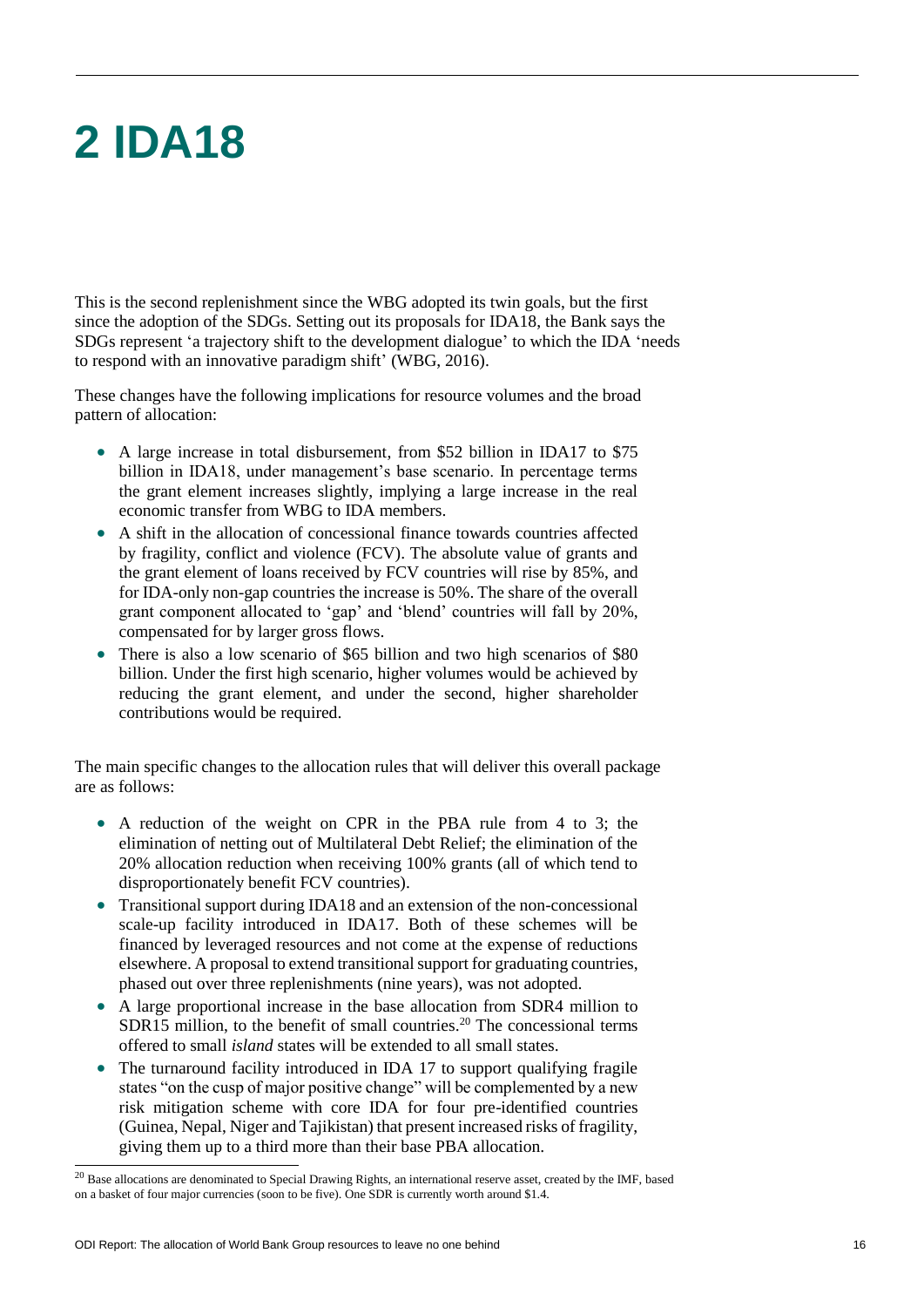# 2 IDA18

This is the second replenishment since the WBG adopted its twin goals, but the first since the adoption of the SDGs. Setting out its proposals for IDA18, the Bank says the SDGs represent 'a trajectory shift to the development dialogue' to which the IDA 'needs to respond with an innovative paradigm shift' (WBG, 2016).

These changes have the following implications for resource volumes and the broad pattern of allocation:

- A large increase in total disbursement, from \$52 billion in IDA17 to \$75 billion in IDA18, under management's base scenario. In percentage terms the grant element increases slightly, implying a large increase in the real economic transfer from WBG to IDA members.
- A shift in the allocation of concessional finance towards countries affected by fragility, conflict and violence (FCV). The absolute value of grants and the grant element of loans received by FCV countries will rise by 85%, and for IDA-only non-gap countries the increase is 50%. The share of the overall grant component allocated to 'gap' and 'blend' countries will fall by 20%, compensated for by larger gross flows.
- There is also a low scenario of \$65 billion and two high scenarios of \$80 billion. Under the first high scenario, higher volumes would be achieved by reducing the grant element, and under the second, higher shareholder contributions would be required.

The main specific changes to the allocation rules that will deliver this overall package are as follows:

- A reduction of the weight on CPR in the PBA rule from 4 to 3; the elimination of netting out of Multilateral Debt Relief; the elimination of the 20% allocation reduction when receiving 100% grants (all of which tend to disproportionately benefit FCV countries).
- Transitional support during IDA18 and an extension of the non-concessional scale-up facility introduced in IDA17. Both of these schemes will be financed by leveraged resources and not come at the expense of reductions elsewhere. A proposal to extend transitional support for graduating countries, phased out over three replenishments (nine years), was not adopted.
- A large proportional increase in the base allocation from SDR4 million to SDR15 million, to the benefit of small countries.[20] The concessional terms offered to small *island* states will be extended to all small states.
- The turnaround facility introduced in IDA 17 to support qualifying fragile states "on the cusp of major positive change" will be complemented by a new risk mitigation scheme with core IDA for four pre-identified countries (Guinea, Nepal, Niger and Tajikistan) that present increased risks of fragility, giving them up to a third more than their base PBA allocation.

[20] Base allocations are denominated to Special Drawing Rights, an international reserve asset, created by the IMF, based on a basket of four major currencies (soon to be five). One SDR is currently worth around \$1.4.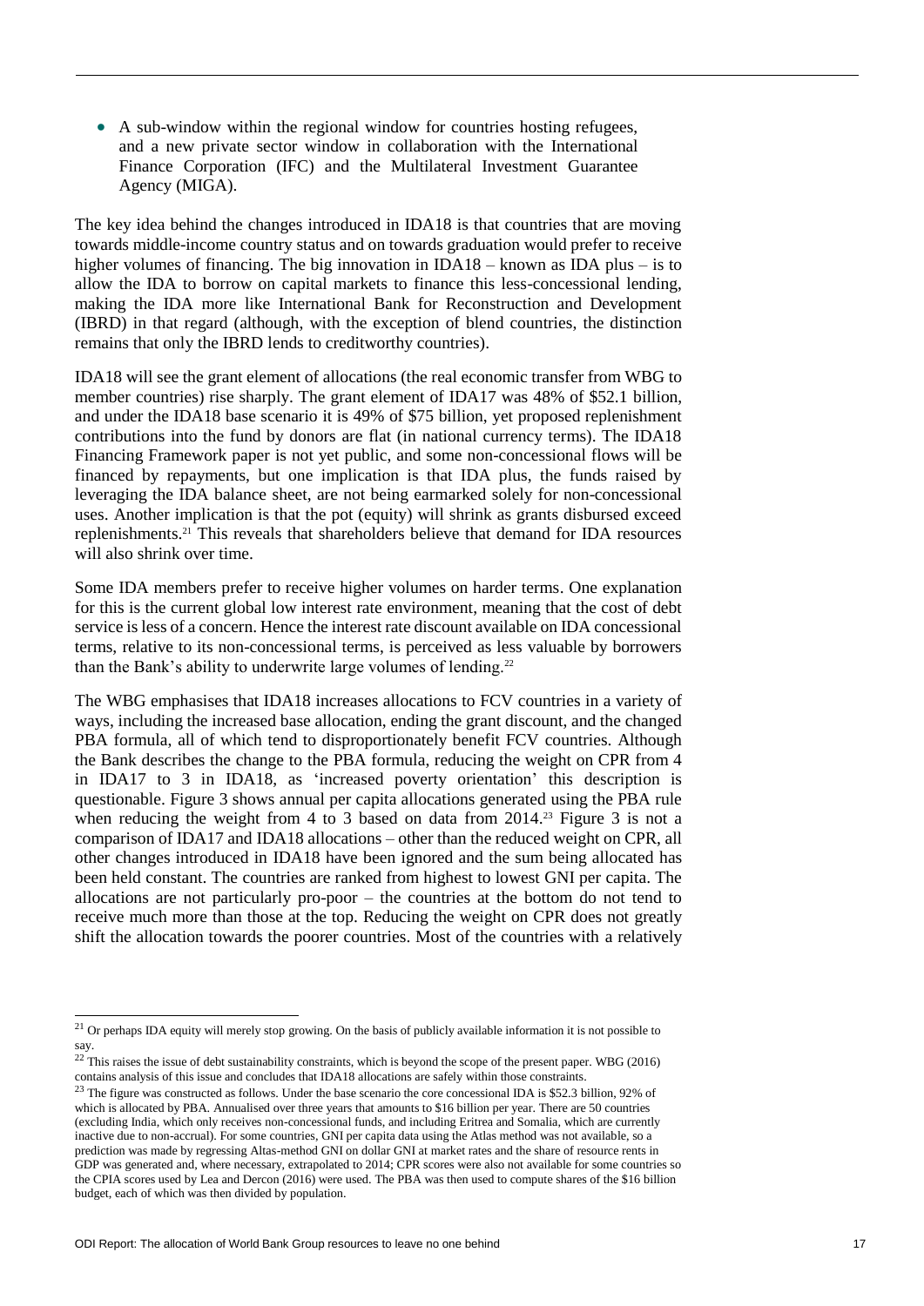- A sub-window within the regional window for countries hosting refugees, and a new private sector window in collaboration with the International Finance Corporation (IFC) and the Multilateral Investment Guarantee Agency (MIGA).

The key idea behind the changes introduced in IDA18 is that countries that are moving towards middle-income country status and on towards graduation would prefer to receive higher volumes of financing. The big innovation in IDA18 – known as IDA plus – is to allow the IDA to borrow on capital markets to finance this less-concessional lending, making the IDA more like International Bank for Reconstruction and Development (IBRD) in that regard (although, with the exception of blend countries, the distinction remains that only the IBRD lends to creditworthy countries).

IDA18 will see the grant element of allocations (the real economic transfer from WBG to member countries) rise sharply. The grant element of IDA17 was 48% of $52.1 billion, and under the IDA18 base scenario it is 49% of $75 billion, yet proposed replenishment contributions into the fund by donors are flat (in national currency terms). The IDA18 Financing Framework paper is not yet public, and some non-concessional flows will be financed by repayments, but one implication is that IDA plus, the funds raised by leveraging the IDA balance sheet, are not being earmarked solely for non-concessional uses. Another implication is that the pot (equity) will shrink as grants disbursed exceed replenishments.[21] This reveals that shareholders believe that demand for IDA resources will also shrink over time.

Some IDA members prefer to receive higher volumes on harder terms. One explanation for this is the current global low interest rate environment, meaning that the cost of debt service is less of a concern. Hence the interest rate discount available on IDA concessional terms, relative to its non-concessional terms, is perceived as less valuable by borrowers than the Bank's ability to underwrite large volumes of lending.[22]

The WBG emphasises that IDA18 increases allocations to FCV countries in a variety of ways, including the increased base allocation, ending the grant discount, and the changed PBA formula, all of which tend to disproportionately benefit FCV countries. Although the Bank describes the change to the PBA formula, reducing the weight on CPR from 4 in IDA17 to 3 in IDA18, as 'increased poverty orientation' this description is questionable. Figure 3 shows annual per capita allocations generated using the PBA rule when reducing the weight from 4 to 3 based on data from 2014.[23] Figure 3 is not a comparison of IDA17 and IDA18 allocations – other than the reduced weight on CPR, all other changes introduced in IDA18 have been ignored and the sum being allocated has been held constant. The countries are ranked from highest to lowest GNI per capita. The allocations are not particularly pro-poor – the countries at the bottom do not tend to receive much more than those at the top. Reducing the weight on CPR does not greatly shift the allocation towards the poorer countries. Most of the countries with a relatively

---

[21] Or perhaps IDA equity will merely stop growing. On the basis of publicly available information it is not possible to say.

[22] This raises the issue of debt sustainability constraints, which is beyond the scope of the present paper. WBG (2016) contains analysis of this issue and concludes that IDA18 allocations are safely within those constraints.

[23] The figure was constructed as follows. Under the base scenario the core concessional IDA is $52.3 billion, 92% of which is allocated by PBA. Annualised over three years that amounts to $16 billion per year. There are 50 countries (excluding India, which only receives non-concessional funds, and including Eritrea and Somalia, which are currently inactive due to non-accrual). For some countries, GNI per capita data using the Atlas method was not available, so a prediction was made by regressing Altas-method GNI on dollar GNI at market rates and the share of resource rents in GDP was generated and, where necessary, extrapolated to 2014; CPR scores were also not available for some countries so the CPIA scores used by Lea and Dercon (2016) were used. The PBA was then used to compute shares of the $16 billion budget, each of which was then divided by population.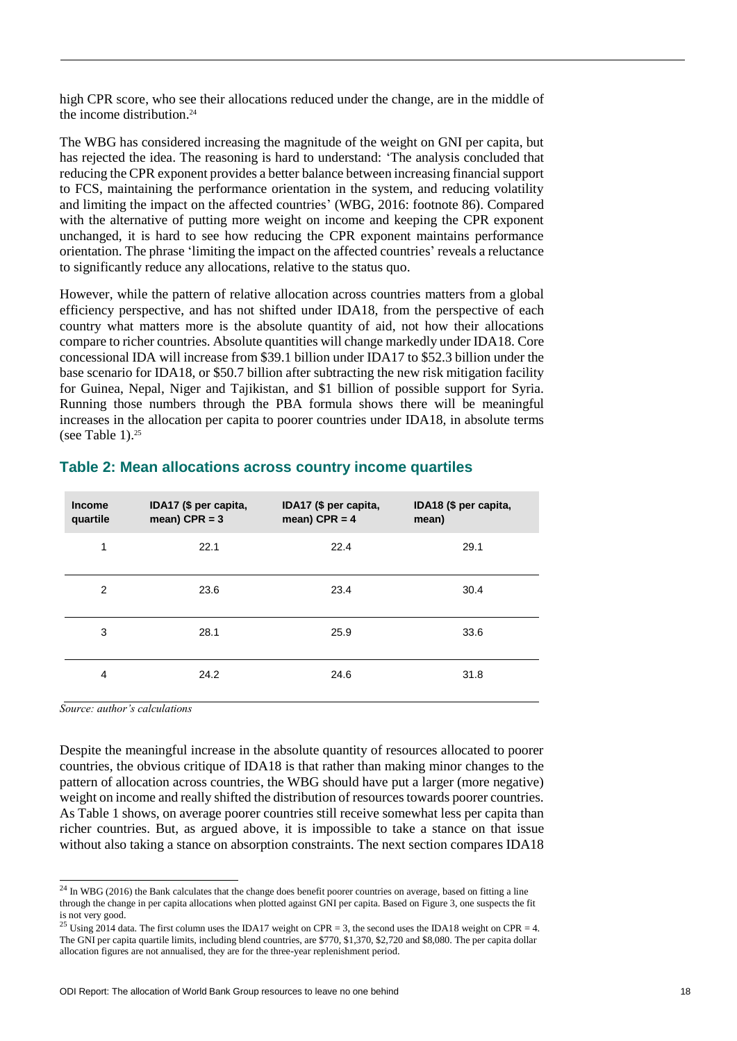high CPR score, who see their allocations reduced under the change, are in the middle of the income distribution.[24]

The WBG has considered increasing the magnitude of the weight on GNI per capita, but has rejected the idea. The reasoning is hard to understand: 'The analysis concluded that reducing the CPR exponent provides a better balance between increasing financial support to FCS, maintaining the performance orientation in the system, and reducing volatility and limiting the impact on the affected countries' (WBG, 2016: footnote 86). Compared with the alternative of putting more weight on income and keeping the CPR exponent unchanged, it is hard to see how reducing the CPR exponent maintains performance orientation. The phrase 'limiting the impact on the affected countries' reveals a reluctance to significantly reduce any allocations, relative to the status quo.

However, while the pattern of relative allocation across countries matters from a global efficiency perspective, and has not shifted under IDA18, from the perspective of each country what matters more is the absolute quantity of aid, not how their allocations compare to richer countries. Absolute quantities will change markedly under IDA18. Core concessional IDA will increase from \$39.1 billion under IDA17 to \$52.3 billion under the base scenario for IDA18, or \$50.7 billion after subtracting the new risk mitigation facility for Guinea, Nepal, Niger and Tajikistan, and \$1 billion of possible support for Syria. Running those numbers through the PBA formula shows there will be meaningful increases in the allocation per capita to poorer countries under IDA18, in absolute terms (see Table 1).[25]

### Table 2: Mean allocations across country income quartiles

| Income quartile | IDA17 (\$ per capita, mean) CPR = 3 | IDA17 (\$ per capita, mean) CPR = 4 | IDA18 (\$ per capita, mean) |
|---|---|---|---|
| 1 | 22.1 | 22.4 | 29.1 |
| 2 | 23.6 | 23.4 | 30.4 |
| 3 | 28.1 | 25.9 | 33.6 |
| 4 | 24.2 | 24.6 | 31.8 |

*Source: author's calculations*

Despite the meaningful increase in the absolute quantity of resources allocated to poorer countries, the obvious critique of IDA18 is that rather than making minor changes to the pattern of allocation across countries, the WBG should have put a larger (more negative) weight on income and really shifted the distribution of resources towards poorer countries. As Table 1 shows, on average poorer countries still receive somewhat less per capita than richer countries. But, as argued above, it is impossible to take a stance on that issue without also taking a stance on absorption constraints. The next section compares IDA18

[24] In WBG (2016) the Bank calculates that the change does benefit poorer countries on average, based on fitting a line through the change in per capita allocations when plotted against GNI per capita. Based on Figure 3, one suspects the fit is not very good.

[25] Using 2014 data. The first column uses the IDA17 weight on CPR = 3, the second uses the IDA18 weight on CPR = 4. The GNI per capita quartile limits, including blend countries, are \$770, \$1,370, \$2,720 and \$8,080. The per capita dollar allocation figures are not annualised, they are for the three-year replenishment period.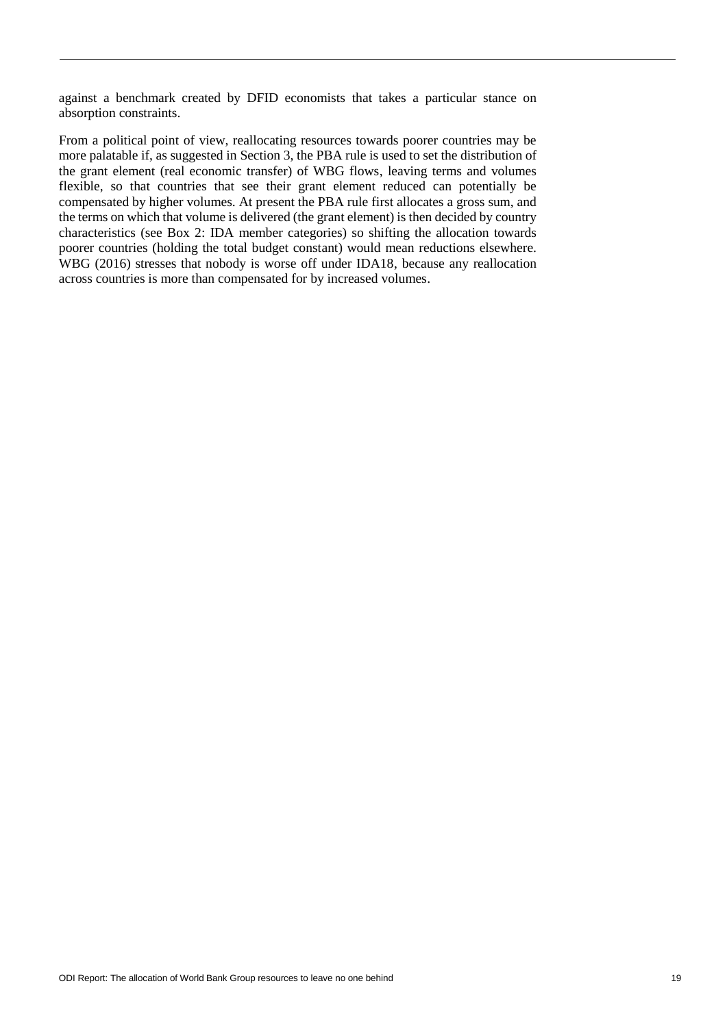against a benchmark created by DFID economists that takes a particular stance on absorption constraints.

From a political point of view, reallocating resources towards poorer countries may be more palatable if, as suggested in Section 3, the PBA rule is used to set the distribution of the grant element (real economic transfer) of WBG flows, leaving terms and volumes flexible, so that countries that see their grant element reduced can potentially be compensated by higher volumes. At present the PBA rule first allocates a gross sum, and the terms on which that volume is delivered (the grant element) is then decided by country characteristics (see Box 2: IDA member categories) so shifting the allocation towards poorer countries (holding the total budget constant) would mean reductions elsewhere. WBG (2016) stresses that nobody is worse off under IDA18, because any reallocation across countries is more than compensated for by increased volumes.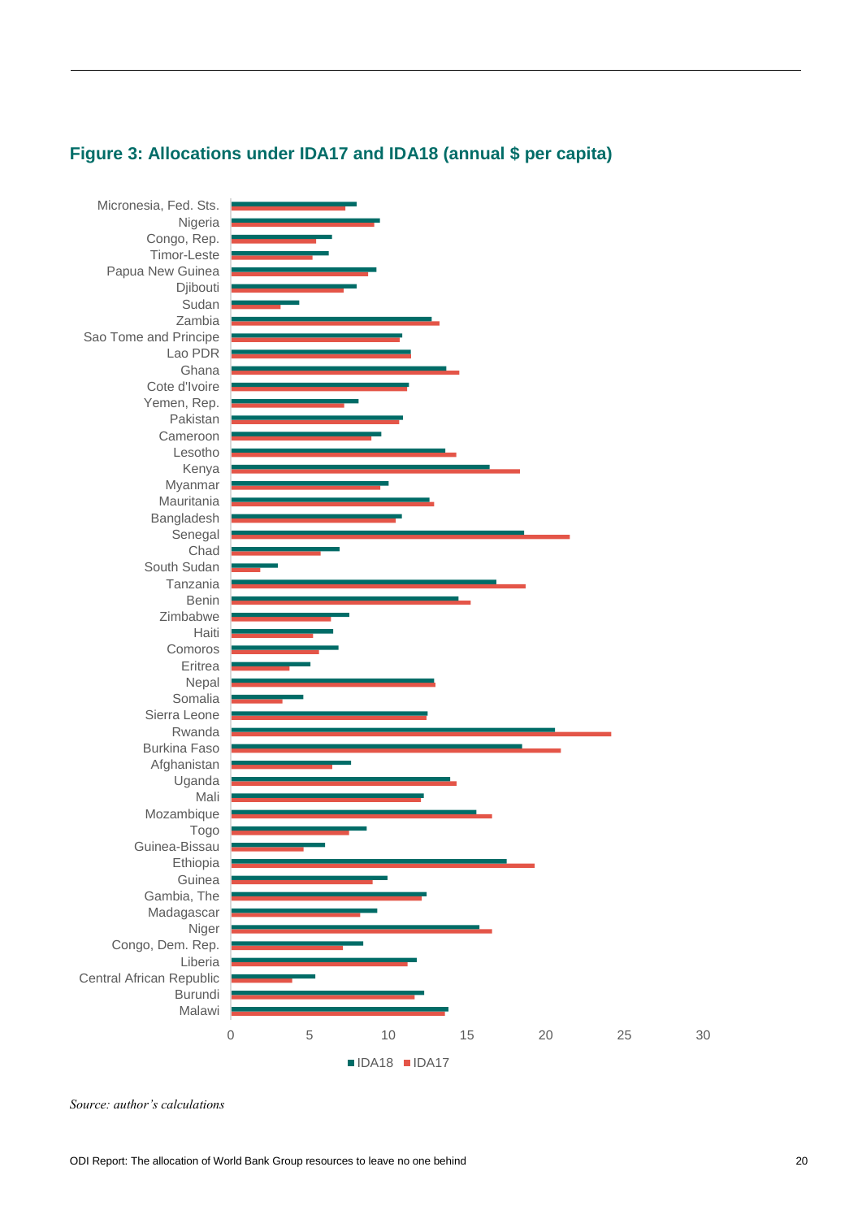## Figure 3: Allocations under IDA17 and IDA18 (annual $ per capita)

Micronesia, Fed. Sts.
Nigeria
Congo, Rep.
Timor-Leste
Papua New Guinea
Djibouti
Sudan
Zambia
Sao Tome and Principe
Lao PDR
Ghana
Cote d'Ivoire
Yemen, Rep.
Pakistan
Cameroon
Lesotho
Kenya
Myanmar
Mauritania
Bangladesh
Senegal
Chad
South Sudan
Tanzania
Benin
Zimbabwe
Haiti
Comoros
Eritrea
Nepal
Somalia
Sierra Leone
Rwanda
Burkina Faso
Afghanistan
Uganda
Mali
Mozambique
Togo
Guinea-Bissau
Ethiopia
Guinea
Gambia, The
Madagascar
Niger
Congo, Dem. Rep.
Liberia
Central African Republic
Burundi
Malawi

0 5 10 15 20 25 30

IDA18 IDA17

*Source: author's calculations*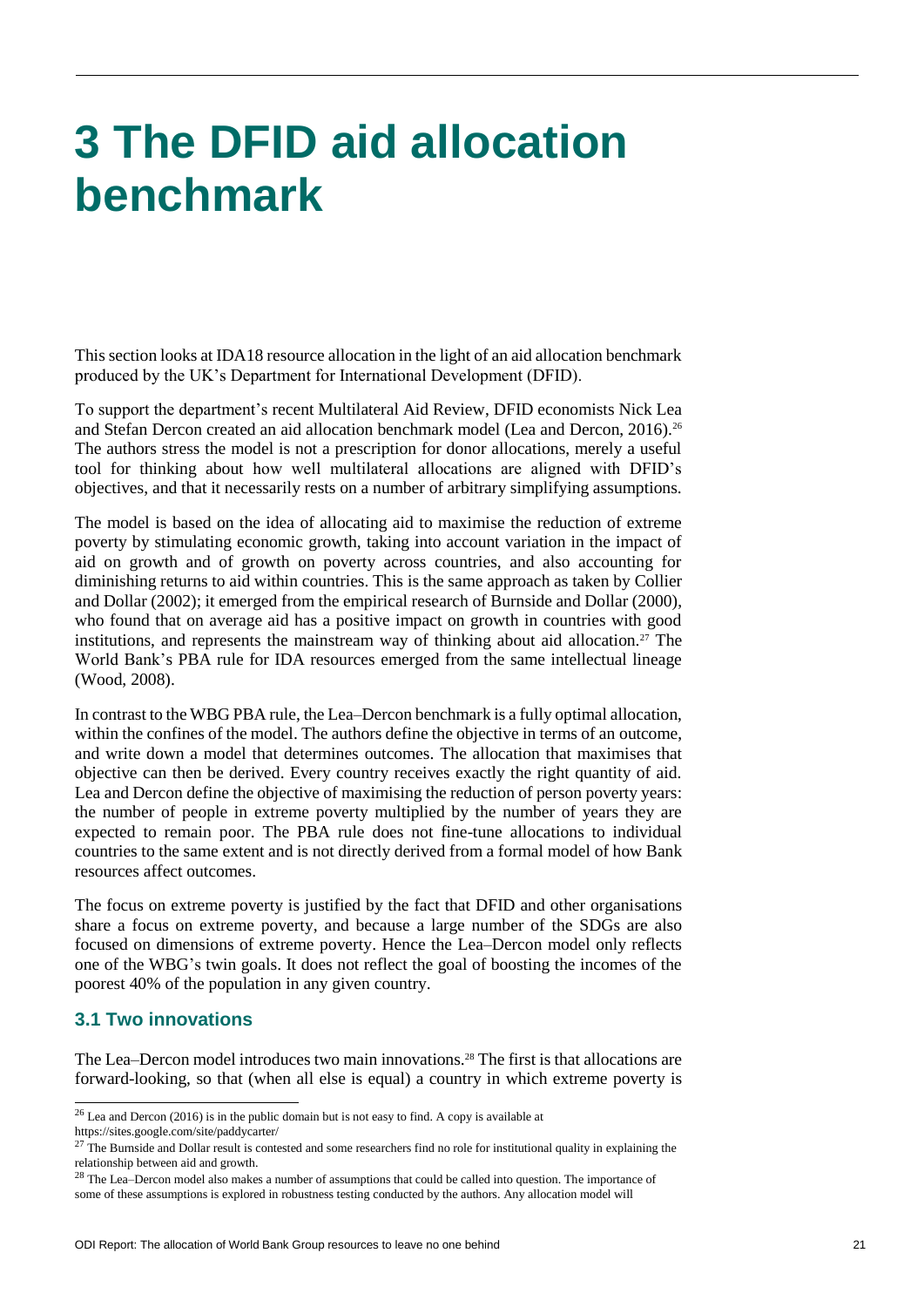# 3 The DFID aid allocation benchmark

This section looks at IDA18 resource allocation in the light of an aid allocation benchmark produced by the UK's Department for International Development (DFID).

To support the department's recent Multilateral Aid Review, DFID economists Nick Lea and Stefan Dercon created an aid allocation benchmark model (Lea and Dercon, 2016).[26] The authors stress the model is not a prescription for donor allocations, merely a useful tool for thinking about how well multilateral allocations are aligned with DFID's objectives, and that it necessarily rests on a number of arbitrary simplifying assumptions.

The model is based on the idea of allocating aid to maximise the reduction of extreme poverty by stimulating economic growth, taking into account variation in the impact of aid on growth and of growth on poverty across countries, and also accounting for diminishing returns to aid within countries. This is the same approach as taken by Collier and Dollar (2002); it emerged from the empirical research of Burnside and Dollar (2000), who found that on average aid has a positive impact on growth in countries with good institutions, and represents the mainstream way of thinking about aid allocation.[27] The World Bank's PBA rule for IDA resources emerged from the same intellectual lineage (Wood, 2008).

In contrast to the WBG PBA rule, the Lea–Dercon benchmark is a fully optimal allocation, within the confines of the model. The authors define the objective in terms of an outcome, and write down a model that determines outcomes. The allocation that maximises that objective can then be derived. Every country receives exactly the right quantity of aid. Lea and Dercon define the objective of maximising the reduction of person poverty years: the number of people in extreme poverty multiplied by the number of years they are expected to remain poor. The PBA rule does not fine-tune allocations to individual countries to the same extent and is not directly derived from a formal model of how Bank resources affect outcomes.

The focus on extreme poverty is justified by the fact that DFID and other organisations share a focus on extreme poverty, and because a large number of the SDGs are also focused on dimensions of extreme poverty. Hence the Lea–Dercon model only reflects one of the WBG's twin goals. It does not reflect the goal of boosting the incomes of the poorest 40% of the population in any given country.

## 3.1 Two innovations

The Lea–Dercon model introduces two main innovations.[28] The first is that allocations are forward-looking, so that (when all else is equal) a country in which extreme poverty is

[26] Lea and Dercon (2016) is in the public domain but is not easy to find. A copy is available at https://sites.google.com/site/paddycarter/

[27] The Burnside and Dollar result is contested and some researchers find no role for institutional quality in explaining the relationship between aid and growth.

[28] The Lea–Dercon model also makes a number of assumptions that could be called into question. The importance of some of these assumptions is explored in robustness testing conducted by the authors. Any allocation model will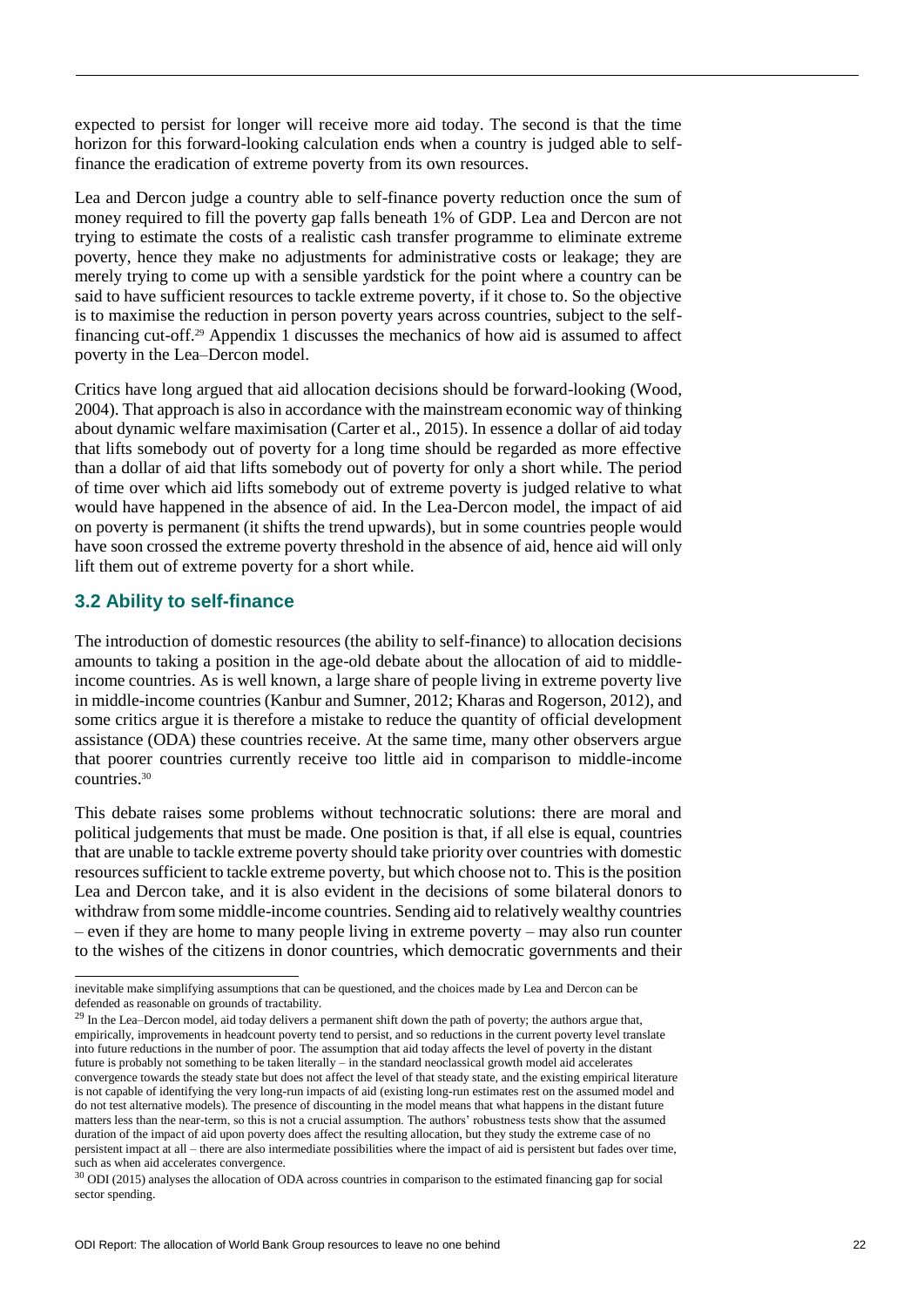expected to persist for longer will receive more aid today. The second is that the time horizon for this forward-looking calculation ends when a country is judged able to self-finance the eradication of extreme poverty from its own resources.

Lea and Dercon judge a country able to self-finance poverty reduction once the sum of money required to fill the poverty gap falls beneath 1% of GDP. Lea and Dercon are not trying to estimate the costs of a realistic cash transfer programme to eliminate extreme poverty, hence they make no adjustments for administrative costs or leakage; they are merely trying to come up with a sensible yardstick for the point where a country can be said to have sufficient resources to tackle extreme poverty, if it chose to. So the objective is to maximise the reduction in person poverty years across countries, subject to the self-financing cut-off.[29] Appendix 1 discusses the mechanics of how aid is assumed to affect poverty in the Lea–Dercon model.

Critics have long argued that aid allocation decisions should be forward-looking (Wood, 2004). That approach is also in accordance with the mainstream economic way of thinking about dynamic welfare maximisation (Carter et al., 2015). In essence a dollar of aid today that lifts somebody out of poverty for a long time should be regarded as more effective than a dollar of aid that lifts somebody out of poverty for only a short while. The period of time over which aid lifts somebody out of extreme poverty is judged relative to what would have happened in the absence of aid. In the Lea-Dercon model, the impact of aid on poverty is permanent (it shifts the trend upwards), but in some countries people would have soon crossed the extreme poverty threshold in the absence of aid, hence aid will only lift them out of extreme poverty for a short while.

### 3.2 Ability to self-finance

The introduction of domestic resources (the ability to self-finance) to allocation decisions amounts to taking a position in the age-old debate about the allocation of aid to middle-income countries. As is well known, a large share of people living in extreme poverty live in middle-income countries (Kanbur and Sumner, 2012; Kharas and Rogerson, 2012), and some critics argue it is therefore a mistake to reduce the quantity of official development assistance (ODA) these countries receive. At the same time, many other observers argue that poorer countries currently receive too little aid in comparison to middle-income countries.[30]

This debate raises some problems without technocratic solutions: there are moral and political judgements that must be made. One position is that, if all else is equal, countries that are unable to tackle extreme poverty should take priority over countries with domestic resources sufficient to tackle extreme poverty, but which choose not to. This is the position Lea and Dercon take, and it is also evident in the decisions of some bilateral donors to withdraw from some middle-income countries. Sending aid to relatively wealthy countries – even if they are home to many people living in extreme poverty – may also run counter to the wishes of the citizens in donor countries, which democratic governments and their

---

inevitable make simplifying assumptions that can be questioned, and the choices made by Lea and Dercon can be defended as reasonable on grounds of tractability.

[29] In the Lea–Dercon model, aid today delivers a permanent shift down the path of poverty; the authors argue that, empirically, improvements in headcount poverty tend to persist, and so reductions in the current poverty level translate into future reductions in the number of poor. The assumption that aid today affects the level of poverty in the distant future is probably not something to be taken literally – in the standard neoclassical growth model aid accelerates convergence towards the steady state but does not affect the level of that steady state, and the existing empirical literature is not capable of identifying the very long-run impacts of aid (existing long-run estimates rest on the assumed model and do not test alternative models). The presence of discounting in the model means that what happens in the distant future matters less than the near-term, so this is not a crucial assumption. The authors' robustness tests show that the assumed duration of the impact of aid upon poverty does affect the resulting allocation, but they study the extreme case of no persistent impact at all – there are also intermediate possibilities where the impact of aid is persistent but fades over time, such as when aid accelerates convergence.

[30] ODI (2015) analyses the allocation of ODA across countries in comparison to the estimated financing gap for social sector spending.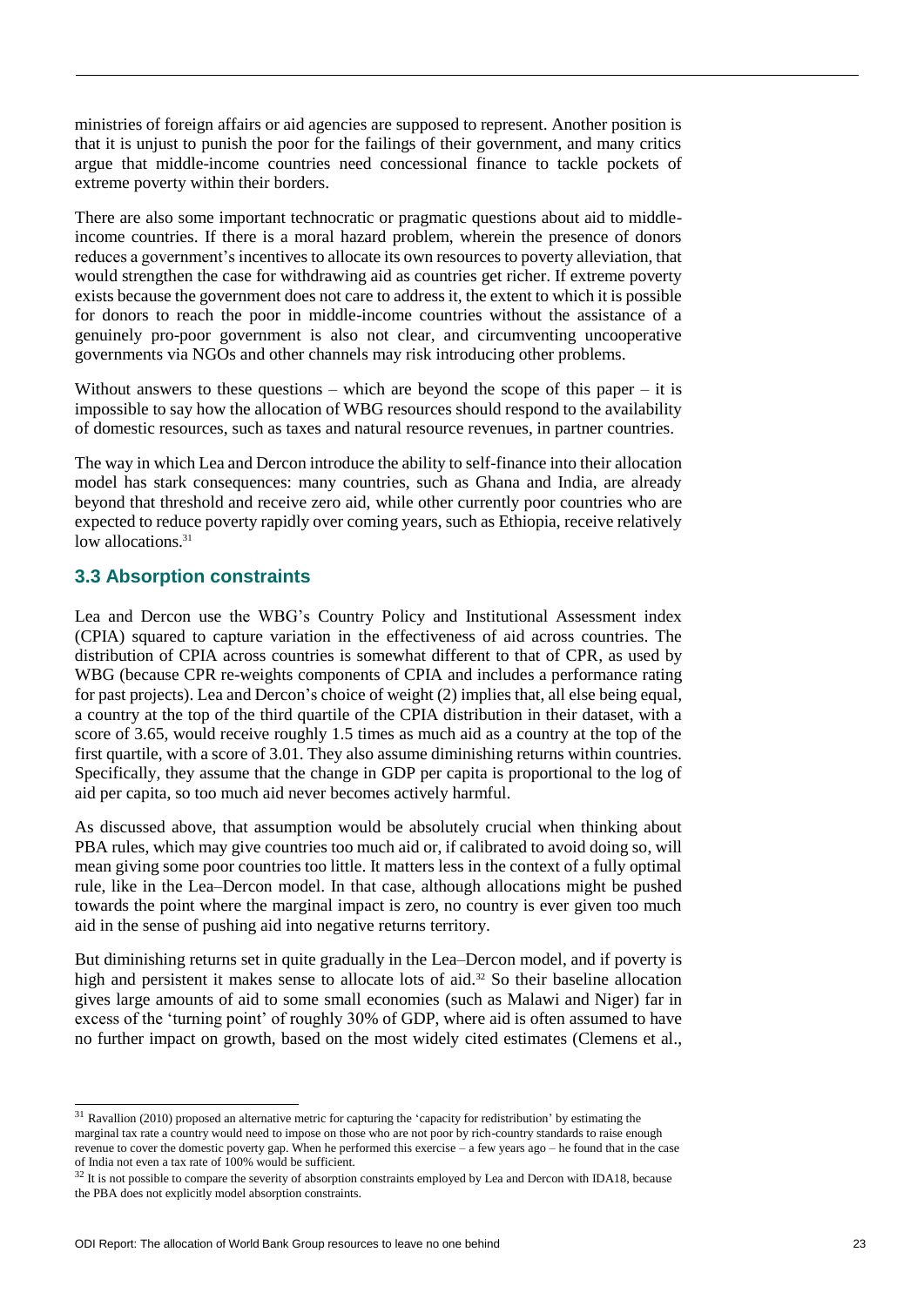ministries of foreign affairs or aid agencies are supposed to represent. Another position is that it is unjust to punish the poor for the failings of their government, and many critics argue that middle-income countries need concessional finance to tackle pockets of extreme poverty within their borders.

There are also some important technocratic or pragmatic questions about aid to middle-income countries. If there is a moral hazard problem, wherein the presence of donors reduces a government's incentives to allocate its own resources to poverty alleviation, that would strengthen the case for withdrawing aid as countries get richer. If extreme poverty exists because the government does not care to address it, the extent to which it is possible for donors to reach the poor in middle-income countries without the assistance of a genuinely pro-poor government is also not clear, and circumventing uncooperative governments via NGOs and other channels may risk introducing other problems.

Without answers to these questions – which are beyond the scope of this paper – it is impossible to say how the allocation of WBG resources should respond to the availability of domestic resources, such as taxes and natural resource revenues, in partner countries.

The way in which Lea and Dercon introduce the ability to self-finance into their allocation model has stark consequences: many countries, such as Ghana and India, are already beyond that threshold and receive zero aid, while other currently poor countries who are expected to reduce poverty rapidly over coming years, such as Ethiopia, receive relatively low allocations.[31]

### 3.3 Absorption constraints

Lea and Dercon use the WBG's Country Policy and Institutional Assessment index (CPIA) squared to capture variation in the effectiveness of aid across countries. The distribution of CPIA across countries is somewhat different to that of CPR, as used by WBG (because CPR re-weights components of CPIA and includes a performance rating for past projects). Lea and Dercon's choice of weight (2) implies that, all else being equal, a country at the top of the third quartile of the CPIA distribution in their dataset, with a score of 3.65, would receive roughly 1.5 times as much aid as a country at the top of the first quartile, with a score of 3.01. They also assume diminishing returns within countries. Specifically, they assume that the change in GDP per capita is proportional to the log of aid per capita, so too much aid never becomes actively harmful.

As discussed above, that assumption would be absolutely crucial when thinking about PBA rules, which may give countries too much aid or, if calibrated to avoid doing so, will mean giving some poor countries too little. It matters less in the context of a fully optimal rule, like in the Lea–Dercon model. In that case, although allocations might be pushed towards the point where the marginal impact is zero, no country is ever given too much aid in the sense of pushing aid into negative returns territory.

But diminishing returns set in quite gradually in the Lea–Dercon model, and if poverty is high and persistent it makes sense to allocate lots of aid.[32] So their baseline allocation gives large amounts of aid to some small economies (such as Malawi and Niger) far in excess of the 'turning point' of roughly 30% of GDP, where aid is often assumed to have no further impact on growth, based on the most widely cited estimates (Clemens et al.,

---

[31] Ravallion (2010) proposed an alternative metric for capturing the 'capacity for redistribution' by estimating the marginal tax rate a country would need to impose on those who are not poor by rich-country standards to raise enough revenue to cover the domestic poverty gap. When he performed this exercise – a few years ago – he found that in the case of India not even a tax rate of 100% would be sufficient.

[32] It is not possible to compare the severity of absorption constraints employed by Lea and Dercon with IDA18, because the PBA does not explicitly model absorption constraints.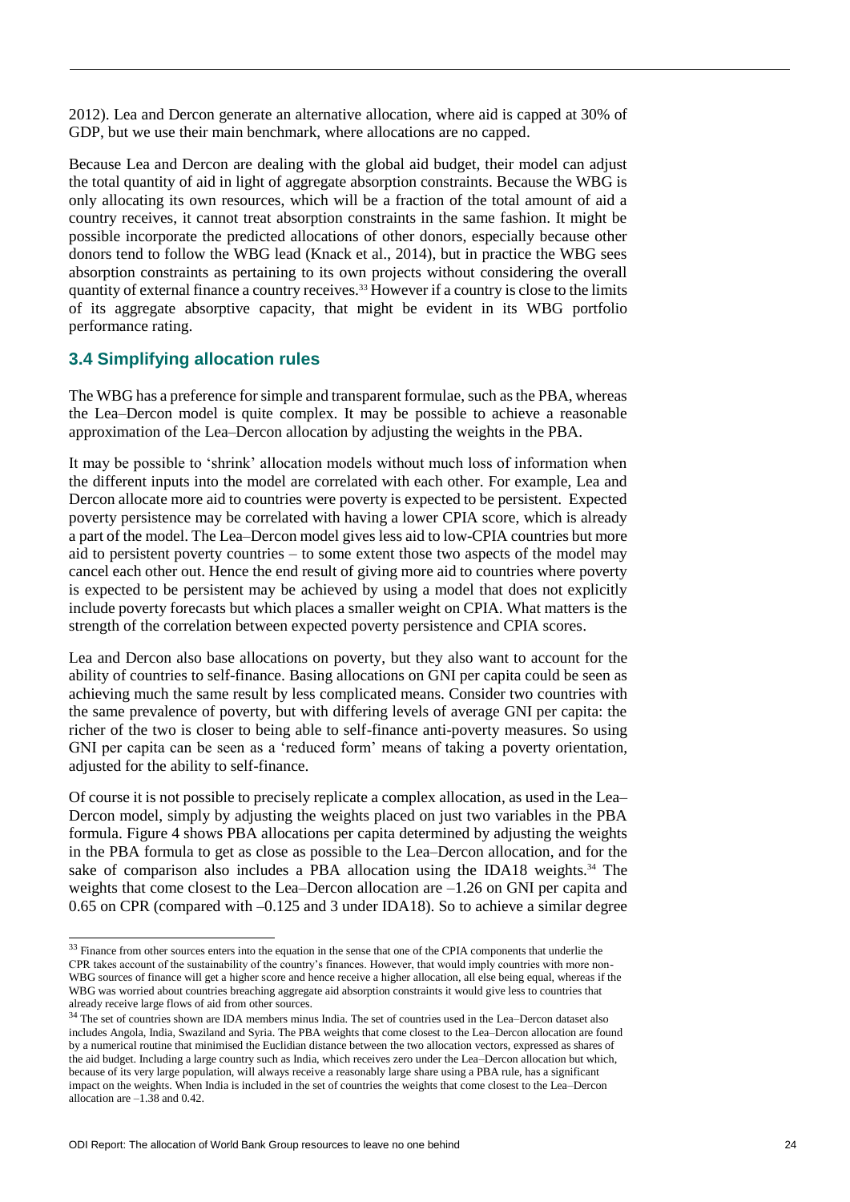2012). Lea and Dercon generate an alternative allocation, where aid is capped at 30% of GDP, but we use their main benchmark, where allocations are no capped.

Because Lea and Dercon are dealing with the global aid budget, their model can adjust the total quantity of aid in light of aggregate absorption constraints. Because the WBG is only allocating its own resources, which will be a fraction of the total amount of aid a country receives, it cannot treat absorption constraints in the same fashion. It might be possible incorporate the predicted allocations of other donors, especially because other donors tend to follow the WBG lead (Knack et al., 2014), but in practice the WBG sees absorption constraints as pertaining to its own projects without considering the overall quantity of external finance a country receives.[33] However if a country is close to the limits of its aggregate absorptive capacity, that might be evident in its WBG portfolio performance rating.

### 3.4 Simplifying allocation rules

The WBG has a preference for simple and transparent formulae, such as the PBA, whereas the Lea–Dercon model is quite complex. It may be possible to achieve a reasonable approximation of the Lea–Dercon allocation by adjusting the weights in the PBA.

It may be possible to 'shrink' allocation models without much loss of information when the different inputs into the model are correlated with each other. For example, Lea and Dercon allocate more aid to countries were poverty is expected to be persistent. Expected poverty persistence may be correlated with having a lower CPIA score, which is already a part of the model. The Lea–Dercon model gives less aid to low-CPIA countries but more aid to persistent poverty countries – to some extent those two aspects of the model may cancel each other out. Hence the end result of giving more aid to countries where poverty is expected to be persistent may be achieved by using a model that does not explicitly include poverty forecasts but which places a smaller weight on CPIA. What matters is the strength of the correlation between expected poverty persistence and CPIA scores.

Lea and Dercon also base allocations on poverty, but they also want to account for the ability of countries to self-finance. Basing allocations on GNI per capita could be seen as achieving much the same result by less complicated means. Consider two countries with the same prevalence of poverty, but with differing levels of average GNI per capita: the richer of the two is closer to being able to self-finance anti-poverty measures. So using GNI per capita can be seen as a 'reduced form' means of taking a poverty orientation, adjusted for the ability to self-finance.

Of course it is not possible to precisely replicate a complex allocation, as used in the Lea–Dercon model, simply by adjusting the weights placed on just two variables in the PBA formula. Figure 4 shows PBA allocations per capita determined by adjusting the weights in the PBA formula to get as close as possible to the Lea–Dercon allocation, and for the sake of comparison also includes a PBA allocation using the IDA18 weights.[34] The weights that come closest to the Lea–Dercon allocation are –1.26 on GNI per capita and 0.65 on CPR (compared with –0.125 and 3 under IDA18). So to achieve a similar degree

[33] Finance from other sources enters into the equation in the sense that one of the CPIA components that underlie the CPR takes account of the sustainability of the country's finances. However, that would imply countries with more non-WBG sources of finance will get a higher score and hence receive a higher allocation, all else being equal, whereas if the WBG was worried about countries breaching aggregate aid absorption constraints it would give less to countries that already receive large flows of aid from other sources.

[34] The set of countries shown are IDA members minus India. The set of countries used in the Lea–Dercon dataset also includes Angola, India, Swaziland and Syria. The PBA weights that come closest to the Lea–Dercon allocation are found by a numerical routine that minimised the Euclidian distance between the two allocation vectors, expressed as shares of the aid budget. Including a large country such as India, which receives zero under the Lea–Dercon allocation but which, because of its very large population, will always receive a reasonably large share using a PBA rule, has a significant impact on the weights. When India is included in the set of countries the weights that come closest to the Lea–Dercon allocation are –1.38 and 0.42.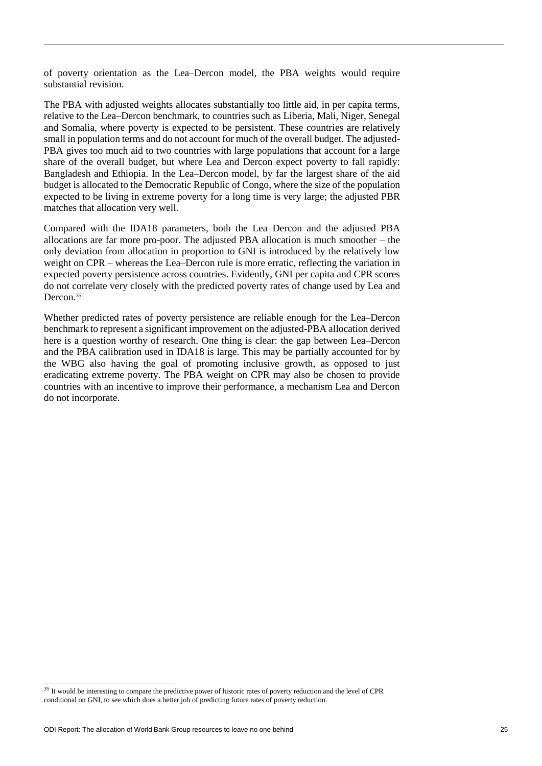of poverty orientation as the Lea–Dercon model, the PBA weights would require substantial revision.

The PBA with adjusted weights allocates substantially too little aid, in per capita terms, relative to the Lea–Dercon benchmark, to countries such as Liberia, Mali, Niger, Senegal and Somalia, where poverty is expected to be persistent. These countries are relatively small in population terms and do not account for much of the overall budget. The adjusted-PBA gives too much aid to two countries with large populations that account for a large share of the overall budget, but where Lea and Dercon expect poverty to fall rapidly: Bangladesh and Ethiopia. In the Lea–Dercon model, by far the largest share of the aid budget is allocated to the Democratic Republic of Congo, where the size of the population expected to be living in extreme poverty for a long time is very large; the adjusted PBR matches that allocation very well.

Compared with the IDA18 parameters, both the Lea–Dercon and the adjusted PBA allocations are far more pro-poor. The adjusted PBA allocation is much smoother – the only deviation from allocation in proportion to GNI is introduced by the relatively low weight on CPR – whereas the Lea–Dercon rule is more erratic, reflecting the variation in expected poverty persistence across countries. Evidently, GNI per capita and CPR scores do not correlate very closely with the predicted poverty rates of change used by Lea and Dercon.[35]

Whether predicted rates of poverty persistence are reliable enough for the Lea–Dercon benchmark to represent a significant improvement on the adjusted-PBA allocation derived here is a question worthy of research. One thing is clear: the gap between Lea–Dercon and the PBA calibration used in IDA18 is large. This may be partially accounted for by the WBG also having the goal of promoting inclusive growth, as opposed to just eradicating extreme poverty. The PBA weight on CPR may also be chosen to provide countries with an incentive to improve their performance, a mechanism Lea and Dercon do not incorporate.

[35] It would be interesting to compare the predictive power of historic rates of poverty reduction and the level of CPR conditional on GNI, to see which does a better job of predicting future rates of poverty reduction.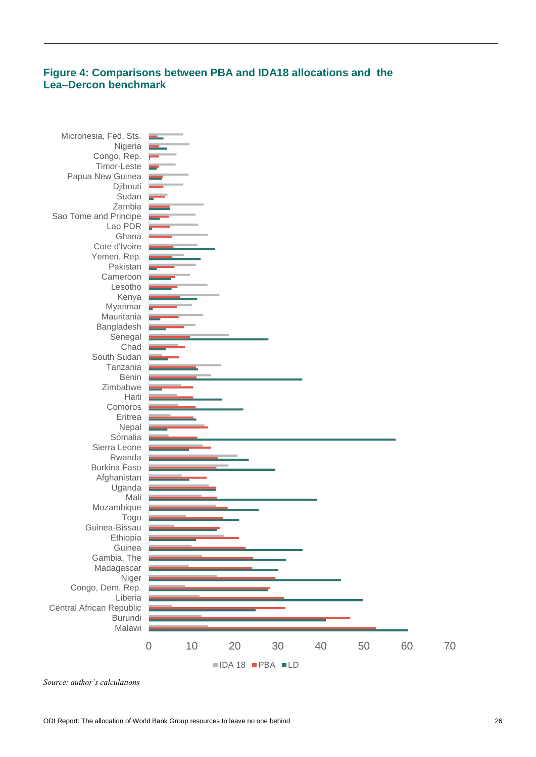#### Figure 4: Comparisons between PBA and IDA18 allocations and the Lea–Dercon benchmark

Micronesia, Fed. Sts.
Nigeria
Congo, Rep.
Timor-Leste
Papua New Guinea
Djibouti
Sudan
Zambia
Sao Tome and Principe
Lao PDR
Ghana
Cote d'Ivoire
Yemen, Rep.
Pakistan
Cameroon
Lesotho
Kenya
Myanmar
Mauritania
Bangladesh
Senegal
Chad
South Sudan
Tanzania
Benin
Zimbabwe
Haiti
Comoros
Eritrea
Nepal
Somalia
Sierra Leone
Rwanda
Burkina Faso
Afghanistan
Uganda
Mali
Mozambique
Togo
Guinea-Bissau
Ethiopia
Guinea
Gambia, The
Madagascar
Niger
Congo, Dem. Rep.
Liberia
Central African Republic
Burundi
Malawi

0 10 20 30 40 50 60 70

IDA 18 PBA LD

*Source: author's calculations*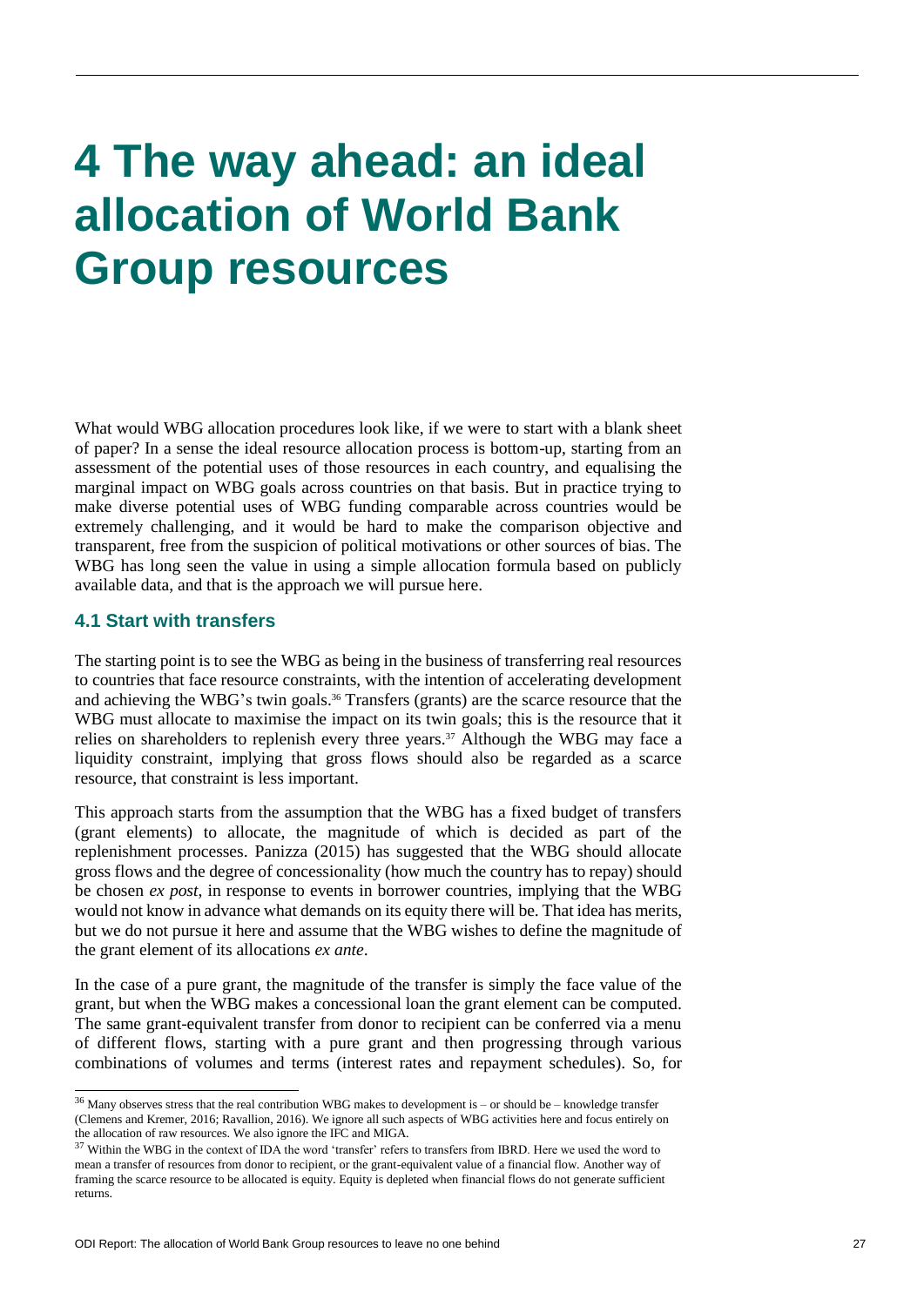# 4 The way ahead: an ideal allocation of World Bank Group resources

What would WBG allocation procedures look like, if we were to start with a blank sheet of paper? In a sense the ideal resource allocation process is bottom-up, starting from an assessment of the potential uses of those resources in each country, and equalising the marginal impact on WBG goals across countries on that basis. But in practice trying to make diverse potential uses of WBG funding comparable across countries would be extremely challenging, and it would be hard to make the comparison objective and transparent, free from the suspicion of political motivations or other sources of bias. The WBG has long seen the value in using a simple allocation formula based on publicly available data, and that is the approach we will pursue here.

## 4.1 Start with transfers

The starting point is to see the WBG as being in the business of transferring real resources to countries that face resource constraints, with the intention of accelerating development and achieving the WBG's twin goals.[36] Transfers (grants) are the scarce resource that the WBG must allocate to maximise the impact on its twin goals; this is the resource that it relies on shareholders to replenish every three years.[37] Although the WBG may face a liquidity constraint, implying that gross flows should also be regarded as a scarce resource, that constraint is less important.

This approach starts from the assumption that the WBG has a fixed budget of transfers (grant elements) to allocate, the magnitude of which is decided as part of the replenishment processes. Panizza (2015) has suggested that the WBG should allocate gross flows and the degree of concessionality (how much the country has to repay) should be chosen *ex post*, in response to events in borrower countries, implying that the WBG would not know in advance what demands on its equity there will be. That idea has merits, but we do not pursue it here and assume that the WBG wishes to define the magnitude of the grant element of its allocations *ex ante*.

In the case of a pure grant, the magnitude of the transfer is simply the face value of the grant, but when the WBG makes a concessional loan the grant element can be computed. The same grant-equivalent transfer from donor to recipient can be conferred via a menu of different flows, starting with a pure grant and then progressing through various combinations of volumes and terms (interest rates and repayment schedules). So, for

---

[36] Many observes stress that the real contribution WBG makes to development is – or should be – knowledge transfer (Clemens and Kremer, 2016; Ravallion, 2016). We ignore all such aspects of WBG activities here and focus entirely on the allocation of raw resources. We also ignore the IFC and MIGA.

[37] Within the WBG in the context of IDA the word 'transfer' refers to transfers from IBRD. Here we used the word to mean a transfer of resources from donor to recipient, or the grant-equivalent value of a financial flow. Another way of framing the scarce resource to be allocated is equity. Equity is depleted when financial flows do not generate sufficient returns.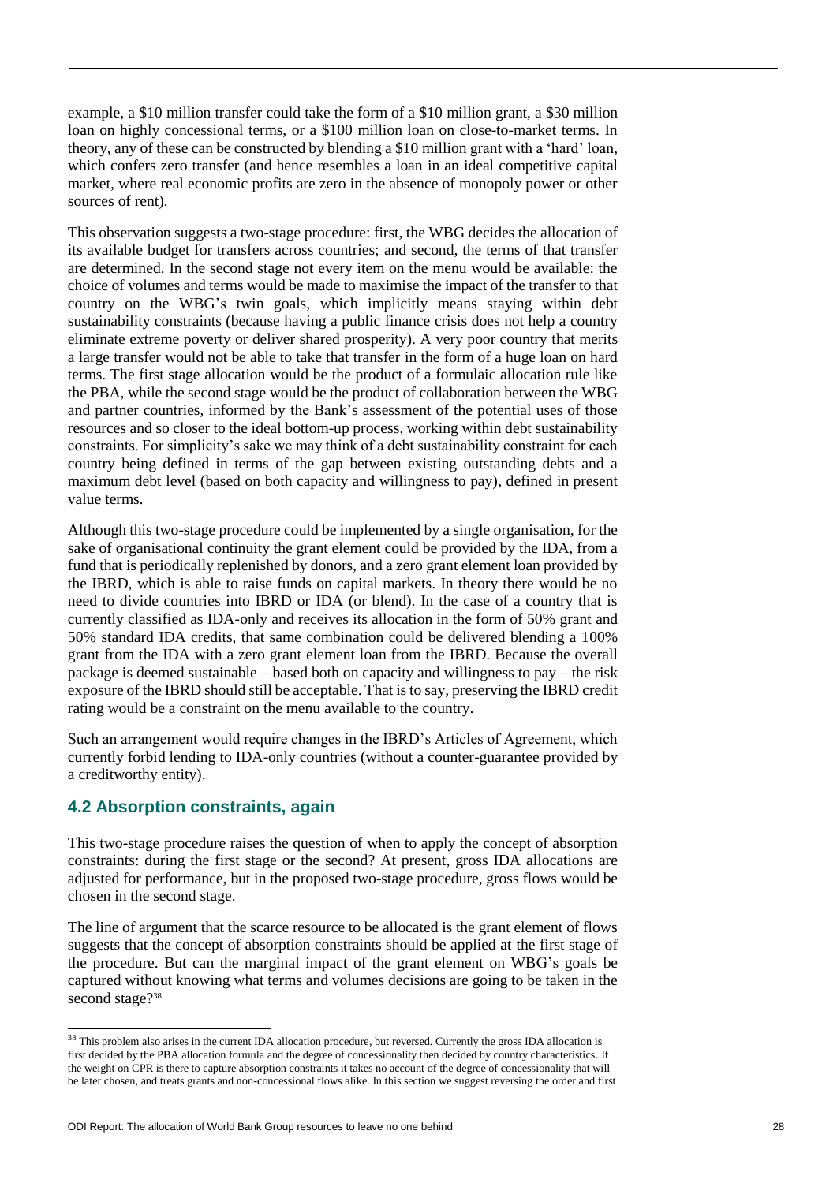example, a $10 million transfer could take the form of a $10 million grant, a $30 million loan on highly concessional terms, or a $100 million loan on close-to-market terms. In theory, any of these can be constructed by blending a $10 million grant with a 'hard' loan, which confers zero transfer (and hence resembles a loan in an ideal competitive capital market, where real economic profits are zero in the absence of monopoly power or other sources of rent).

This observation suggests a two-stage procedure: first, the WBG decides the allocation of its available budget for transfers across countries; and second, the terms of that transfer are determined. In the second stage not every item on the menu would be available: the choice of volumes and terms would be made to maximise the impact of the transfer to that country on the WBG's twin goals, which implicitly means staying within debt sustainability constraints (because having a public finance crisis does not help a country eliminate extreme poverty or deliver shared prosperity). A very poor country that merits a large transfer would not be able to take that transfer in the form of a huge loan on hard terms. The first stage allocation would be the product of a formulaic allocation rule like the PBA, while the second stage would be the product of collaboration between the WBG and partner countries, informed by the Bank's assessment of the potential uses of those resources and so closer to the ideal bottom-up process, working within debt sustainability constraints. For simplicity's sake we may think of a debt sustainability constraint for each country being defined in terms of the gap between existing outstanding debts and a maximum debt level (based on both capacity and willingness to pay), defined in present value terms.

Although this two-stage procedure could be implemented by a single organisation, for the sake of organisational continuity the grant element could be provided by the IDA, from a fund that is periodically replenished by donors, and a zero grant element loan provided by the IBRD, which is able to raise funds on capital markets. In theory there would be no need to divide countries into IBRD or IDA (or blend). In the case of a country that is currently classified as IDA-only and receives its allocation in the form of 50% grant and 50% standard IDA credits, that same combination could be delivered blending a 100% grant from the IDA with a zero grant element loan from the IBRD. Because the overall package is deemed sustainable – based both on capacity and willingness to pay – the risk exposure of the IBRD should still be acceptable. That is to say, preserving the IBRD credit rating would be a constraint on the menu available to the country.

Such an arrangement would require changes in the IBRD's Articles of Agreement, which currently forbid lending to IDA-only countries (without a counter-guarantee provided by a creditworthy entity).

## 4.2 Absorption constraints, again

This two-stage procedure raises the question of when to apply the concept of absorption constraints: during the first stage or the second? At present, gross IDA allocations are adjusted for performance, but in the proposed two-stage procedure, gross flows would be chosen in the second stage.

The line of argument that the scarce resource to be allocated is the grant element of flows suggests that the concept of absorption constraints should be applied at the first stage of the procedure. But can the marginal impact of the grant element on WBG's goals be captured without knowing what terms and volumes decisions are going to be taken in the second stage?[38]

[38] This problem also arises in the current IDA allocation procedure, but reversed. Currently the gross IDA allocation is first decided by the PBA allocation formula and the degree of concessionality then decided by country characteristics. If the weight on CPR is there to capture absorption constraints it takes no account of the degree of concessionality that will be later chosen, and treats grants and non-concessional flows alike. In this section we suggest reversing the order and first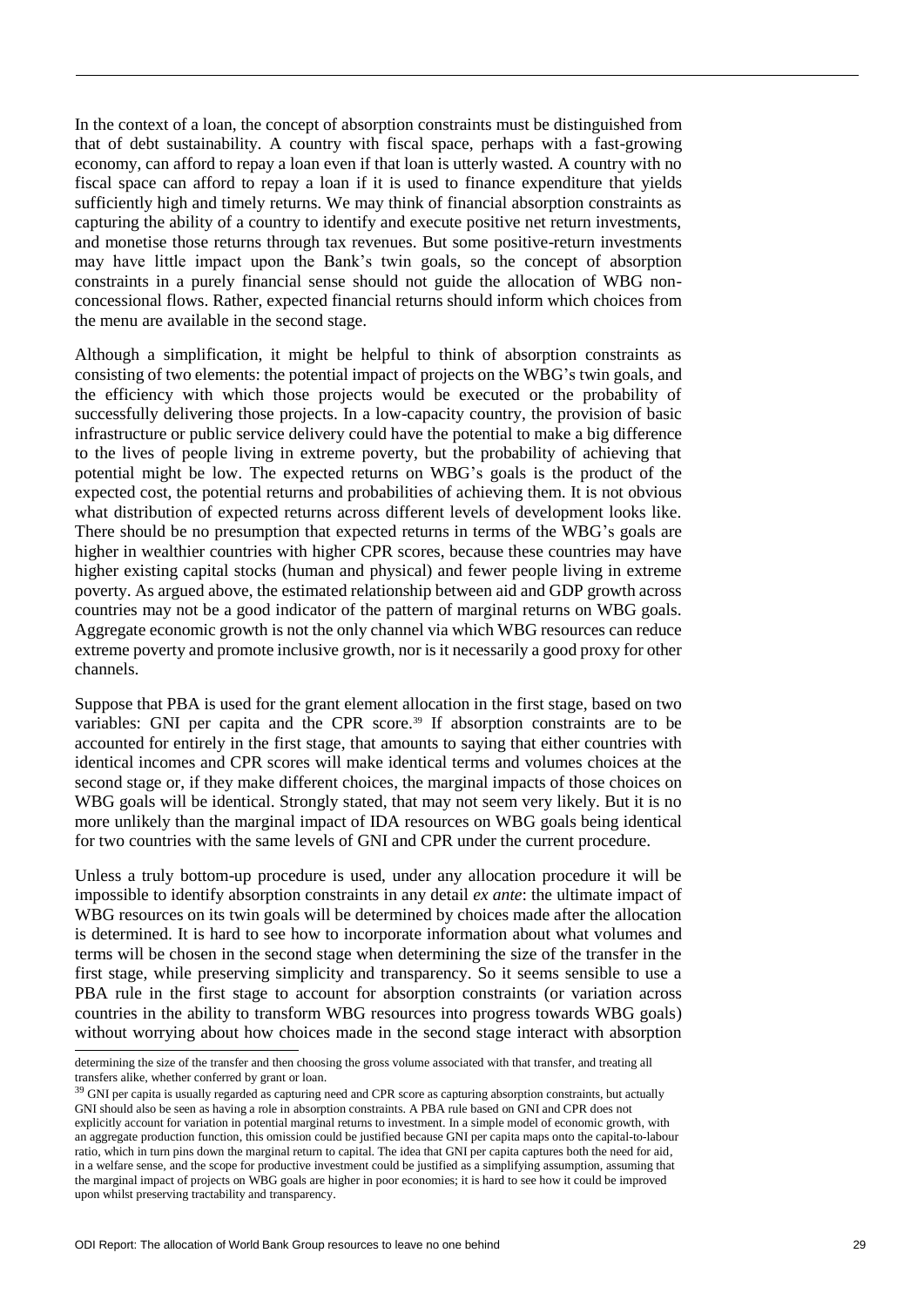In the context of a loan, the concept of absorption constraints must be distinguished from that of debt sustainability. A country with fiscal space, perhaps with a fast-growing economy, can afford to repay a loan even if that loan is utterly wasted. A country with no fiscal space can afford to repay a loan if it is used to finance expenditure that yields sufficiently high and timely returns. We may think of financial absorption constraints as capturing the ability of a country to identify and execute positive net return investments, and monetise those returns through tax revenues. But some positive-return investments may have little impact upon the Bank's twin goals, so the concept of absorption constraints in a purely financial sense should not guide the allocation of WBG non-concessional flows. Rather, expected financial returns should inform which choices from the menu are available in the second stage.

Although a simplification, it might be helpful to think of absorption constraints as consisting of two elements: the potential impact of projects on the WBG's twin goals, and the efficiency with which those projects would be executed or the probability of successfully delivering those projects. In a low-capacity country, the provision of basic infrastructure or public service delivery could have the potential to make a big difference to the lives of people living in extreme poverty, but the probability of achieving that potential might be low. The expected returns on WBG's goals is the product of the expected cost, the potential returns and probabilities of achieving them. It is not obvious what distribution of expected returns across different levels of development looks like. There should be no presumption that expected returns in terms of the WBG's goals are higher in wealthier countries with higher CPR scores, because these countries may have higher existing capital stocks (human and physical) and fewer people living in extreme poverty. As argued above, the estimated relationship between aid and GDP growth across countries may not be a good indicator of the pattern of marginal returns on WBG goals. Aggregate economic growth is not the only channel via which WBG resources can reduce extreme poverty and promote inclusive growth, nor is it necessarily a good proxy for other channels.

Suppose that PBA is used for the grant element allocation in the first stage, based on two variables: GNI per capita and the CPR score.[39] If absorption constraints are to be accounted for entirely in the first stage, that amounts to saying that either countries with identical incomes and CPR scores will make identical terms and volumes choices at the second stage or, if they make different choices, the marginal impacts of those choices on WBG goals will be identical. Strongly stated, that may not seem very likely. But it is no more unlikely than the marginal impact of IDA resources on WBG goals being identical for two countries with the same levels of GNI and CPR under the current procedure.

Unless a truly bottom-up procedure is used, under any allocation procedure it will be impossible to identify absorption constraints in any detail *ex ante*: the ultimate impact of WBG resources on its twin goals will be determined by choices made after the allocation is determined. It is hard to see how to incorporate information about what volumes and terms will be chosen in the second stage when determining the size of the transfer in the first stage, while preserving simplicity and transparency. So it seems sensible to use a PBA rule in the first stage to account for absorption constraints (or variation across countries in the ability to transform WBG resources into progress towards WBG goals) without worrying about how choices made in the second stage interact with absorption

determining the size of the transfer and then choosing the gross volume associated with that transfer, and treating all transfers alike, whether conferred by grant or loan.

[39] GNI per capita is usually regarded as capturing need and CPR score as capturing absorption constraints, but actually GNI should also be seen as having a role in absorption constraints. A PBA rule based on GNI and CPR does not explicitly account for variation in potential marginal returns to investment. In a simple model of economic growth, with an aggregate production function, this omission could be justified because GNI per capita maps onto the capital-to-labour ratio, which in turn pins down the marginal return to capital. The idea that GNI per capita captures both the need for aid, in a welfare sense, and the scope for productive investment could be justified as a simplifying assumption, assuming that the marginal impact of projects on WBG goals are higher in poor economies; it is hard to see how it could be improved upon whilst preserving tractability and transparency.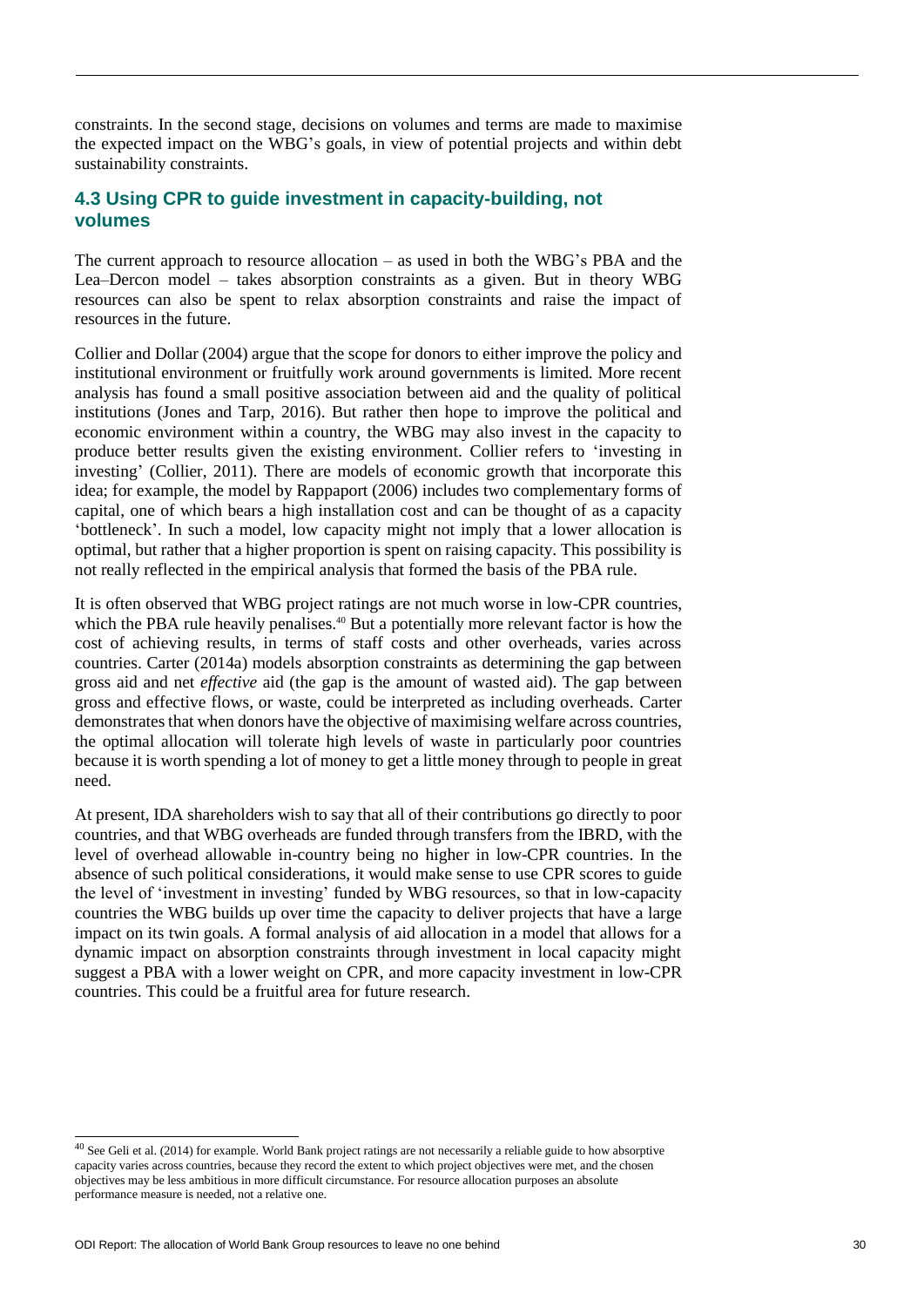constraints. In the second stage, decisions on volumes and terms are made to maximise the expected impact on the WBG's goals, in view of potential projects and within debt sustainability constraints.

## 4.3 Using CPR to guide investment in capacity-building, not volumes

The current approach to resource allocation – as used in both the WBG's PBA and the Lea–Dercon model – takes absorption constraints as a given. But in theory WBG resources can also be spent to relax absorption constraints and raise the impact of resources in the future.

Collier and Dollar (2004) argue that the scope for donors to either improve the policy and institutional environment or fruitfully work around governments is limited. More recent analysis has found a small positive association between aid and the quality of political institutions (Jones and Tarp, 2016). But rather then hope to improve the political and economic environment within a country, the WBG may also invest in the capacity to produce better results given the existing environment. Collier refers to 'investing in investing' (Collier, 2011). There are models of economic growth that incorporate this idea; for example, the model by Rappaport (2006) includes two complementary forms of capital, one of which bears a high installation cost and can be thought of as a capacity 'bottleneck'. In such a model, low capacity might not imply that a lower allocation is optimal, but rather that a higher proportion is spent on raising capacity. This possibility is not really reflected in the empirical analysis that formed the basis of the PBA rule.

It is often observed that WBG project ratings are not much worse in low-CPR countries, which the PBA rule heavily penalises.[40] But a potentially more relevant factor is how the cost of achieving results, in terms of staff costs and other overheads, varies across countries. Carter (2014a) models absorption constraints as determining the gap between gross aid and net *effective* aid (the gap is the amount of wasted aid). The gap between gross and effective flows, or waste, could be interpreted as including overheads. Carter demonstrates that when donors have the objective of maximising welfare across countries, the optimal allocation will tolerate high levels of waste in particularly poor countries because it is worth spending a lot of money to get a little money through to people in great need.

At present, IDA shareholders wish to say that all of their contributions go directly to poor countries, and that WBG overheads are funded through transfers from the IBRD, with the level of overhead allowable in-country being no higher in low-CPR countries. In the absence of such political considerations, it would make sense to use CPR scores to guide the level of 'investment in investing' funded by WBG resources, so that in low-capacity countries the WBG builds up over time the capacity to deliver projects that have a large impact on its twin goals. A formal analysis of aid allocation in a model that allows for a dynamic impact on absorption constraints through investment in local capacity might suggest a PBA with a lower weight on CPR, and more capacity investment in low-CPR countries. This could be a fruitful area for future research.

[40] See Geli et al. (2014) for example. World Bank project ratings are not necessarily a reliable guide to how absorptive capacity varies across countries, because they record the extent to which project objectives were met, and the chosen objectives may be less ambitious in more difficult circumstance. For resource allocation purposes an absolute performance measure is needed, not a relative one.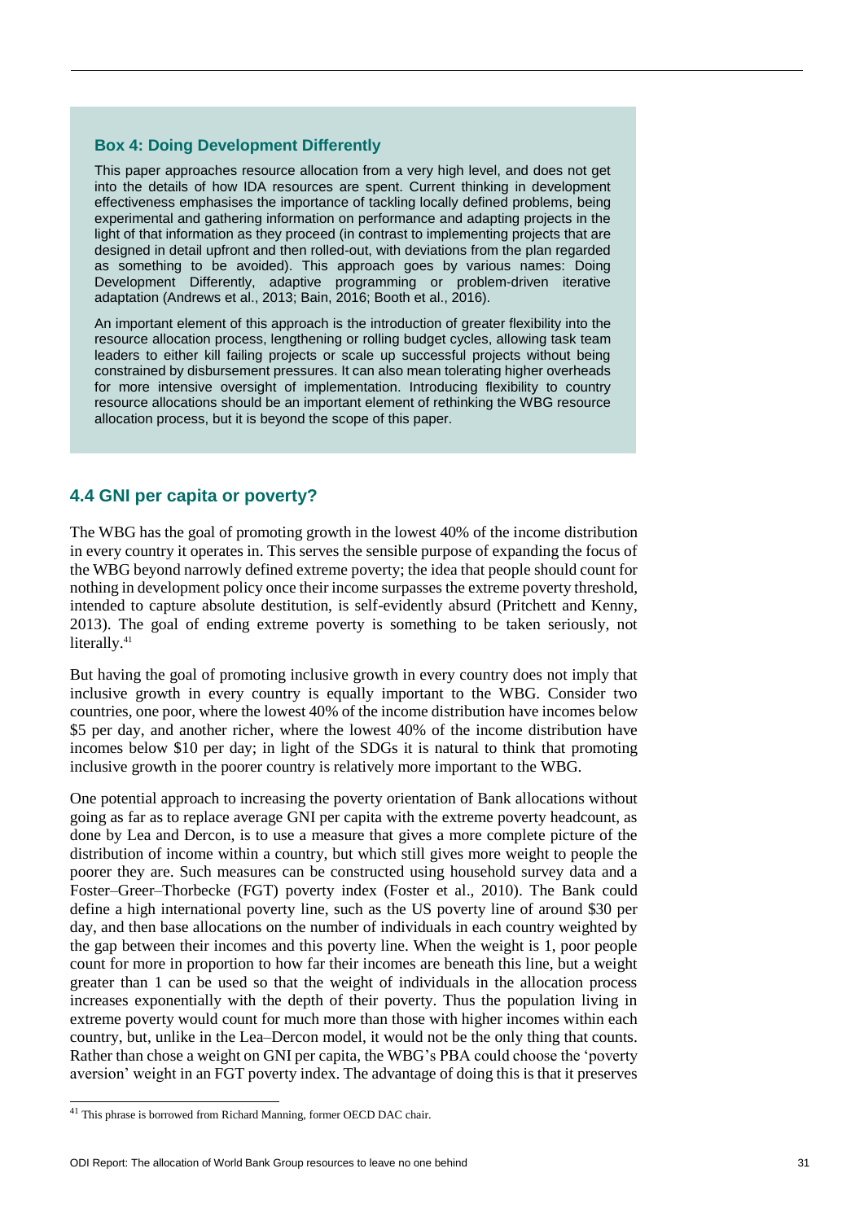**Box 4: Doing Development Differently**

This paper approaches resource allocation from a very high level, and does not get into the details of how IDA resources are spent. Current thinking in development effectiveness emphasises the importance of tackling locally defined problems, being experimental and gathering information on performance and adapting projects in the light of that information as they proceed (in contrast to implementing projects that are designed in detail upfront and then rolled-out, with deviations from the plan regarded as something to be avoided). This approach goes by various names: Doing Development Differently, adaptive programming or problem-driven iterative adaptation (Andrews et al., 2013; Bain, 2016; Booth et al., 2016).

An important element of this approach is the introduction of greater flexibility into the resource allocation process, lengthening or rolling budget cycles, allowing task team leaders to either kill failing projects or scale up successful projects without being constrained by disbursement pressures. It can also mean tolerating higher overheads for more intensive oversight of implementation. Introducing flexibility to country resource allocations should be an important element of rethinking the WBG resource allocation process, but it is beyond the scope of this paper.

## 4.4 GNI per capita or poverty?

The WBG has the goal of promoting growth in the lowest 40% of the income distribution in every country it operates in. This serves the sensible purpose of expanding the focus of the WBG beyond narrowly defined extreme poverty; the idea that people should count for nothing in development policy once their income surpasses the extreme poverty threshold, intended to capture absolute destitution, is self-evidently absurd (Pritchett and Kenny, 2013). The goal of ending extreme poverty is something to be taken seriously, not literally.[41]

But having the goal of promoting inclusive growth in every country does not imply that inclusive growth in every country is equally important to the WBG. Consider two countries, one poor, where the lowest 40% of the income distribution have incomes below \$5 per day, and another richer, where the lowest 40% of the income distribution have incomes below \$10 per day; in light of the SDGs it is natural to think that promoting inclusive growth in the poorer country is relatively more important to the WBG.

One potential approach to increasing the poverty orientation of Bank allocations without going as far as to replace average GNI per capita with the extreme poverty headcount, as done by Lea and Dercon, is to use a measure that gives a more complete picture of the distribution of income within a country, but which still gives more weight to people the poorer they are. Such measures can be constructed using household survey data and a Foster–Greer–Thorbecke (FGT) poverty index (Foster et al., 2010). The Bank could define a high international poverty line, such as the US poverty line of around \$30 per day, and then base allocations on the number of individuals in each country weighted by the gap between their incomes and this poverty line. When the weight is 1, poor people count for more in proportion to how far their incomes are beneath this line, but a weight greater than 1 can be used so that the weight of individuals in the allocation process increases exponentially with the depth of their poverty. Thus the population living in extreme poverty would count for much more than those with higher incomes within each country, but, unlike in the Lea–Dercon model, it would not be the only thing that counts. Rather than chose a weight on GNI per capita, the WBG's PBA could choose the 'poverty aversion' weight in an FGT poverty index. The advantage of doing this is that it preserves

[41] This phrase is borrowed from Richard Manning, former OECD DAC chair.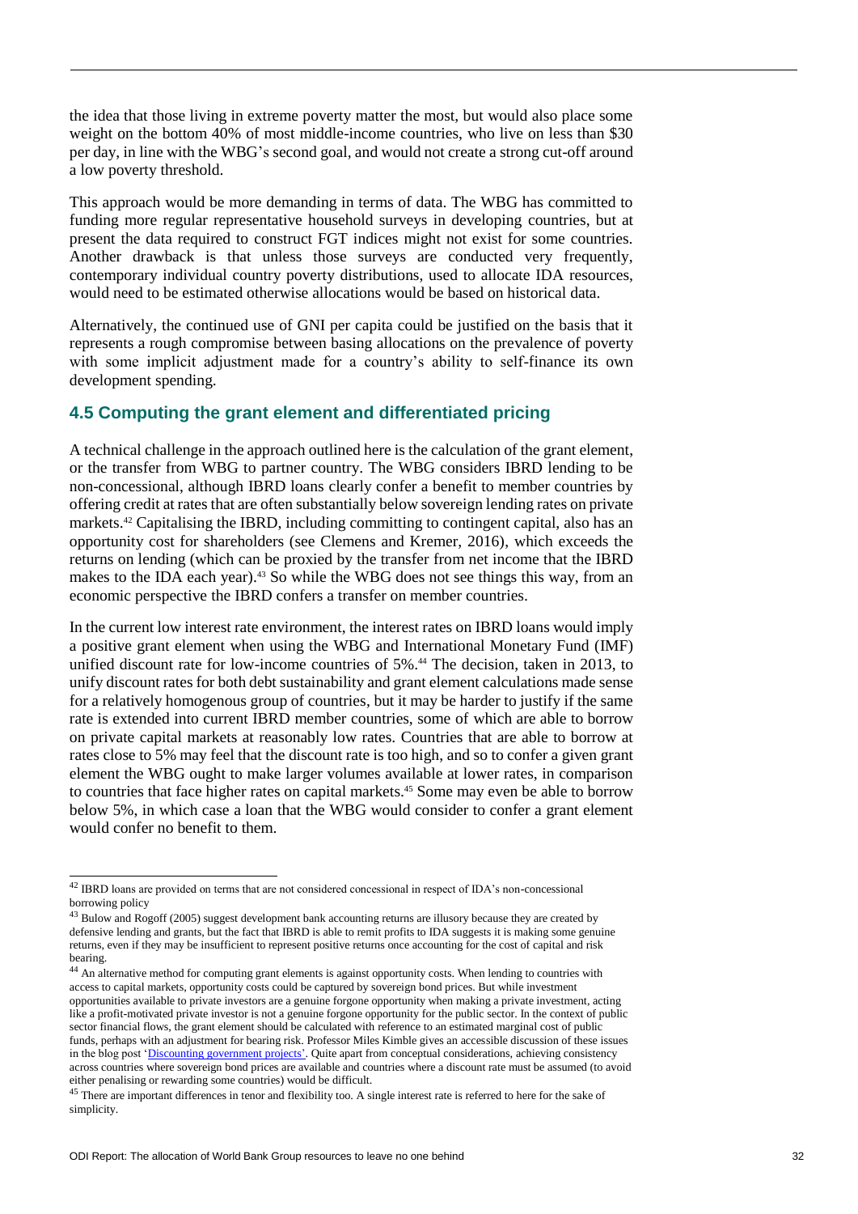the idea that those living in extreme poverty matter the most, but would also place some weight on the bottom 40% of most middle-income countries, who live on less than \$30 per day, in line with the WBG's second goal, and would not create a strong cut-off around a low poverty threshold.

This approach would be more demanding in terms of data. The WBG has committed to funding more regular representative household surveys in developing countries, but at present the data required to construct FGT indices might not exist for some countries. Another drawback is that unless those surveys are conducted very frequently, contemporary individual country poverty distributions, used to allocate IDA resources, would need to be estimated otherwise allocations would be based on historical data.

Alternatively, the continued use of GNI per capita could be justified on the basis that it represents a rough compromise between basing allocations on the prevalence of poverty with some implicit adjustment made for a country's ability to self-finance its own development spending.

## 4.5 Computing the grant element and differentiated pricing

A technical challenge in the approach outlined here is the calculation of the grant element, or the transfer from WBG to partner country. The WBG considers IBRD lending to be non-concessional, although IBRD loans clearly confer a benefit to member countries by offering credit at rates that are often substantially below sovereign lending rates on private markets.[42] Capitalising the IBRD, including committing to contingent capital, also has an opportunity cost for shareholders (see Clemens and Kremer, 2016), which exceeds the returns on lending (which can be proxied by the transfer from net income that the IBRD makes to the IDA each year).[43] So while the WBG does not see things this way, from an economic perspective the IBRD confers a transfer on member countries.

In the current low interest rate environment, the interest rates on IBRD loans would imply a positive grant element when using the WBG and International Monetary Fund (IMF) unified discount rate for low-income countries of 5%.[44] The decision, taken in 2013, to unify discount rates for both debt sustainability and grant element calculations made sense for a relatively homogenous group of countries, but it may be harder to justify if the same rate is extended into current IBRD member countries, some of which are able to borrow on private capital markets at reasonably low rates. Countries that are able to borrow at rates close to 5% may feel that the discount rate is too high, and so to confer a given grant element the WBG ought to make larger volumes available at lower rates, in comparison to countries that face higher rates on capital markets.[45] Some may even be able to borrow below 5%, in which case a loan that the WBG would consider to confer a grant element would confer no benefit to them.

---

[42] IBRD loans are provided on terms that are not considered concessional in respect of IDA's non-concessional borrowing policy

[43] Bulow and Rogoff (2005) suggest development bank accounting returns are illusory because they are created by defensive lending and grants, but the fact that IBRD is able to remit profits to IDA suggests it is making some genuine returns, even if they may be insufficient to represent positive returns once accounting for the cost of capital and risk bearing.

[44] An alternative method for computing grant elements is against opportunity costs. When lending to countries with access to capital markets, opportunity costs could be captured by sovereign bond prices. But while investment opportunities available to private investors are a genuine forgone opportunity when making a private investment, acting like a profit-motivated private investor is not a genuine forgone opportunity for the public sector. In the context of public sector financial flows, the grant element should be calculated with reference to an estimated marginal cost of public funds, perhaps with an adjustment for bearing risk. Professor Miles Kimble gives an accessible discussion of these issues in the blog post 'Discounting government projects'. Quite apart from conceptual considerations, achieving consistency across countries where sovereign bond prices are available and countries where a discount rate must be assumed (to avoid either penalising or rewarding some countries) would be difficult.

[45] There are important differences in tenor and flexibility too. A single interest rate is referred to here for the sake of simplicity.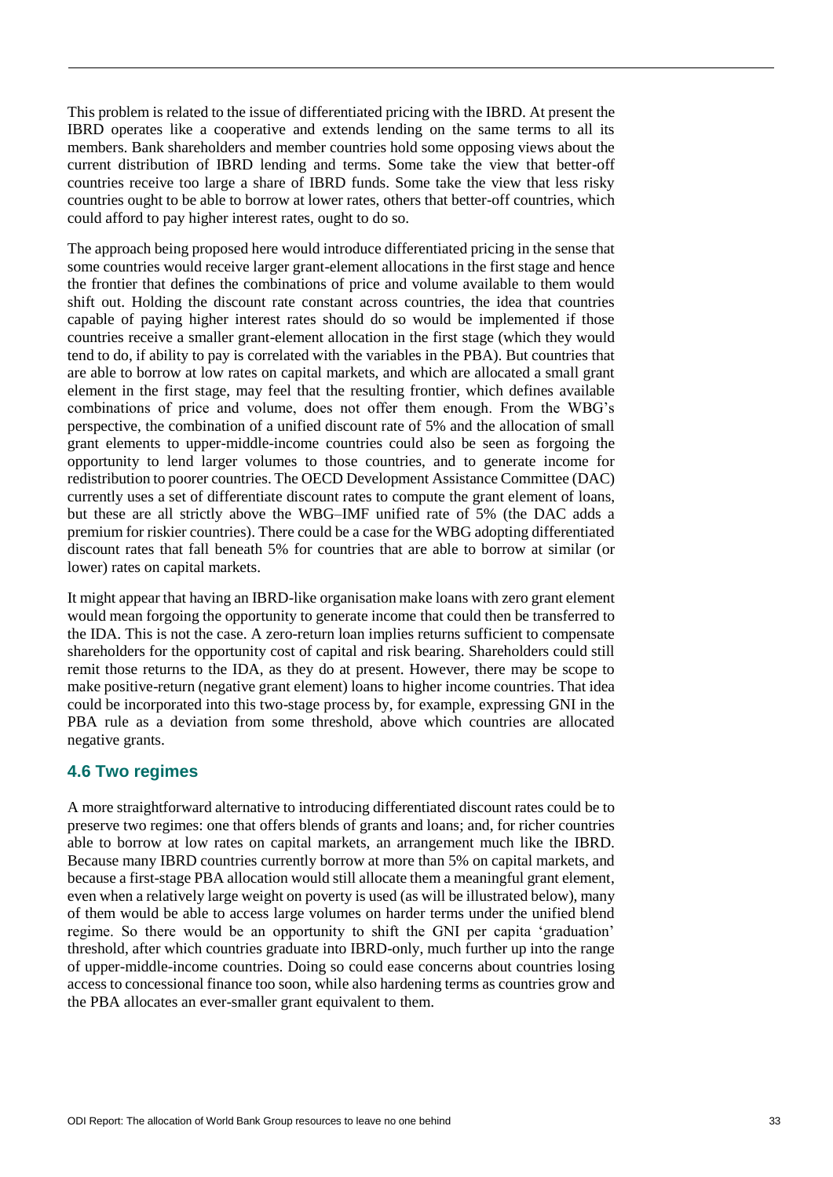This problem is related to the issue of differentiated pricing with the IBRD. At present the IBRD operates like a cooperative and extends lending on the same terms to all its members. Bank shareholders and member countries hold some opposing views about the current distribution of IBRD lending and terms. Some take the view that better-off countries receive too large a share of IBRD funds. Some take the view that less risky countries ought to be able to borrow at lower rates, others that better-off countries, which could afford to pay higher interest rates, ought to do so.

The approach being proposed here would introduce differentiated pricing in the sense that some countries would receive larger grant-element allocations in the first stage and hence the frontier that defines the combinations of price and volume available to them would shift out. Holding the discount rate constant across countries, the idea that countries capable of paying higher interest rates should do so would be implemented if those countries receive a smaller grant-element allocation in the first stage (which they would tend to do, if ability to pay is correlated with the variables in the PBA). But countries that are able to borrow at low rates on capital markets, and which are allocated a small grant element in the first stage, may feel that the resulting frontier, which defines available combinations of price and volume, does not offer them enough. From the WBG's perspective, the combination of a unified discount rate of 5% and the allocation of small grant elements to upper-middle-income countries could also be seen as forgoing the opportunity to lend larger volumes to those countries, and to generate income for redistribution to poorer countries. The OECD Development Assistance Committee (DAC) currently uses a set of differentiate discount rates to compute the grant element of loans, but these are all strictly above the WBG–IMF unified rate of 5% (the DAC adds a premium for riskier countries). There could be a case for the WBG adopting differentiated discount rates that fall beneath 5% for countries that are able to borrow at similar (or lower) rates on capital markets.

It might appear that having an IBRD-like organisation make loans with zero grant element would mean forgoing the opportunity to generate income that could then be transferred to the IDA. This is not the case. A zero-return loan implies returns sufficient to compensate shareholders for the opportunity cost of capital and risk bearing. Shareholders could still remit those returns to the IDA, as they do at present. However, there may be scope to make positive-return (negative grant element) loans to higher income countries. That idea could be incorporated into this two-stage process by, for example, expressing GNI in the PBA rule as a deviation from some threshold, above which countries are allocated negative grants.

## 4.6 Two regimes

A more straightforward alternative to introducing differentiated discount rates could be to preserve two regimes: one that offers blends of grants and loans; and, for richer countries able to borrow at low rates on capital markets, an arrangement much like the IBRD. Because many IBRD countries currently borrow at more than 5% on capital markets, and because a first-stage PBA allocation would still allocate them a meaningful grant element, even when a relatively large weight on poverty is used (as will be illustrated below), many of them would be able to access large volumes on harder terms under the unified blend regime. So there would be an opportunity to shift the GNI per capita 'graduation' threshold, after which countries graduate into IBRD-only, much further up into the range of upper-middle-income countries. Doing so could ease concerns about countries losing access to concessional finance too soon, while also hardening terms as countries grow and the PBA allocates an ever-smaller grant equivalent to them.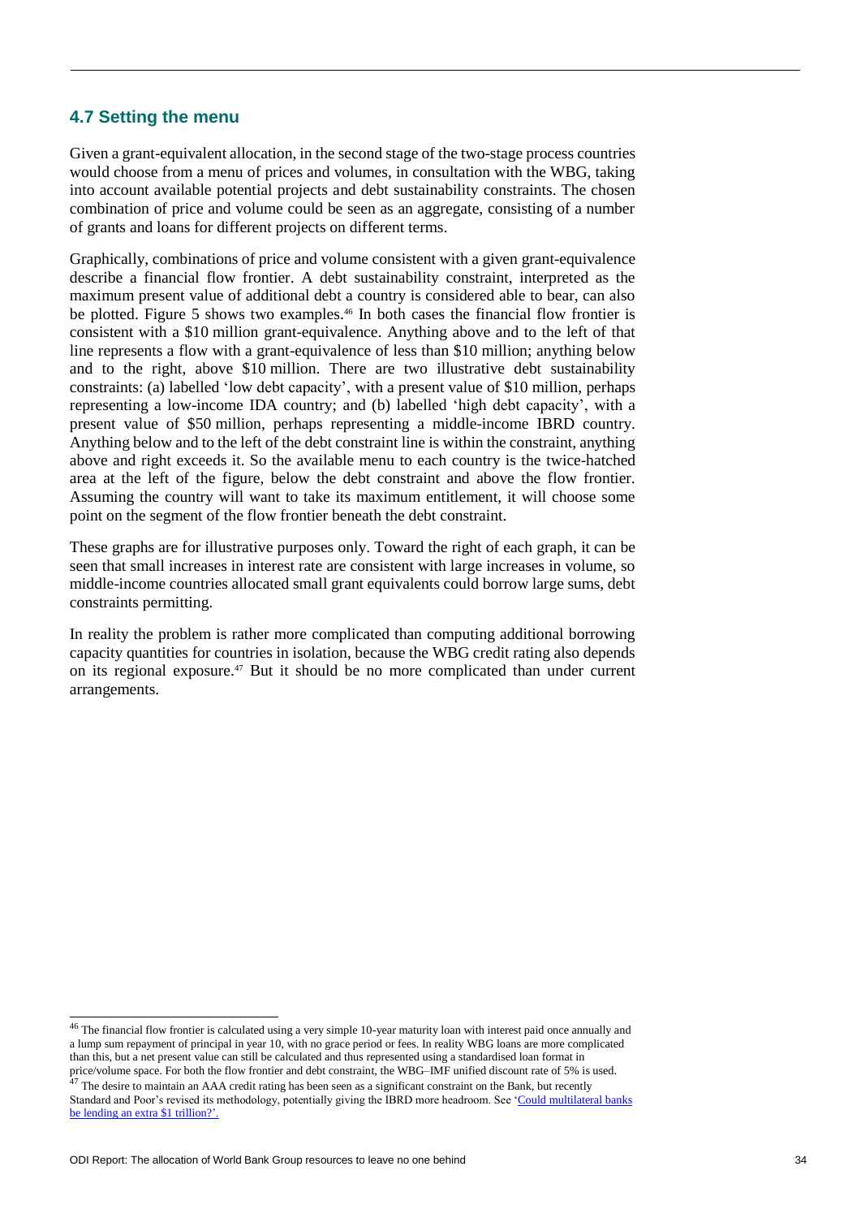## 4.7 Setting the menu

Given a grant-equivalent allocation, in the second stage of the two-stage process countries would choose from a menu of prices and volumes, in consultation with the WBG, taking into account available potential projects and debt sustainability constraints. The chosen combination of price and volume could be seen as an aggregate, consisting of a number of grants and loans for different projects on different terms.

Graphically, combinations of price and volume consistent with a given grant-equivalence describe a financial flow frontier. A debt sustainability constraint, interpreted as the maximum present value of additional debt a country is considered able to bear, can also be plotted. Figure 5 shows two examples.[46] In both cases the financial flow frontier is consistent with a \$10 million grant-equivalence. Anything above and to the left of that line represents a flow with a grant-equivalence of less than \$10 million; anything below and to the right, above \$10 million. There are two illustrative debt sustainability constraints: (a) labelled 'low debt capacity', with a present value of \$10 million, perhaps representing a low-income IDA country; and (b) labelled 'high debt capacity', with a present value of \$50 million, perhaps representing a middle-income IBRD country. Anything below and to the left of the debt constraint line is within the constraint, anything above and right exceeds it. So the available menu to each country is the twice-hatched area at the left of the figure, below the debt constraint and above the flow frontier. Assuming the country will want to take its maximum entitlement, it will choose some point on the segment of the flow frontier beneath the debt constraint.

These graphs are for illustrative purposes only. Toward the right of each graph, it can be seen that small increases in interest rate are consistent with large increases in volume, so middle-income countries allocated small grant equivalents could borrow large sums, debt constraints permitting.

In reality the problem is rather more complicated than computing additional borrowing capacity quantities for countries in isolation, because the WBG credit rating also depends on its regional exposure.[47] But it should be no more complicated than under current arrangements.

---

[46] The financial flow frontier is calculated using a very simple 10-year maturity loan with interest paid once annually and a lump sum repayment of principal in year 10, with no grace period or fees. In reality WBG loans are more complicated than this, but a net present value can still be calculated and thus represented using a standardised loan format in price/volume space. For both the flow frontier and debt constraint, the WBG–IMF unified discount rate of 5% is used.

[47] The desire to maintain an AAA credit rating has been seen as a significant constraint on the Bank, but recently Standard and Poor's revised its methodology, potentially giving the IBRD more headroom. See 'Could multilateral banks be lending an extra \$1 trillion?'.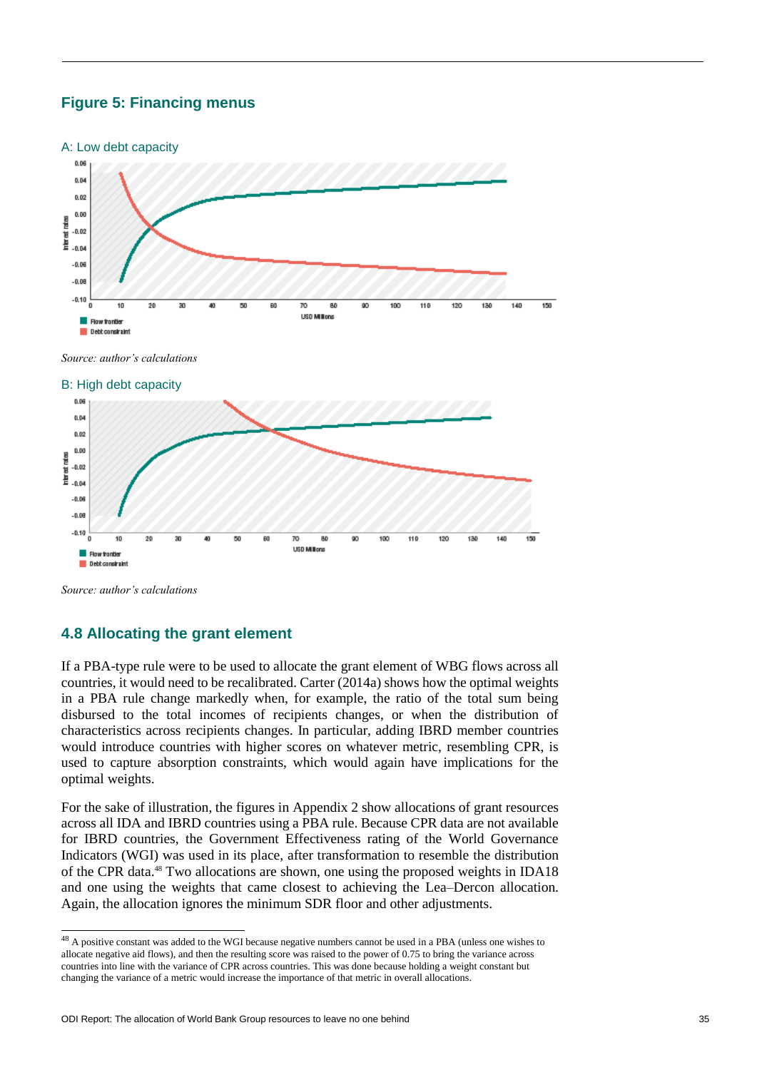## Figure 5: Financing menus

A: Low debt capacity

Source: author's calculations

B: High debt capacity

Source: author's calculations

## 4.8 Allocating the grant element

If a PBA-type rule were to be used to allocate the grant element of WBG flows across all countries, it would need to be recalibrated. Carter (2014a) shows how the optimal weights in a PBA rule change markedly when, for example, the ratio of the total sum being disbursed to the total incomes of recipients changes, or when the distribution of characteristics across recipients changes. In particular, adding IBRD member countries would introduce countries with higher scores on whatever metric, resembling CPR, is used to capture absorption constraints, which would again have implications for the optimal weights.

For the sake of illustration, the figures in Appendix 2 show allocations of grant resources across all IDA and IBRD countries using a PBA rule. Because CPR data are not available for IBRD countries, the Government Effectiveness rating of the World Governance Indicators (WGI) was used in its place, after transformation to resemble the distribution of the CPR data.[48] Two allocations are shown, one using the proposed weights in IDA18 and one using the weights that came closest to achieving the Lea–Dercon allocation. Again, the allocation ignores the minimum SDR floor and other adjustments.

[48] A positive constant was added to the WGI because negative numbers cannot be used in a PBA (unless one wishes to allocate negative aid flows), and then the resulting score was raised to the power of 0.75 to bring the variance across countries into line with the variance of CPR across countries. This was done because holding a weight constant but changing the variance of a metric would increase the importance of that metric in overall allocations.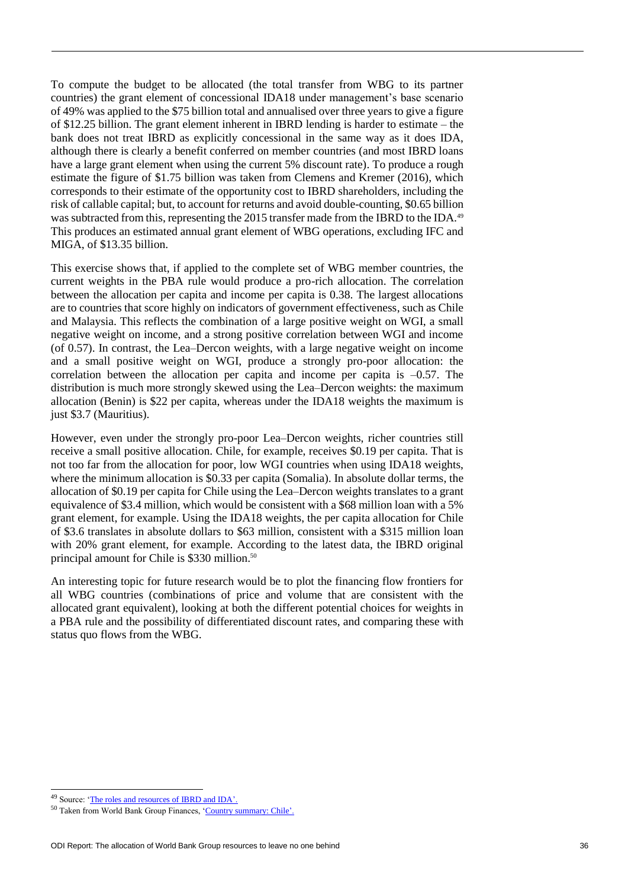To compute the budget to be allocated (the total transfer from WBG to its partner countries) the grant element of concessional IDA18 under management's base scenario of 49% was applied to the \$75 billion total and annualised over three years to give a figure of \$12.25 billion. The grant element inherent in IBRD lending is harder to estimate – the bank does not treat IBRD as explicitly concessional in the same way as it does IDA, although there is clearly a benefit conferred on member countries (and most IBRD loans have a large grant element when using the current 5% discount rate). To produce a rough estimate the figure of \$1.75 billion was taken from Clemens and Kremer (2016), which corresponds to their estimate of the opportunity cost to IBRD shareholders, including the risk of callable capital; but, to account for returns and avoid double-counting, \$0.65 billion was subtracted from this, representing the 2015 transfer made from the IBRD to the IDA.[49] This produces an estimated annual grant element of WBG operations, excluding IFC and MIGA, of \$13.35 billion.

This exercise shows that, if applied to the complete set of WBG member countries, the current weights in the PBA rule would produce a pro-rich allocation. The correlation between the allocation per capita and income per capita is 0.38. The largest allocations are to countries that score highly on indicators of government effectiveness, such as Chile and Malaysia. This reflects the combination of a large positive weight on WGI, a small negative weight on income, and a strong positive correlation between WGI and income (of 0.57). In contrast, the Lea–Dercon weights, with a large negative weight on income and a small positive weight on WGI, produce a strongly pro-poor allocation: the correlation between the allocation per capita and income per capita is –0.57. The distribution is much more strongly skewed using the Lea–Dercon weights: the maximum allocation (Benin) is \$22 per capita, whereas under the IDA18 weights the maximum is just \$3.7 (Mauritius).

However, even under the strongly pro-poor Lea–Dercon weights, richer countries still receive a small positive allocation. Chile, for example, receives \$0.19 per capita. That is not too far from the allocation for poor, low WGI countries when using IDA18 weights, where the minimum allocation is \$0.33 per capita (Somalia). In absolute dollar terms, the allocation of \$0.19 per capita for Chile using the Lea–Dercon weights translates to a grant equivalence of \$3.4 million, which would be consistent with a \$68 million loan with a 5% grant element, for example. Using the IDA18 weights, the per capita allocation for Chile of \$3.6 translates in absolute dollars to \$63 million, consistent with a \$315 million loan with 20% grant element, for example. According to the latest data, the IBRD original principal amount for Chile is \$330 million.[50]

An interesting topic for future research would be to plot the financing flow frontiers for all WBG countries (combinations of price and volume that are consistent with the allocated grant equivalent), looking at both the different potential choices for weights in a PBA rule and the possibility of differentiated discount rates, and comparing these with status quo flows from the WBG.

---

[49] Source: 'The roles and resources of IBRD and IDA'.

[50] Taken from World Bank Group Finances, 'Country summary: Chile'.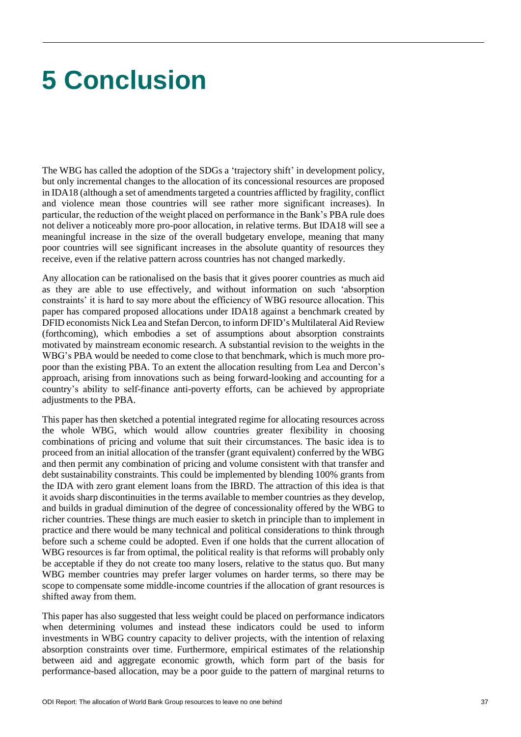# 5 Conclusion

The WBG has called the adoption of the SDGs a 'trajectory shift' in development policy, but only incremental changes to the allocation of its concessional resources are proposed in IDA18 (although a set of amendments targeted a countries afflicted by fragility, conflict and violence mean those countries will see rather more significant increases). In particular, the reduction of the weight placed on performance in the Bank's PBA rule does not deliver a noticeably more pro-poor allocation, in relative terms. But IDA18 will see a meaningful increase in the size of the overall budgetary envelope, meaning that many poor countries will see significant increases in the absolute quantity of resources they receive, even if the relative pattern across countries has not changed markedly.

Any allocation can be rationalised on the basis that it gives poorer countries as much aid as they are able to use effectively, and without information on such 'absorption constraints' it is hard to say more about the efficiency of WBG resource allocation. This paper has compared proposed allocations under IDA18 against a benchmark created by DFID economists Nick Lea and Stefan Dercon, to inform DFID's Multilateral Aid Review (forthcoming), which embodies a set of assumptions about absorption constraints motivated by mainstream economic research. A substantial revision to the weights in the WBG's PBA would be needed to come close to that benchmark, which is much more pro-poor than the existing PBA. To an extent the allocation resulting from Lea and Dercon's approach, arising from innovations such as being forward-looking and accounting for a country's ability to self-finance anti-poverty efforts, can be achieved by appropriate adjustments to the PBA.

This paper has then sketched a potential integrated regime for allocating resources across the whole WBG, which would allow countries greater flexibility in choosing combinations of pricing and volume that suit their circumstances. The basic idea is to proceed from an initial allocation of the transfer (grant equivalent) conferred by the WBG and then permit any combination of pricing and volume consistent with that transfer and debt sustainability constraints. This could be implemented by blending 100% grants from the IDA with zero grant element loans from the IBRD. The attraction of this idea is that it avoids sharp discontinuities in the terms available to member countries as they develop, and builds in gradual diminution of the degree of concessionality offered by the WBG to richer countries. These things are much easier to sketch in principle than to implement in practice and there would be many technical and political considerations to think through before such a scheme could be adopted. Even if one holds that the current allocation of WBG resources is far from optimal, the political reality is that reforms will probably only be acceptable if they do not create too many losers, relative to the status quo. But many WBG member countries may prefer larger volumes on harder terms, so there may be scope to compensate some middle-income countries if the allocation of grant resources is shifted away from them.

This paper has also suggested that less weight could be placed on performance indicators when determining volumes and instead these indicators could be used to inform investments in WBG country capacity to deliver projects, with the intention of relaxing absorption constraints over time. Furthermore, empirical estimates of the relationship between aid and aggregate economic growth, which form part of the basis for performance-based allocation, may be a poor guide to the pattern of marginal returns to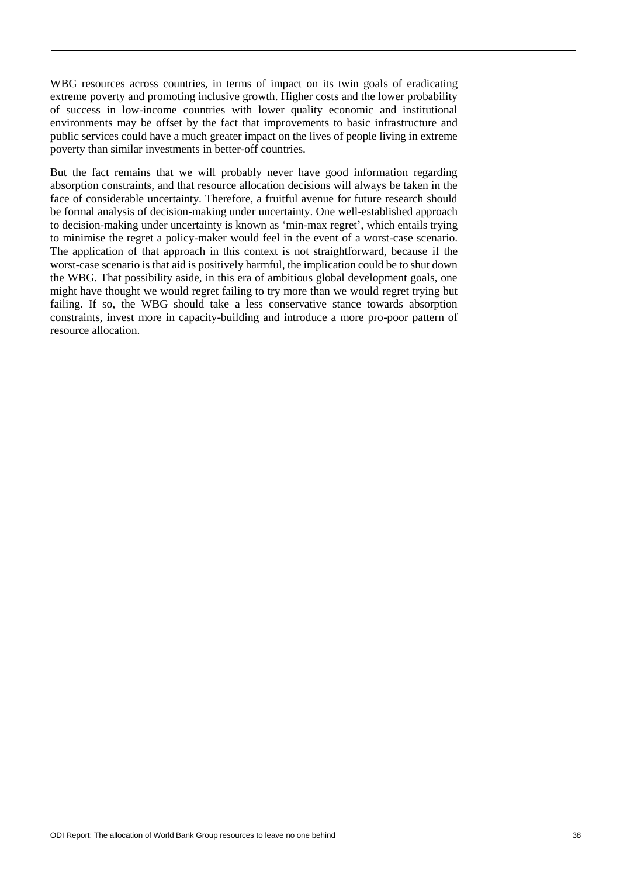WBG resources across countries, in terms of impact on its twin goals of eradicating extreme poverty and promoting inclusive growth. Higher costs and the lower probability of success in low-income countries with lower quality economic and institutional environments may be offset by the fact that improvements to basic infrastructure and public services could have a much greater impact on the lives of people living in extreme poverty than similar investments in better-off countries.

But the fact remains that we will probably never have good information regarding absorption constraints, and that resource allocation decisions will always be taken in the face of considerable uncertainty. Therefore, a fruitful avenue for future research should be formal analysis of decision-making under uncertainty. One well-established approach to decision-making under uncertainty is known as 'min-max regret', which entails trying to minimise the regret a policy-maker would feel in the event of a worst-case scenario. The application of that approach in this context is not straightforward, because if the worst-case scenario is that aid is positively harmful, the implication could be to shut down the WBG. That possibility aside, in this era of ambitious global development goals, one might have thought we would regret failing to try more than we would regret trying but failing. If so, the WBG should take a less conservative stance towards absorption constraints, invest more in capacity-building and introduce a more pro-poor pattern of resource allocation.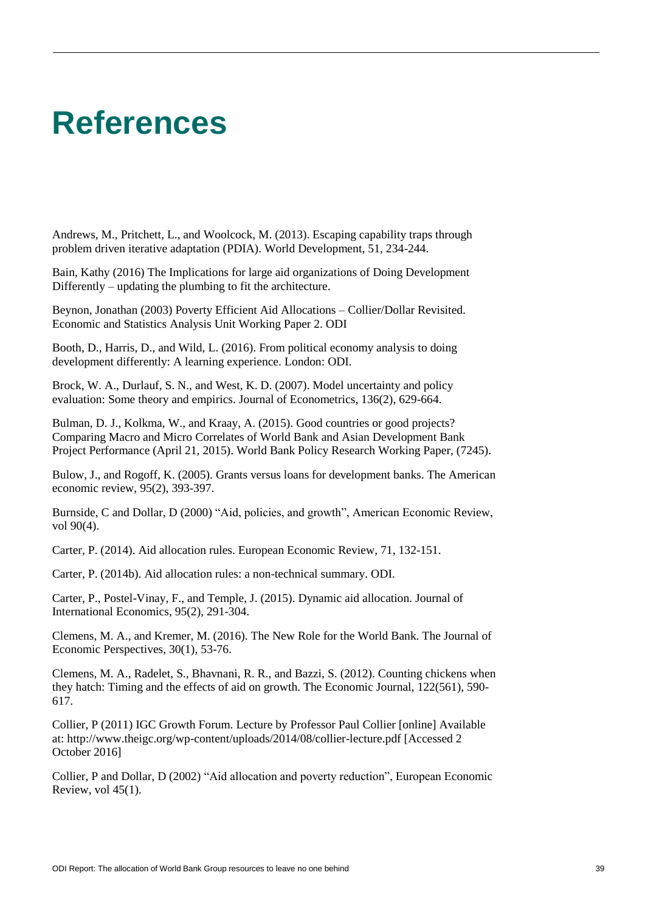# References

Andrews, M., Pritchett, L., and Woolcock, M. (2013). Escaping capability traps through problem driven iterative adaptation (PDIA). World Development, 51, 234-244.

Bain, Kathy (2016) The Implications for large aid organizations of Doing Development Differently – updating the plumbing to fit the architecture.

Beynon, Jonathan (2003) Poverty Efficient Aid Allocations – Collier/Dollar Revisited. Economic and Statistics Analysis Unit Working Paper 2. ODI

Booth, D., Harris, D., and Wild, L. (2016). From political economy analysis to doing development differently: A learning experience. London: ODI.

Brock, W. A., Durlauf, S. N., and West, K. D. (2007). Model uncertainty and policy evaluation: Some theory and empirics. Journal of Econometrics, 136(2), 629-664.

Bulman, D. J., Kolkma, W., and Kraay, A. (2015). Good countries or good projects? Comparing Macro and Micro Correlates of World Bank and Asian Development Bank Project Performance (April 21, 2015). World Bank Policy Research Working Paper, (7245).

Bulow, J., and Rogoff, K. (2005). Grants versus loans for development banks. The American economic review, 95(2), 393-397.

Burnside, C and Dollar, D (2000) "Aid, policies, and growth", American Economic Review, vol 90(4).

Carter, P. (2014). Aid allocation rules. European Economic Review, 71, 132-151.

Carter, P. (2014b). Aid allocation rules: a non-technical summary. ODI.

Carter, P., Postel-Vinay, F., and Temple, J. (2015). Dynamic aid allocation. Journal of International Economics, 95(2), 291-304.

Clemens, M. A., and Kremer, M. (2016). The New Role for the World Bank. The Journal of Economic Perspectives, 30(1), 53-76.

Clemens, M. A., Radelet, S., Bhavnani, R. R., and Bazzi, S. (2012). Counting chickens when they hatch: Timing and the effects of aid on growth. The Economic Journal, 122(561), 590-617.

Collier, P (2011) IGC Growth Forum. Lecture by Professor Paul Collier [online] Available at: http://www.theigc.org/wp-content/uploads/2014/08/collier-lecture.pdf [Accessed 2 October 2016]

Collier, P and Dollar, D (2002) "Aid allocation and poverty reduction", European Economic Review, vol 45(1).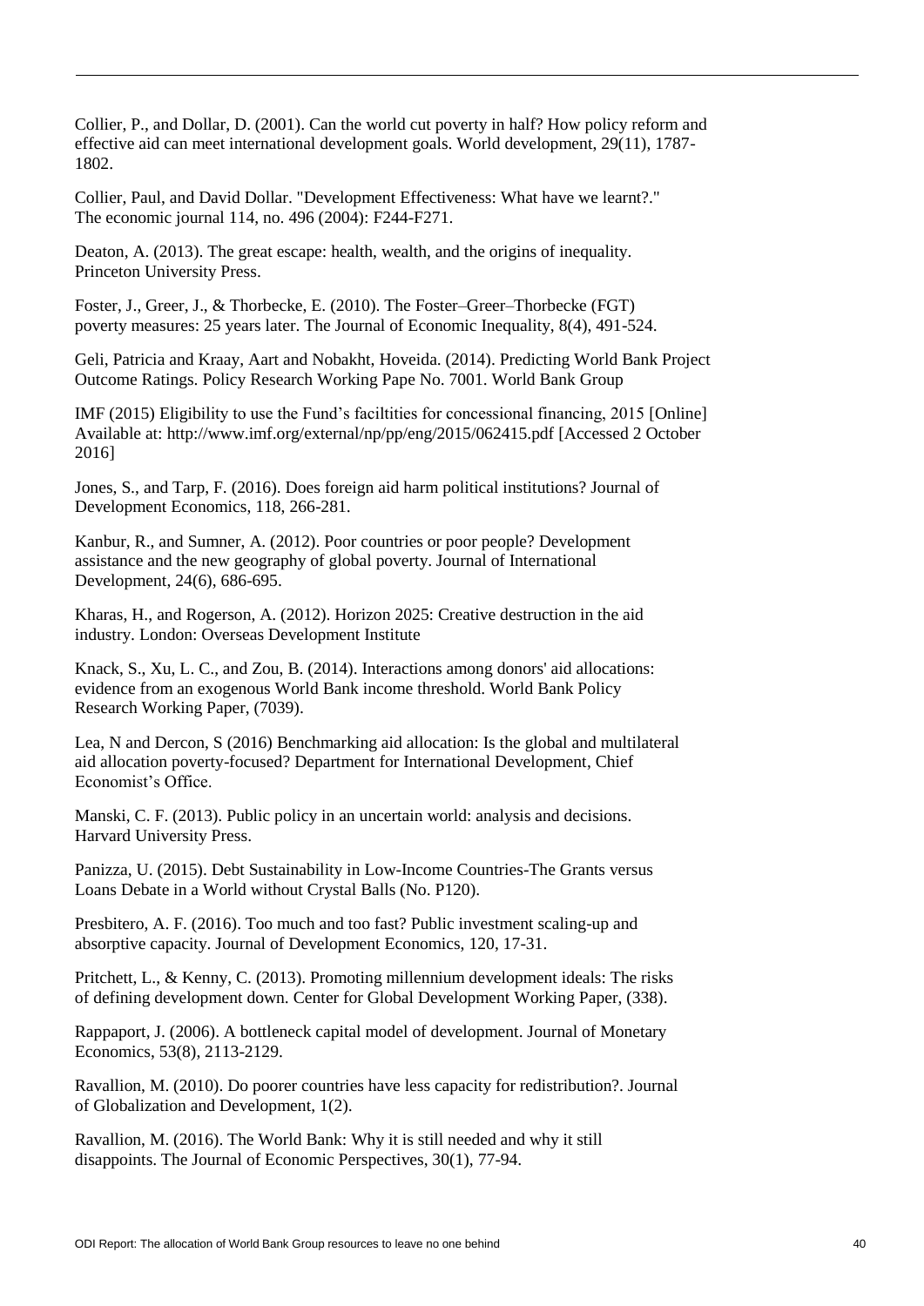Collier, P., and Dollar, D. (2001). Can the world cut poverty in half? How policy reform and effective aid can meet international development goals. World development, 29(11), 1787-1802.

Collier, Paul, and David Dollar. "Development Effectiveness: What have we learnt?." The economic journal 114, no. 496 (2004): F244-F271.

Deaton, A. (2013). The great escape: health, wealth, and the origins of inequality. Princeton University Press.

Foster, J., Greer, J., & Thorbecke, E. (2010). The Foster–Greer–Thorbecke (FGT) poverty measures: 25 years later. The Journal of Economic Inequality, 8(4), 491-524.

Geli, Patricia and Kraay, Aart and Nobakht, Hoveida. (2014). Predicting World Bank Project Outcome Ratings. Policy Research Working Pape No. 7001. World Bank Group

IMF (2015) Eligibility to use the Fund's faciltities for concessional financing, 2015 [Online] Available at: http://www.imf.org/external/np/pp/eng/2015/062415.pdf [Accessed 2 October 2016]

Jones, S., and Tarp, F. (2016). Does foreign aid harm political institutions? Journal of Development Economics, 118, 266-281.

Kanbur, R., and Sumner, A. (2012). Poor countries or poor people? Development assistance and the new geography of global poverty. Journal of International Development, 24(6), 686-695.

Kharas, H., and Rogerson, A. (2012). Horizon 2025: Creative destruction in the aid industry. London: Overseas Development Institute

Knack, S., Xu, L. C., and Zou, B. (2014). Interactions among donors' aid allocations: evidence from an exogenous World Bank income threshold. World Bank Policy Research Working Paper, (7039).

Lea, N and Dercon, S (2016) Benchmarking aid allocation: Is the global and multilateral aid allocation poverty-focused? Department for International Development, Chief Economist's Office.

Manski, C. F. (2013). Public policy in an uncertain world: analysis and decisions. Harvard University Press.

Panizza, U. (2015). Debt Sustainability in Low-Income Countries-The Grants versus Loans Debate in a World without Crystal Balls (No. P120).

Presbitero, A. F. (2016). Too much and too fast? Public investment scaling-up and absorptive capacity. Journal of Development Economics, 120, 17-31.

Pritchett, L., & Kenny, C. (2013). Promoting millennium development ideals: The risks of defining development down. Center for Global Development Working Paper, (338).

Rappaport, J. (2006). A bottleneck capital model of development. Journal of Monetary Economics, 53(8), 2113-2129.

Ravallion, M. (2010). Do poorer countries have less capacity for redistribution?. Journal of Globalization and Development, 1(2).

Ravallion, M. (2016). The World Bank: Why it is still needed and why it still disappoints. The Journal of Economic Perspectives, 30(1), 77-94.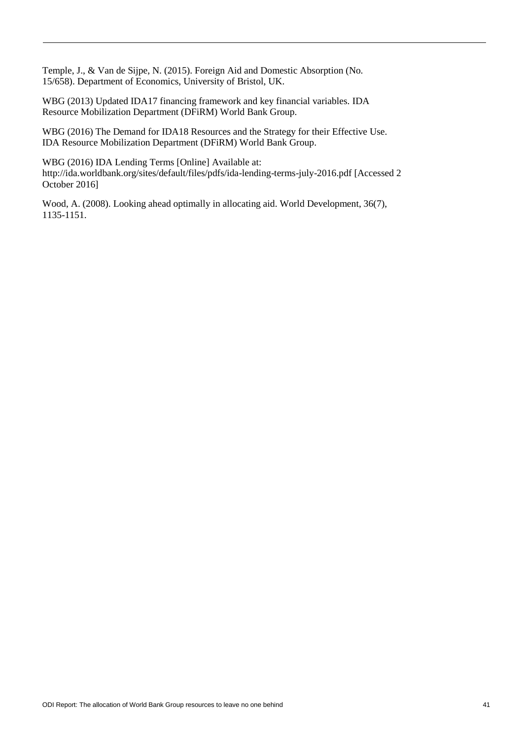Temple, J., & Van de Sijpe, N. (2015). Foreign Aid and Domestic Absorption (No. 15/658). Department of Economics, University of Bristol, UK.

WBG (2013) Updated IDA17 financing framework and key financial variables. IDA Resource Mobilization Department (DFiRM) World Bank Group.

WBG (2016) The Demand for IDA18 Resources and the Strategy for their Effective Use. IDA Resource Mobilization Department (DFiRM) World Bank Group.

WBG (2016) IDA Lending Terms [Online] Available at: http://ida.worldbank.org/sites/default/files/pdfs/ida-lending-terms-july-2016.pdf [Accessed 2 October 2016]

Wood, A. (2008). Looking ahead optimally in allocating aid. World Development, 36(7), 1135-1151.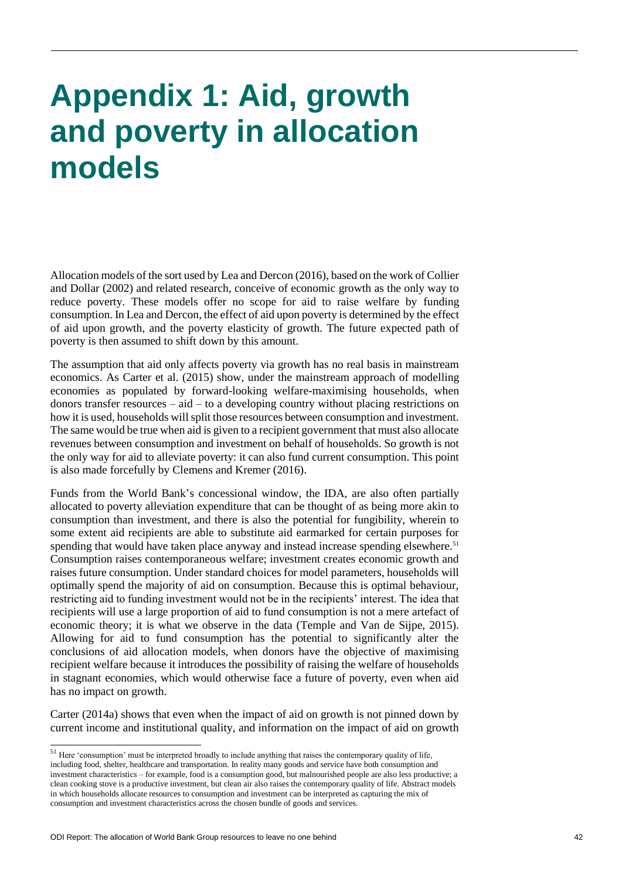# Appendix 1: Aid, growth and poverty in allocation models

Allocation models of the sort used by Lea and Dercon (2016), based on the work of Collier and Dollar (2002) and related research, conceive of economic growth as the only way to reduce poverty. These models offer no scope for aid to raise welfare by funding consumption. In Lea and Dercon, the effect of aid upon poverty is determined by the effect of aid upon growth, and the poverty elasticity of growth. The future expected path of poverty is then assumed to shift down by this amount.

The assumption that aid only affects poverty via growth has no real basis in mainstream economics. As Carter et al. (2015) show, under the mainstream approach of modelling economies as populated by forward-looking welfare-maximising households, when donors transfer resources – aid – to a developing country without placing restrictions on how it is used, households will split those resources between consumption and investment. The same would be true when aid is given to a recipient government that must also allocate revenues between consumption and investment on behalf of households. So growth is not the only way for aid to alleviate poverty: it can also fund current consumption. This point is also made forcefully by Clemens and Kremer (2016).

Funds from the World Bank's concessional window, the IDA, are also often partially allocated to poverty alleviation expenditure that can be thought of as being more akin to consumption than investment, and there is also the potential for fungibility, wherein to some extent aid recipients are able to substitute aid earmarked for certain purposes for spending that would have taken place anyway and instead increase spending elsewhere.[51] Consumption raises contemporaneous welfare; investment creates economic growth and raises future consumption. Under standard choices for model parameters, households will optimally spend the majority of aid on consumption. Because this is optimal behaviour, restricting aid to funding investment would not be in the recipients' interest. The idea that recipients will use a large proportion of aid to fund consumption is not a mere artefact of economic theory; it is what we observe in the data (Temple and Van de Sijpe, 2015). Allowing for aid to fund consumption has the potential to significantly alter the conclusions of aid allocation models, when donors have the objective of maximising recipient welfare because it introduces the possibility of raising the welfare of households in stagnant economies, which would otherwise face a future of poverty, even when aid has no impact on growth.

Carter (2014a) shows that even when the impact of aid on growth is not pinned down by current income and institutional quality, and information on the impact of aid on growth

---

[51] Here 'consumption' must be interpreted broadly to include anything that raises the contemporary quality of life, including food, shelter, healthcare and transportation. In reality many goods and service have both consumption and investment characteristics – for example, food is a consumption good, but malnourished people are also less productive; a clean cooking stove is a productive investment, but clean air also raises the contemporary quality of life. Abstract models in which households allocate resources to consumption and investment can be interpreted as capturing the mix of consumption and investment characteristics across the chosen bundle of goods and services.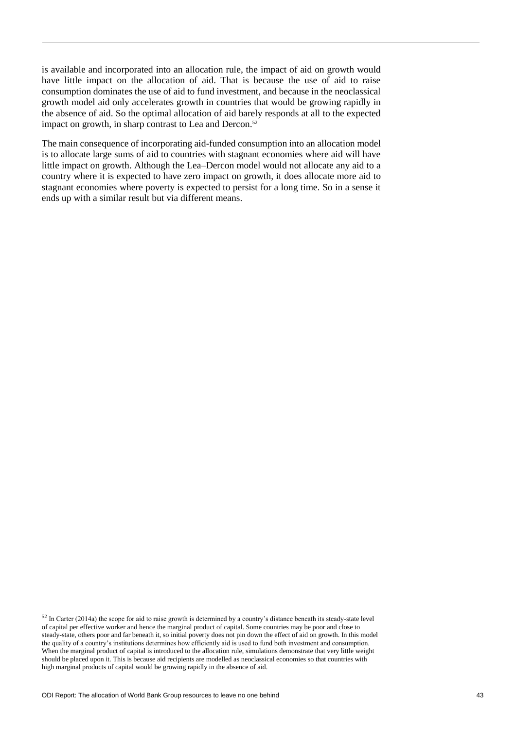is available and incorporated into an allocation rule, the impact of aid on growth would have little impact on the allocation of aid. That is because the use of aid to raise consumption dominates the use of aid to fund investment, and because in the neoclassical growth model aid only accelerates growth in countries that would be growing rapidly in the absence of aid. So the optimal allocation of aid barely responds at all to the expected impact on growth, in sharp contrast to Lea and Dercon.[52]

The main consequence of incorporating aid-funded consumption into an allocation model is to allocate large sums of aid to countries with stagnant economies where aid will have little impact on growth. Although the Lea–Dercon model would not allocate any aid to a country where it is expected to have zero impact on growth, it does allocate more aid to stagnant economies where poverty is expected to persist for a long time. So in a sense it ends up with a similar result but via different means.

---

[52] In Carter (2014a) the scope for aid to raise growth is determined by a country's distance beneath its steady-state level of capital per effective worker and hence the marginal product of capital. Some countries may be poor and close to steady-state, others poor and far beneath it, so initial poverty does not pin down the effect of aid on growth. In this model the quality of a country's institutions determines how efficiently aid is used to fund both investment and consumption. When the marginal product of capital is introduced to the allocation rule, simulations demonstrate that very little weight should be placed upon it. This is because aid recipients are modelled as neoclassical economies so that countries with high marginal products of capital would be growing rapidly in the absence of aid.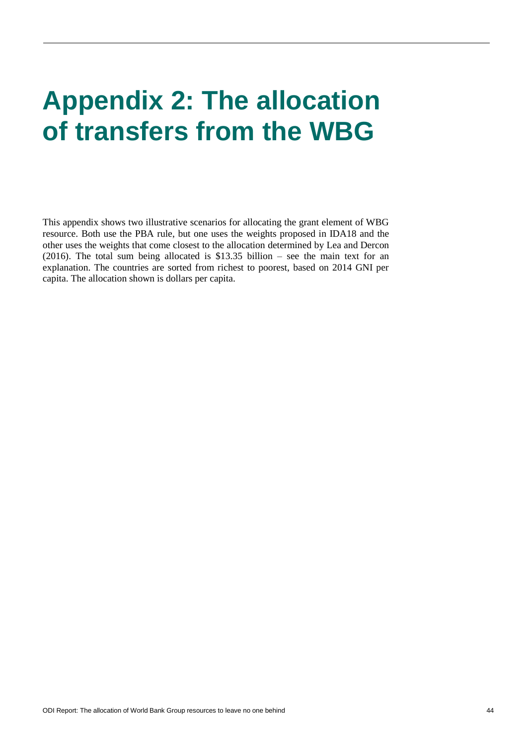# Appendix 2: The allocation of transfers from the WBG

This appendix shows two illustrative scenarios for allocating the grant element of WBG resource. Both use the PBA rule, but one uses the weights proposed in IDA18 and the other uses the weights that come closest to the allocation determined by Lea and Dercon (2016). The total sum being allocated is $13.35 billion – see the main text for an explanation. The countries are sorted from richest to poorest, based on 2014 GNI per capita. The allocation shown is dollars per capita.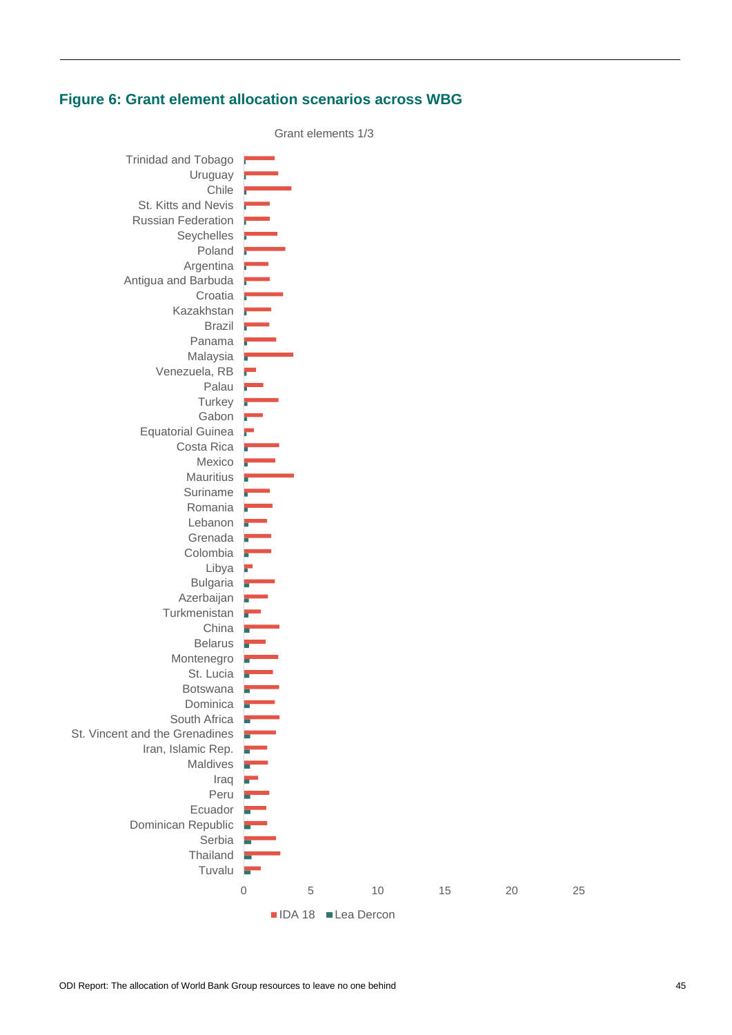## Figure 6: Grant element allocation scenarios across WBG

Grant elements 1/3

Trinidad and Tobago
Uruguay
Chile
St. Kitts and Nevis
Russian Federation
Seychelles
Poland
Argentina
Antigua and Barbuda
Croatia
Kazakhstan
Brazil
Panama
Malaysia
Venezuela, RB
Palau
Turkey
Gabon
Equatorial Guinea
Costa Rica
Mexico
Mauritius
Suriname
Romania
Lebanon
Grenada
Colombia
Libya
Bulgaria
Azerbaijan
Turkmenistan
China
Belarus
Montenegro
St. Lucia
Botswana
Dominica
South Africa
St. Vincent and the Grenadines
Iran, Islamic Rep.
Maldives
Iraq
Peru
Ecuador
Dominican Republic
Serbia
Thailand
Tuvalu

0 5 10 15 20 25

IDA 18 | Lea Dercon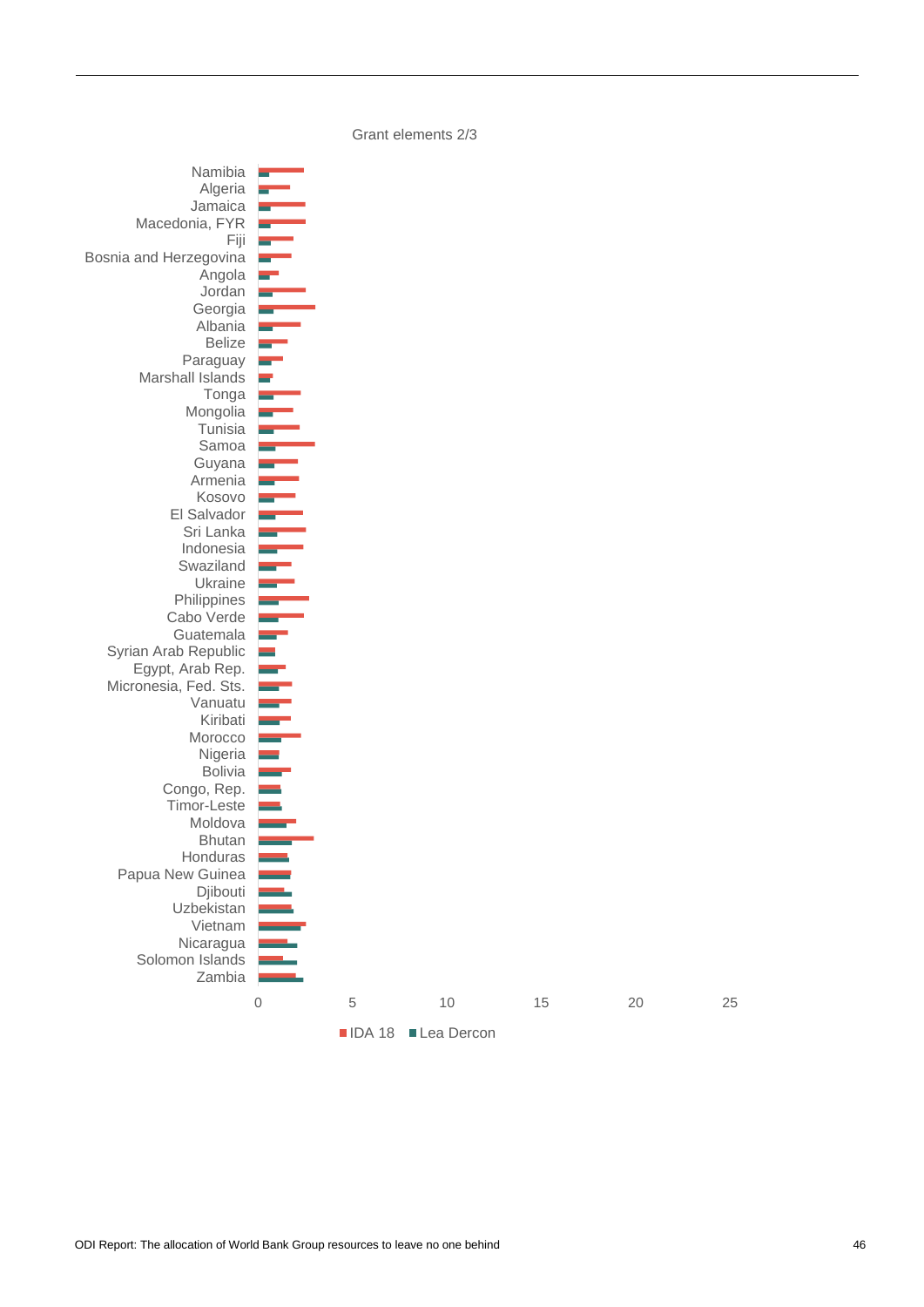Grant elements 2/3

| Country |
|---|
| Namibia |
| Algeria |
| Jamaica |
| Macedonia, FYR |
| Fiji |
| Bosnia and Herzegovina |
| Angola |
| Jordan |
| Georgia |
| Albania |
| Belize |
| Paraguay |
| Marshall Islands |
| Tonga |
| Mongolia |
| Tunisia |
| Samoa |
| Guyana |
| Armenia |
| Kosovo |
| El Salvador |
| Sri Lanka |
| Indonesia |
| Swaziland |
| Ukraine |
| Philippines |
| Cabo Verde |
| Guatemala |
| Syrian Arab Republic |
| Egypt, Arab Rep. |
| Micronesia, Fed. Sts. |
| Vanuatu |
| Kiribati |
| Morocco |
| Nigeria |
| Bolivia |
| Congo, Rep. |
| Timor-Leste |
| Moldova |
| Bhutan |
| Honduras |
| Papua New Guinea |
| Djibouti |
| Uzbekistan |
| Vietnam |
| Nicaragua |
| Solomon Islands |
| Zambia |

0 5 10 15 20 25

IDA 18 | Lea Dercon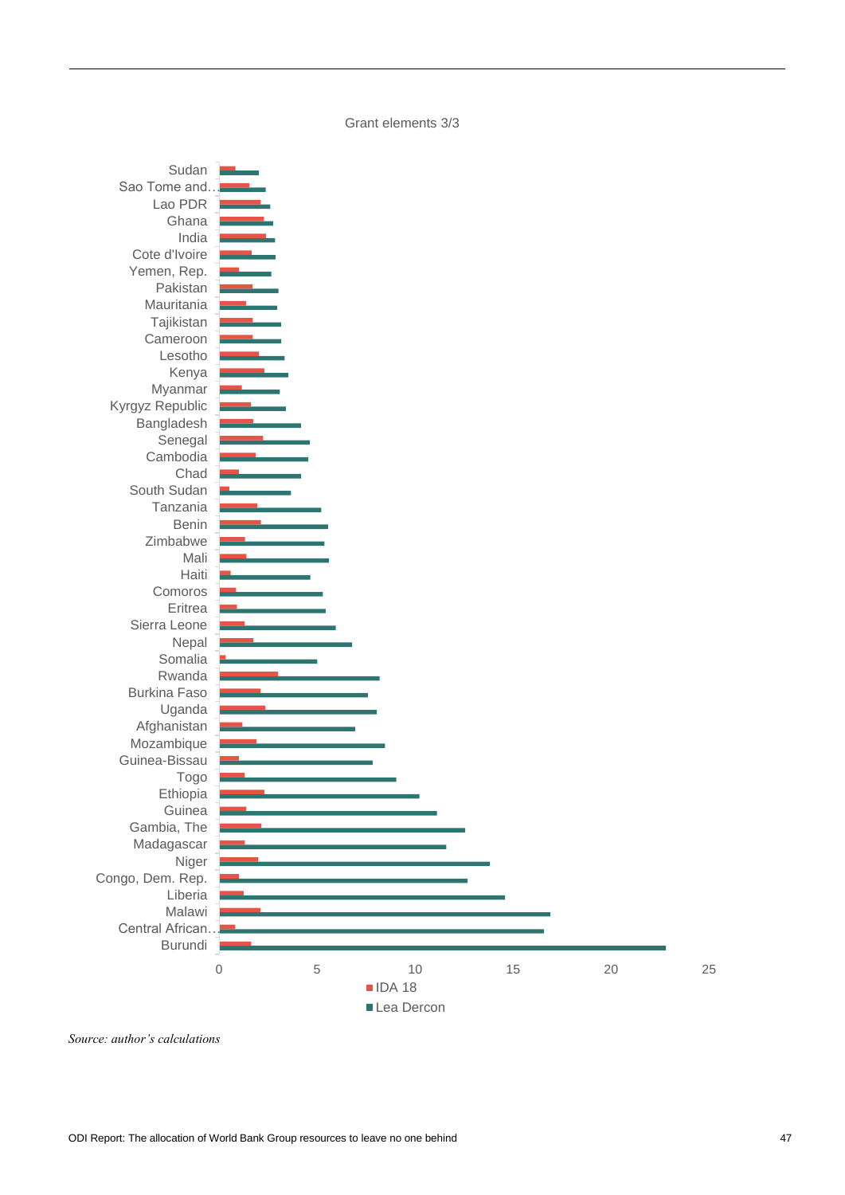Grant elements 3/3

| Country | IDA 18 | Lea Dercon |
|---|---|---|
| Sudan | | |
| Sao Tome and… | | |
| Lao PDR | | |
| Ghana | | |
| India | | |
| Cote d'Ivoire | | |
| Yemen, Rep. | | |
| Pakistan | | |
| Mauritania | | |
| Tajikistan | | |
| Cameroon | | |
| Lesotho | | |
| Kenya | | |
| Myanmar | | |
| Kyrgyz Republic | | |
| Bangladesh | | |
| Senegal | | |
| Cambodia | | |
| Chad | | |
| South Sudan | | |
| Tanzania | | |
| Benin | | |
| Zimbabwe | | |
| Mali | | |
| Haiti | | |
| Comoros | | |
| Eritrea | | |
| Sierra Leone | | |
| Nepal | | |
| Somalia | | |
| Rwanda | | |
| Burkina Faso | | |
| Uganda | | |
| Afghanistan | | |
| Mozambique | | |
| Guinea-Bissau | | |
| Togo | | |
| Ethiopia | | |
| Guinea | | |
| Gambia, The | | |
| Madagascar | | |
| Niger | | |
| Congo, Dem. Rep. | | |
| Liberia | | |
| Malawi | | |
| Central African… | | |
| Burundi | | |

Axis: 0, 5, 10, 15, 20, 25

*Source: author's calculations*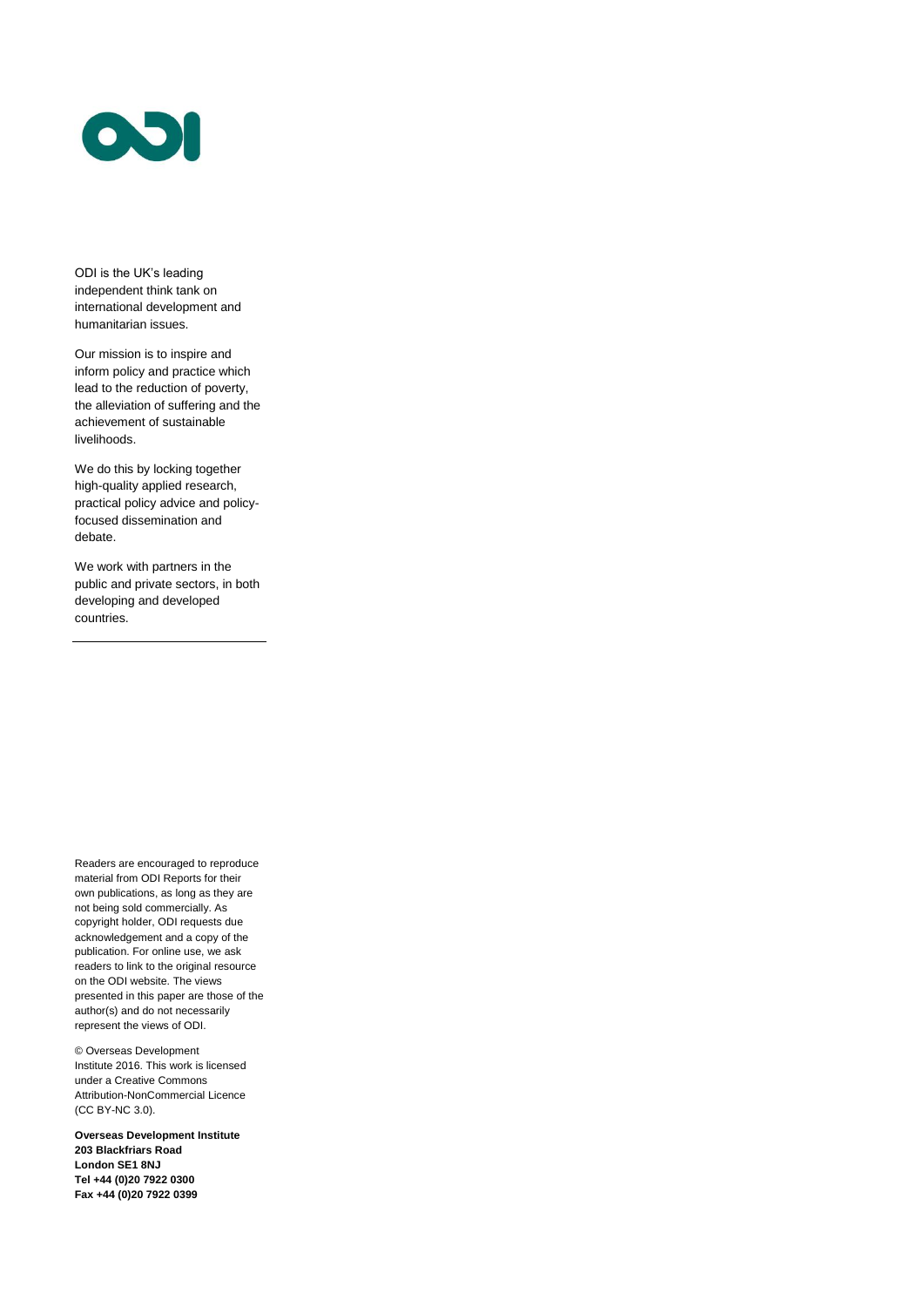ODI is the UK's leading independent think tank on international development and humanitarian issues.

Our mission is to inspire and inform policy and practice which lead to the reduction of poverty, the alleviation of suffering and the achievement of sustainable livelihoods.

We do this by locking together high-quality applied research, practical policy advice and policy-focused dissemination and debate.

We work with partners in the public and private sectors, in both developing and developed countries.

---

Readers are encouraged to reproduce material from ODI Reports for their own publications, as long as they are not being sold commercially. As copyright holder, ODI requests due acknowledgement and a copy of the publication. For online use, we ask readers to link to the original resource on the ODI website. The views presented in this paper are those of the author(s) and do not necessarily represent the views of ODI.

© Overseas Development Institute 2016. This work is licensed under a Creative Commons Attribution-NonCommercial Licence (CC BY-NC 3.0).

**Overseas Development Institute**
**203 Blackfriars Road**
**London SE1 8NJ**
**Tel +44 (0)20 7922 0300**
**Fax +44 (0)20 7922 0399**